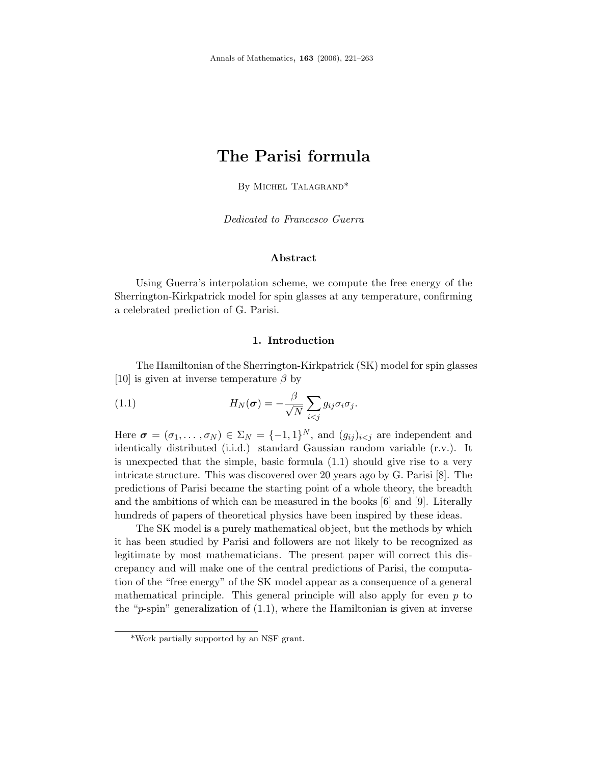# The Parisi formula

By Michel Talagrand*

*Dedicated to Francesco Guerra*

### Abstract

Using Guerra's interpolation scheme, we compute the free energy of the Sherrington-Kirkpatrick model for spin glasses at any temperature, confirming a celebrated prediction of G. Parisi.

### 1. Introduction

The Hamiltonian of the Sherrington-Kirkpatrick (SK) model for spin glasses [10] is given at inverse temperature $\beta$ by

$$H_N(\boldsymbol{\sigma}) = -\frac{\beta}{\sqrt{N}} \sum_{i<j} g_{ij}\sigma_i\sigma_j. \tag{1.1}$$

Here $\boldsymbol{\sigma} = (\sigma_1, \ldots, \sigma_N) \in \Sigma_N = \{-1, 1\}^N$, and $(g_{ij})_{i<j}$ are independent and identically distributed (i.i.d.) standard Gaussian random variable (r.v.). It is unexpected that the simple, basic formula (1.1) should give rise to a very intricate structure. This was discovered over 20 years ago by G. Parisi [8]. The predictions of Parisi became the starting point of a whole theory, the breadth and the ambitions of which can be measured in the books [6] and [9]. Literally hundreds of papers of theoretical physics have been inspired by these ideas.

The SK model is a purely mathematical object, but the methods by which it has been studied by Parisi and followers are not likely to be recognized as legitimate by most mathematicians. The present paper will correct this discrepancy and will make one of the central predictions of Parisi, the computation of the "free energy" of the SK model appear as a consequence of a general mathematical principle. This general principle will also apply for even $p$ to the "$p$-spin" generalization of (1.1), where the Hamiltonian is given at inverse

*Work partially supported by an NSF grant.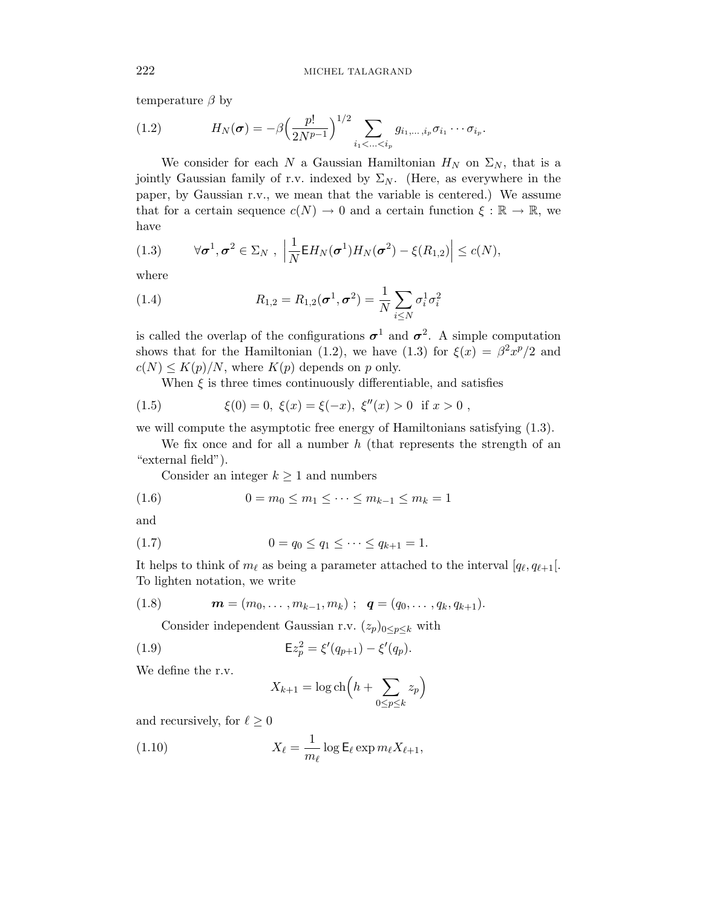temperature $\beta$ by

$$H_N(\boldsymbol{\sigma}) = -\beta\Big(\frac{p!}{2N^{p-1}}\Big)^{1/2} \sum_{i_1<\ldots<i_p} g_{i_1,\ldots,i_p}\sigma_{i_1}\cdots\sigma_{i_p}. \tag{1.2}$$

We consider for each $N$ a Gaussian Hamiltonian $H_N$ on $\Sigma_N$, that is a jointly Gaussian family of r.v. indexed by $\Sigma_N$. (Here, as everywhere in the paper, by Gaussian r.v., we mean that the variable is centered.) We assume that for a certain sequence $c(N) \to 0$ and a certain function $\xi : \mathbb{R} \to \mathbb{R}$, we have

$$\forall \boldsymbol{\sigma}^1, \boldsymbol{\sigma}^2 \in \Sigma_N \ , \ \Big|\frac{1}{N}\mathsf{E}H_N(\boldsymbol{\sigma}^1)H_N(\boldsymbol{\sigma}^2) - \xi(R_{1,2})\Big| \le c(N), \tag{1.3}$$

where

$$R_{1,2} = R_{1,2}(\boldsymbol{\sigma}^1, \boldsymbol{\sigma}^2) = \frac{1}{N}\sum_{i\le N} \sigma_i^1\sigma_i^2 \tag{1.4}$$

is called the overlap of the configurations $\boldsymbol{\sigma}^1$ and $\boldsymbol{\sigma}^2$. A simple computation shows that for the Hamiltonian (1.2), we have (1.3) for $\xi(x) = \beta^2 x^p/2$ and $c(N) \le K(p)/N$, where $K(p)$ depends on $p$ only.

When $\xi$ is three times continuously differentiable, and satisfies

$$\xi(0) = 0,\ \xi(x) = \xi(-x),\ \xi''(x) > 0 \ \text{ if } x > 0\ , \tag{1.5}$$

we will compute the asymptotic free energy of Hamiltonians satisfying (1.3).

We fix once and for all a number $h$ (that represents the strength of an "external field").

Consider an integer $k \ge 1$ and numbers

$$0 = m_0 \le m_1 \le \cdots \le m_{k-1} \le m_k = 1 \tag{1.6}$$

and

$$0 = q_0 \le q_1 \le \cdots \le q_{k+1} = 1. \tag{1.7}$$

It helps to think of $m_\ell$ as being a parameter attached to the interval $[q_\ell, q_{\ell+1}[$. To lighten notation, we write

$$\boldsymbol{m} = (m_0, \ldots, m_{k-1}, m_k)\ ; \quad \boldsymbol{q} = (q_0, \ldots, q_k, q_{k+1}). \tag{1.8}$$

Consider independent Gaussian r.v. $(z_p)_{0\le p\le k}$ with

$$\mathsf{E}z_p^2 = \xi'(q_{p+1}) - \xi'(q_p). \tag{1.9}$$

We define the r.v.

$$X_{k+1} = \log \operatorname{ch}\Big(h + \sum_{0\le p\le k} z_p\Big)$$

and recursively, for $\ell \ge 0$

$$X_\ell = \frac{1}{m_\ell}\log \mathsf{E}_\ell \exp m_\ell X_{\ell+1}, \tag{1.10}$$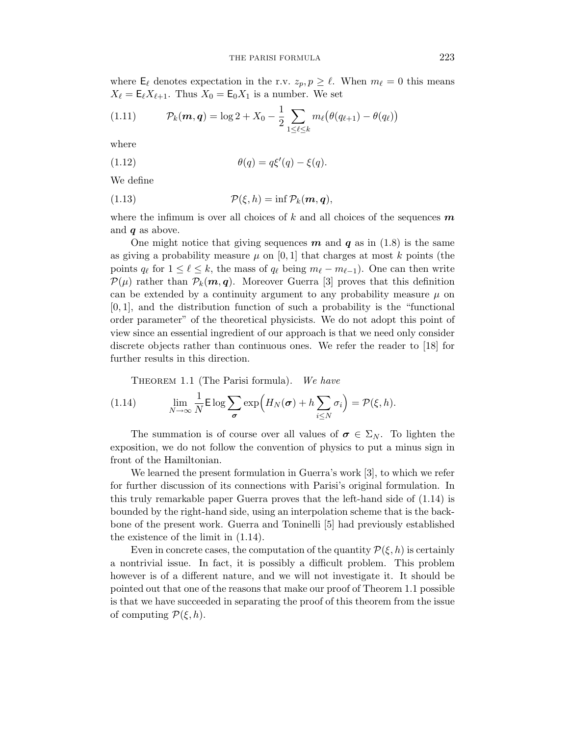where $\mathsf{E}_\ell$ denotes expectation in the r.v. $z_p, p \geq \ell$. When $m_\ell = 0$ this means $X_\ell = \mathsf{E}_\ell X_{\ell+1}$. Thus $X_0 = \mathsf{E}_0 X_1$ is a number. We set

$$\mathcal{P}_k(\boldsymbol{m}, \boldsymbol{q}) = \log 2 + X_0 - \frac{1}{2} \sum_{1 \leq \ell \leq k} m_\ell \big(\theta(q_{\ell+1}) - \theta(q_\ell)\big) \tag{1.11}$$

where

$$\theta(q) = q\xi'(q) - \xi(q). \tag{1.12}$$

We define

$$\mathcal{P}(\xi, h) = \inf \mathcal{P}_k(\boldsymbol{m}, \boldsymbol{q}), \tag{1.13}$$

where the infimum is over all choices of $k$ and all choices of the sequences $\boldsymbol{m}$ and $\boldsymbol{q}$ as above.

One might notice that giving sequences $\boldsymbol{m}$ and $\boldsymbol{q}$ as in (1.8) is the same as giving a probability measure $\mu$ on $[0,1]$ that charges at most $k$ points (the points $q_\ell$ for $1 \leq \ell \leq k$, the mass of $q_\ell$ being $m_\ell - m_{\ell-1}$). One can then write $\mathcal{P}(\mu)$ rather than $\mathcal{P}_k(\boldsymbol{m}, \boldsymbol{q})$. Moreover Guerra [3] proves that this definition can be extended by a continuity argument to any probability measure $\mu$ on $[0,1]$, and the distribution function of such a probability is the "functional order parameter" of the theoretical physicists. We do not adopt this point of view since an essential ingredient of our approach is that we need only consider discrete objects rather than continuous ones. We refer the reader to [18] for further results in this direction.

Theorem 1.1 (The Parisi formula). *We have*

$$\lim_{N \to \infty} \frac{1}{N} \mathsf{E} \log \sum_{\boldsymbol{\sigma}} \exp\Big(H_N(\boldsymbol{\sigma}) + h \sum_{i \leq N} \sigma_i\Big) = \mathcal{P}(\xi, h). \tag{1.14}$$

The summation is of course over all values of $\boldsymbol{\sigma} \in \Sigma_N$. To lighten the exposition, we do not follow the convention of physics to put a minus sign in front of the Hamiltonian.

We learned the present formulation in Guerra's work [3], to which we refer for further discussion of its connections with Parisi's original formulation. In this truly remarkable paper Guerra proves that the left-hand side of (1.14) is bounded by the right-hand side, using an interpolation scheme that is the backbone of the present work. Guerra and Toninelli [5] had previously established the existence of the limit in (1.14).

Even in concrete cases, the computation of the quantity $\mathcal{P}(\xi, h)$ is certainly a nontrivial issue. In fact, it is possibly a difficult problem. This problem however is of a different nature, and we will not investigate it. It should be pointed out that one of the reasons that make our proof of Theorem 1.1 possible is that we have succeeded in separating the proof of this theorem from the issue of computing $\mathcal{P}(\xi, h)$.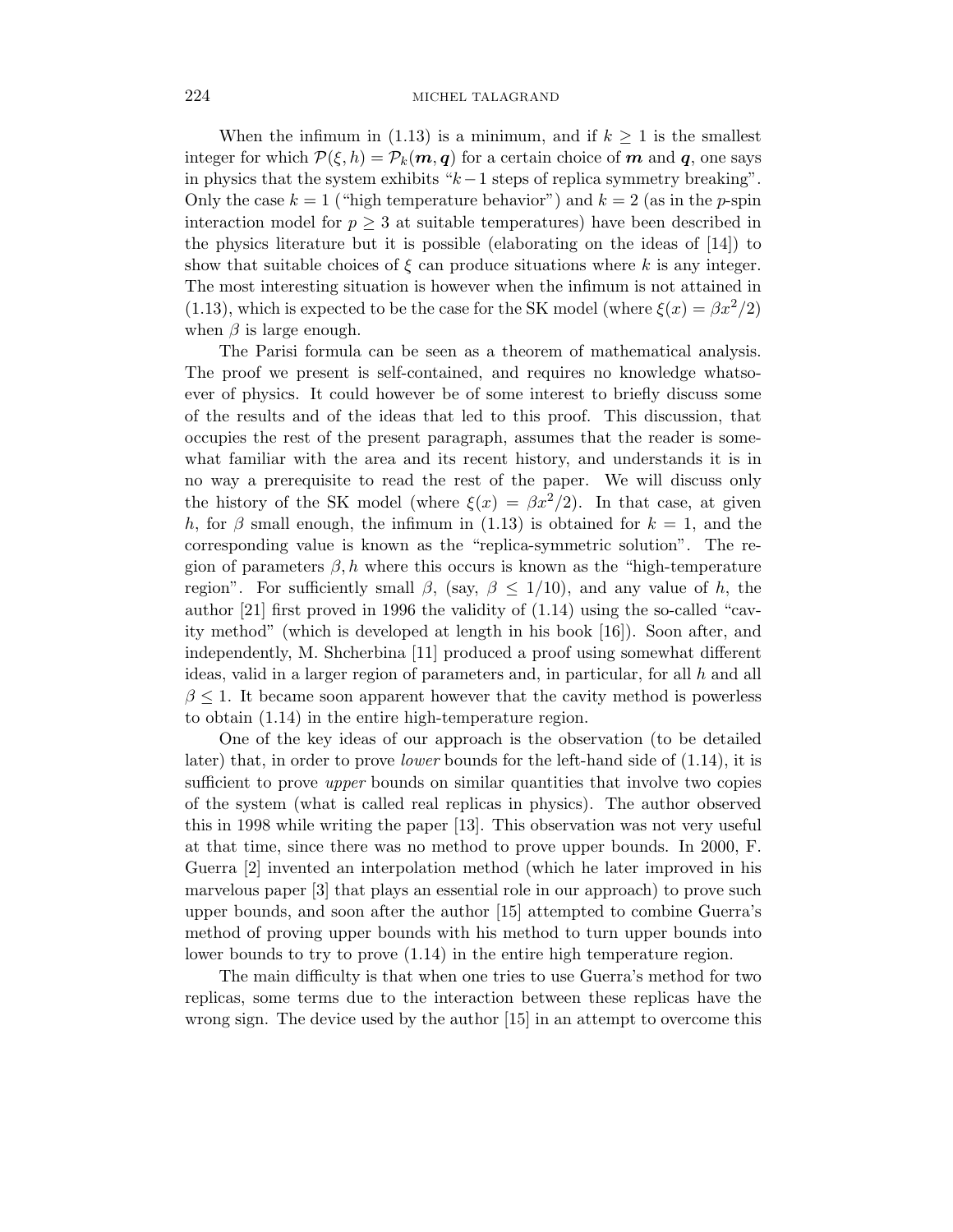When the infimum in (1.13) is a minimum, and if $k \geq 1$ is the smallest integer for which $\mathcal{P}(\xi, h) = \mathcal{P}_k(\boldsymbol{m}, \boldsymbol{q})$ for a certain choice of $\boldsymbol{m}$ and $\boldsymbol{q}$, one says in physics that the system exhibits "$k-1$ steps of replica symmetry breaking". Only the case $k = 1$ ("high temperature behavior") and $k = 2$ (as in the $p$-spin interaction model for $p \geq 3$ at suitable temperatures) have been described in the physics literature but it is possible (elaborating on the ideas of [14]) to show that suitable choices of $\xi$ can produce situations where $k$ is any integer. The most interesting situation is however when the infimum is not attained in (1.13), which is expected to be the case for the SK model (where $\xi(x) = \beta x^2/2$) when $\beta$ is large enough.

The Parisi formula can be seen as a theorem of mathematical analysis. The proof we present is self-contained, and requires no knowledge whatsoever of physics. It could however be of some interest to briefly discuss some of the results and of the ideas that led to this proof. This discussion, that occupies the rest of the present paragraph, assumes that the reader is somewhat familiar with the area and its recent history, and understands it is in no way a prerequisite to read the rest of the paper. We will discuss only the history of the SK model (where $\xi(x) = \beta x^2/2$). In that case, at given $h$, for $\beta$ small enough, the infimum in (1.13) is obtained for $k = 1$, and the corresponding value is known as the "replica-symmetric solution". The region of parameters $\beta, h$ where this occurs is known as the "high-temperature region". For sufficiently small $\beta$, (say, $\beta \leq 1/10$), and any value of $h$, the author [21] first proved in 1996 the validity of (1.14) using the so-called "cavity method" (which is developed at length in his book [16]). Soon after, and independently, M. Shcherbina [11] produced a proof using somewhat different ideas, valid in a larger region of parameters and, in particular, for all $h$ and all $\beta \leq 1$. It became soon apparent however that the cavity method is powerless to obtain (1.14) in the entire high-temperature region.

One of the key ideas of our approach is the observation (to be detailed later) that, in order to prove *lower* bounds for the left-hand side of (1.14), it is sufficient to prove *upper* bounds on similar quantities that involve two copies of the system (what is called real replicas in physics). The author observed this in 1998 while writing the paper [13]. This observation was not very useful at that time, since there was no method to prove upper bounds. In 2000, F. Guerra [2] invented an interpolation method (which he later improved in his marvelous paper [3] that plays an essential role in our approach) to prove such upper bounds, and soon after the author [15] attempted to combine Guerra's method of proving upper bounds with his method to turn upper bounds into lower bounds to try to prove (1.14) in the entire high temperature region.

The main difficulty is that when one tries to use Guerra's method for two replicas, some terms due to the interaction between these replicas have the wrong sign. The device used by the author [15] in an attempt to overcome this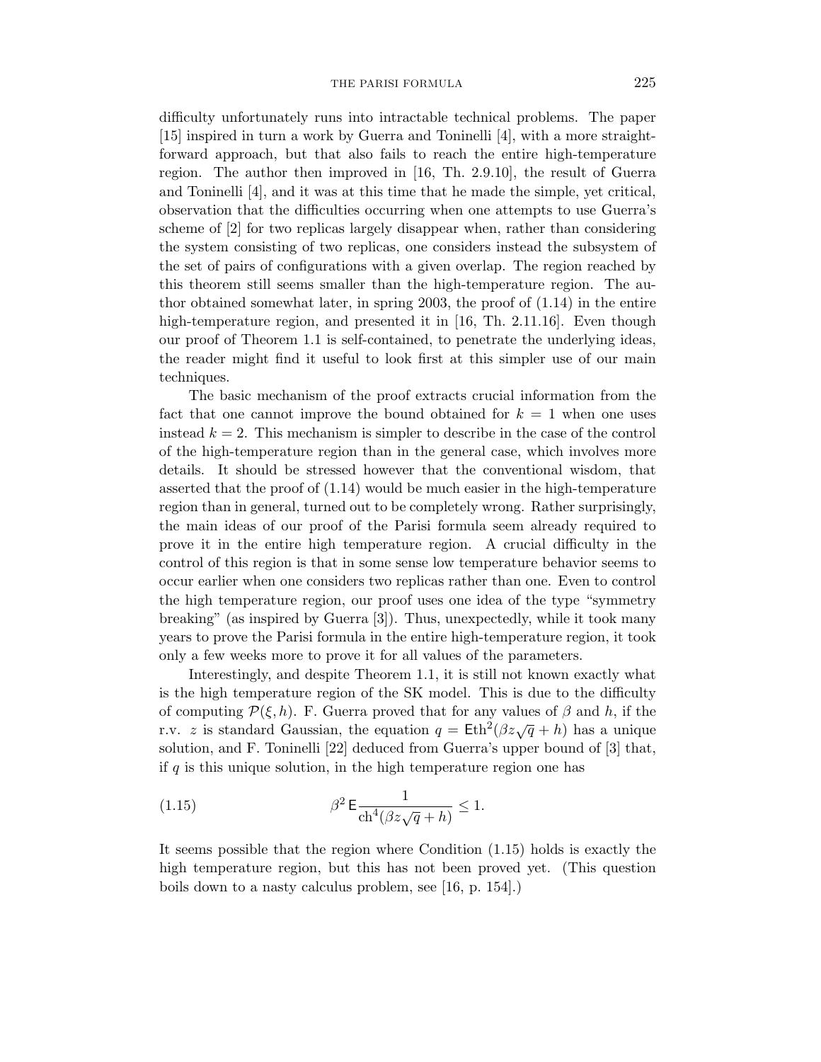difficulty unfortunately runs into intractable technical problems. The paper [15] inspired in turn a work by Guerra and Toninelli [4], with a more straightforward approach, but that also fails to reach the entire high-temperature region. The author then improved in [16, Th. 2.9.10], the result of Guerra and Toninelli [4], and it was at this time that he made the simple, yet critical, observation that the difficulties occurring when one attempts to use Guerra's scheme of [2] for two replicas largely disappear when, rather than considering the system consisting of two replicas, one considers instead the subsystem of the set of pairs of configurations with a given overlap. The region reached by this theorem still seems smaller than the high-temperature region. The author obtained somewhat later, in spring 2003, the proof of (1.14) in the entire high-temperature region, and presented it in [16, Th. 2.11.16]. Even though our proof of Theorem 1.1 is self-contained, to penetrate the underlying ideas, the reader might find it useful to look first at this simpler use of our main techniques.

The basic mechanism of the proof extracts crucial information from the fact that one cannot improve the bound obtained for $k = 1$ when one uses instead $k = 2$. This mechanism is simpler to describe in the case of the control of the high-temperature region than in the general case, which involves more details. It should be stressed however that the conventional wisdom, that asserted that the proof of (1.14) would be much easier in the high-temperature region than in general, turned out to be completely wrong. Rather surprisingly, the main ideas of our proof of the Parisi formula seem already required to prove it in the entire high temperature region. A crucial difficulty in the control of this region is that in some sense low temperature behavior seems to occur earlier when one considers two replicas rather than one. Even to control the high temperature region, our proof uses one idea of the type "symmetry breaking" (as inspired by Guerra [3]). Thus, unexpectedly, while it took many years to prove the Parisi formula in the entire high-temperature region, it took only a few weeks more to prove it for all values of the parameters.

Interestingly, and despite Theorem 1.1, it is still not known exactly what is the high temperature region of the SK model. This is due to the difficulty of computing $\mathcal{P}(\xi, h)$. F. Guerra proved that for any values of $\beta$ and $h$, if the r.v. $z$ is standard Gaussian, the equation $q = \mathsf{E}\mathrm{th}^2(\beta z\sqrt{q} + h)$ has a unique solution, and F. Toninelli [22] deduced from Guerra's upper bound of [3] that, if $q$ is this unique solution, in the high temperature region one has

$$\beta^2 \,\mathsf{E}\frac{1}{\mathrm{ch}^4(\beta z\sqrt{q} + h)} \leq 1. \tag{1.15}$$

It seems possible that the region where Condition (1.15) holds is exactly the high temperature region, but this has not been proved yet. (This question boils down to a nasty calculus problem, see [16, p. 154].)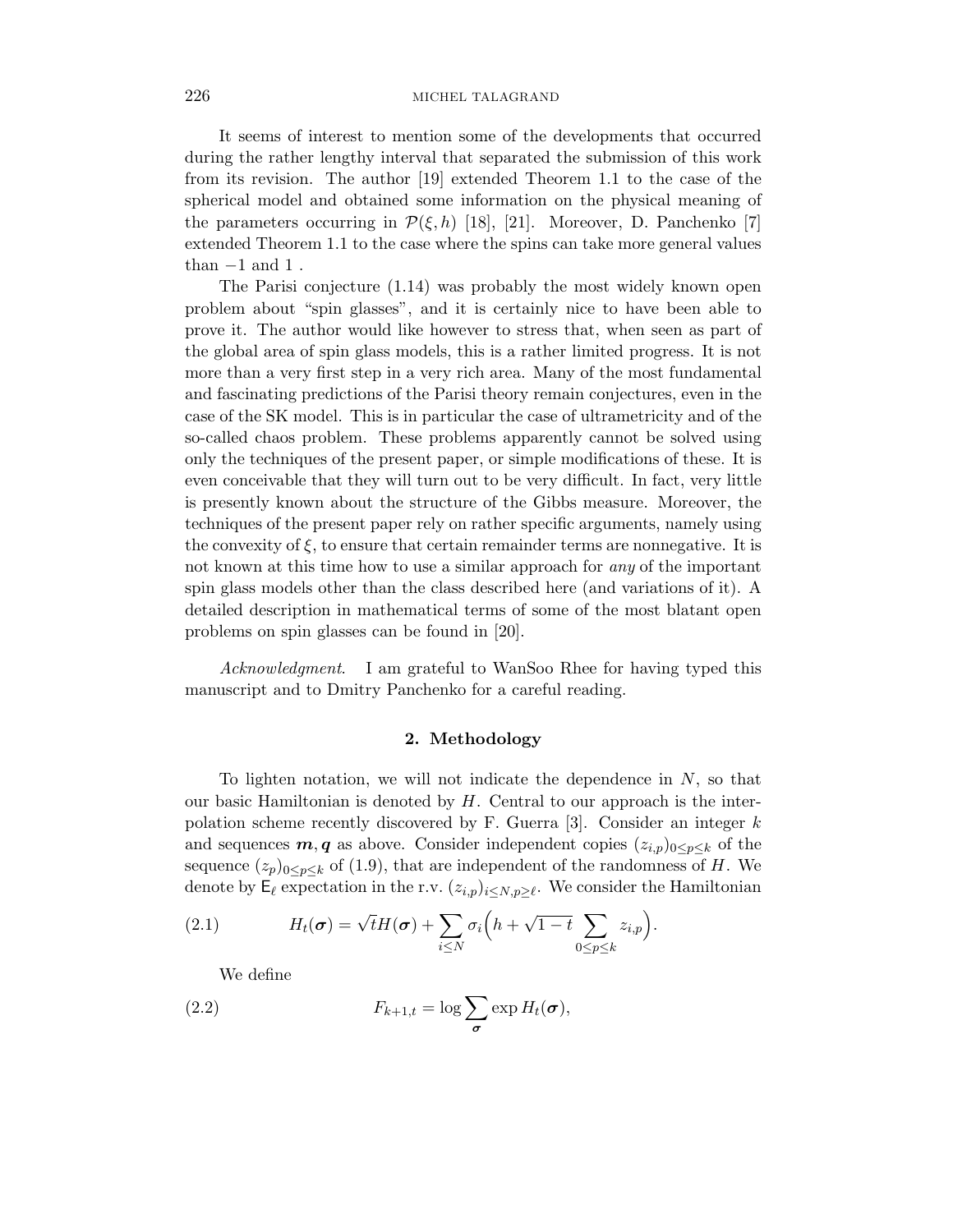It seems of interest to mention some of the developments that occurred during the rather lengthy interval that separated the submission of this work from its revision. The author [19] extended Theorem 1.1 to the case of the spherical model and obtained some information on the physical meaning of the parameters occurring in $\mathcal{P}(\xi, h)$ [18], [21]. Moreover, D. Panchenko [7] extended Theorem 1.1 to the case where the spins can take more general values than $-1$ and $1$ .

The Parisi conjecture (1.14) was probably the most widely known open problem about "spin glasses", and it is certainly nice to have been able to prove it. The author would like however to stress that, when seen as part of the global area of spin glass models, this is a rather limited progress. It is not more than a very first step in a very rich area. Many of the most fundamental and fascinating predictions of the Parisi theory remain conjectures, even in the case of the SK model. This is in particular the case of ultrametricity and of the so-called chaos problem. These problems apparently cannot be solved using only the techniques of the present paper, or simple modifications of these. It is even conceivable that they will turn out to be very difficult. In fact, very little is presently known about the structure of the Gibbs measure. Moreover, the techniques of the present paper rely on rather specific arguments, namely using the convexity of $\xi$, to ensure that certain remainder terms are nonnegative. It is not known at this time how to use a similar approach for *any* of the important spin glass models other than the class described here (and variations of it). A detailed description in mathematical terms of some of the most blatant open problems on spin glasses can be found in [20].

*Acknowledgment*. I am grateful to WanSoo Rhee for having typed this manuscript and to Dmitry Panchenko for a careful reading.

## 2. Methodology

To lighten notation, we will not indicate the dependence in $N$, so that our basic Hamiltonian is denoted by $H$. Central to our approach is the interpolation scheme recently discovered by F. Guerra [3]. Consider an integer $k$ and sequences $\boldsymbol{m}, \boldsymbol{q}$ as above. Consider independent copies $(z_{i,p})_{0 \le p \le k}$ of the sequence $(z_p)_{0 \le p \le k}$ of (1.9), that are independent of the randomness of $H$. We denote by $\mathsf{E}_\ell$ expectation in the r.v. $(z_{i,p})_{i \le N, p \ge \ell}$. We consider the Hamiltonian

$$H_t(\boldsymbol{\sigma}) = \sqrt{t} H(\boldsymbol{\sigma}) + \sum_{i \le N} \sigma_i \Big( h + \sqrt{1-t} \sum_{0 \le p \le k} z_{i,p} \Big). \tag{2.1}$$

We define

$$F_{k+1,t} = \log \sum_{\boldsymbol{\sigma}} \exp H_t(\boldsymbol{\sigma}), \tag{2.2}$$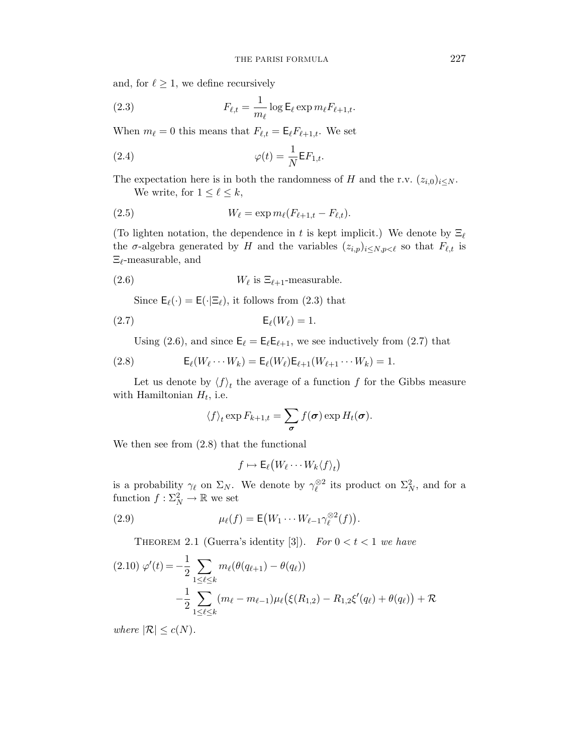and, for $\ell \geq 1$, we define recursively

$$F_{\ell,t} = \frac{1}{m_\ell} \log \mathsf{E}_\ell \exp m_\ell F_{\ell+1,t}. \tag{2.3}$$

When $m_\ell = 0$ this means that $F_{\ell,t} = \mathsf{E}_\ell F_{\ell+1,t}$. We set

$$\varphi(t) = \frac{1}{N} \mathsf{E} F_{1,t}. \tag{2.4}$$

The expectation here is in both the randomness of $H$ and the r.v. $(z_{i,0})_{i \leq N}$.

We write, for $1 \leq \ell \leq k$,

$$W_\ell = \exp m_\ell (F_{\ell+1,t} - F_{\ell,t}). \tag{2.5}$$

(To lighten notation, the dependence in $t$ is kept implicit.) We denote by $\Xi_\ell$ the $\sigma$-algebra generated by $H$ and the variables $(z_{i,p})_{i \leq N, p < \ell}$ so that $F_{\ell,t}$ is $\Xi_\ell$-measurable, and

$$W_\ell \text{ is } \Xi_{\ell+1}\text{-measurable.} \tag{2.6}$$

Since $\mathsf{E}_\ell(\cdot) = \mathsf{E}(\cdot | \Xi_\ell)$, it follows from (2.3) that

$$\mathsf{E}_\ell(W_\ell) = 1. \tag{2.7}$$

Using (2.6), and since $\mathsf{E}_\ell = \mathsf{E}_\ell \mathsf{E}_{\ell+1}$, we see inductively from (2.7) that

$$\mathsf{E}_\ell(W_\ell \cdots W_k) = \mathsf{E}_\ell(W_\ell) \mathsf{E}_{\ell+1}(W_{\ell+1} \cdots W_k) = 1. \tag{2.8}$$

Let us denote by $\langle f \rangle_t$ the average of a function $f$ for the Gibbs measure with Hamiltonian $H_t$, i.e.

$$\langle f \rangle_t \exp F_{k+1,t} = \sum_{\boldsymbol{\sigma}} f(\boldsymbol{\sigma}) \exp H_t(\boldsymbol{\sigma}).$$

We then see from (2.8) that the functional

$$f \mapsto \mathsf{E}_\ell\big(W_\ell \cdots W_k \langle f \rangle_t\big)$$

is a probability $\gamma_\ell$ on $\Sigma_N$. We denote by $\gamma_\ell^{\otimes 2}$ its product on $\Sigma_N^2$, and for a function $f : \Sigma_N^2 \to \mathbb{R}$ we set

$$\mu_\ell(f) = \mathsf{E}\big(W_1 \cdots W_{\ell-1} \gamma_\ell^{\otimes 2}(f)\big). \tag{2.9}$$

Theorem 2.1 (Guerra's identity [3]). *For $0 < t < 1$ we have*

$$\begin{aligned} \varphi'(t) = &-\frac{1}{2} \sum_{1 \leq \ell \leq k} m_\ell (\theta(q_{\ell+1}) - \theta(q_\ell)) \\ &-\frac{1}{2} \sum_{1 \leq \ell \leq k} (m_\ell - m_{\ell-1}) \mu_\ell\big(\xi(R_{1,2}) - R_{1,2}\xi'(q_\ell) + \theta(q_\ell)\big) + \mathcal{R} \end{aligned} \tag{2.10}$$

*where $|\mathcal{R}| \leq c(N)$.*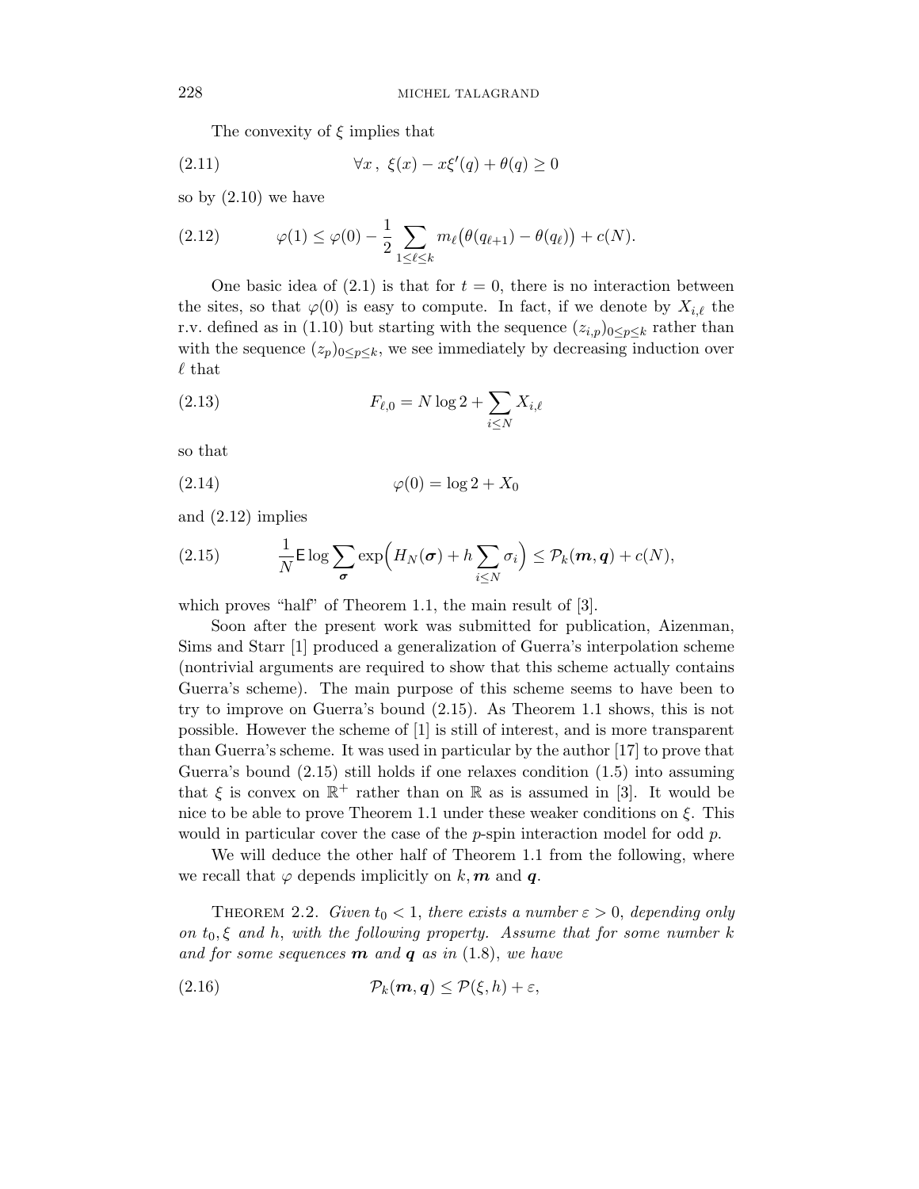The convexity of $\xi$ implies that

$$\forall x\,,\ \xi(x) - x\xi'(q) + \theta(q) \geq 0 \tag{2.11}$$

so by (2.10) we have

$$\varphi(1) \leq \varphi(0) - \frac{1}{2}\sum_{1\leq \ell \leq k} m_\ell\big(\theta(q_{\ell+1}) - \theta(q_\ell)\big) + c(N). \tag{2.12}$$

One basic idea of (2.1) is that for $t = 0$, there is no interaction between the sites, so that $\varphi(0)$ is easy to compute. In fact, if we denote by $X_{i,\ell}$ the r.v. defined as in (1.10) but starting with the sequence $(z_{i,p})_{0\leq p\leq k}$ rather than with the sequence $(z_p)_{0\leq p\leq k}$, we see immediately by decreasing induction over $\ell$ that

$$F_{\ell,0} = N\log 2 + \sum_{i\leq N} X_{i,\ell} \tag{2.13}$$

so that

$$\varphi(0) = \log 2 + X_0 \tag{2.14}$$

and (2.12) implies

$$\frac{1}{N}\mathsf{E}\log\sum_{\boldsymbol{\sigma}}\exp\Big(H_N(\boldsymbol{\sigma}) + h\sum_{i\leq N}\sigma_i\Big) \leq \mathcal{P}_k(\boldsymbol{m},\boldsymbol{q}) + c(N), \tag{2.15}$$

which proves "half" of Theorem 1.1, the main result of [3].

Soon after the present work was submitted for publication, Aizenman, Sims and Starr [1] produced a generalization of Guerra's interpolation scheme (nontrivial arguments are required to show that this scheme actually contains Guerra's scheme). The main purpose of this scheme seems to have been to try to improve on Guerra's bound (2.15). As Theorem 1.1 shows, this is not possible. However the scheme of [1] is still of interest, and is more transparent than Guerra's scheme. It was used in particular by the author [17] to prove that Guerra's bound (2.15) still holds if one relaxes condition (1.5) into assuming that $\xi$ is convex on $\mathbb{R}^+$ rather than on $\mathbb{R}$ as is assumed in [3]. It would be nice to be able to prove Theorem 1.1 under these weaker conditions on $\xi$. This would in particular cover the case of the $p$-spin interaction model for odd $p$.

We will deduce the other half of Theorem 1.1 from the following, where we recall that $\varphi$ depends implicitly on $k, \boldsymbol{m}$ and $\boldsymbol{q}$.

THEOREM 2.2. *Given $t_0 < 1$, there exists a number $\varepsilon > 0$, depending only on $t_0, \xi$ and $h$, with the following property. Assume that for some number $k$ and for some sequences $\boldsymbol{m}$ and $\boldsymbol{q}$ as in* (1.8), *we have*

$$\mathcal{P}_k(\boldsymbol{m},\boldsymbol{q}) \leq \mathcal{P}(\xi, h) + \varepsilon, \tag{2.16}$$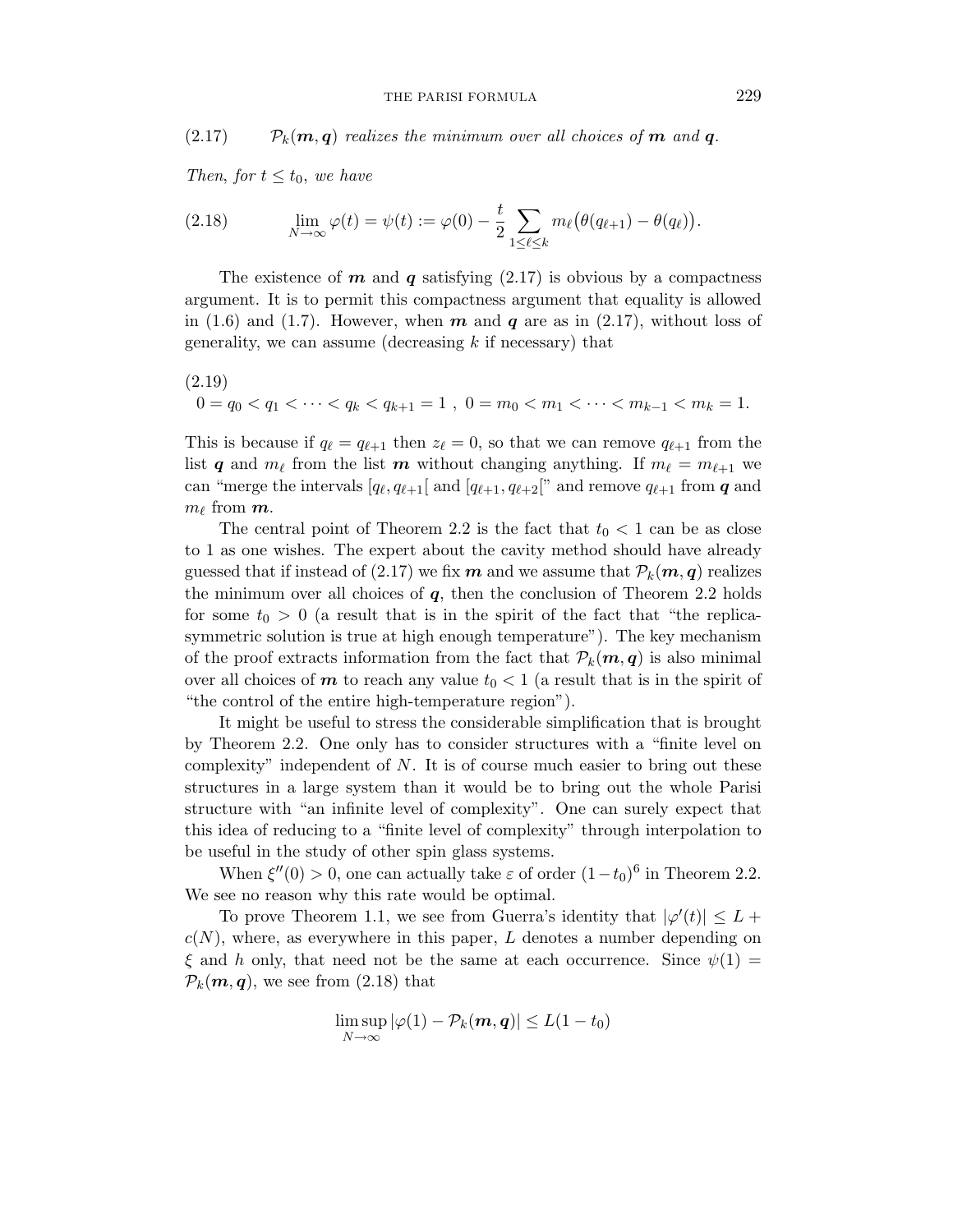(2.17) $\quad \mathcal{P}_k(\boldsymbol{m}, \boldsymbol{q})$ *realizes the minimum over all choices of* $\boldsymbol{m}$ *and* $\boldsymbol{q}$.

*Then, for* $t \leq t_0$, *we have*

$$\lim_{N\to\infty} \varphi(t) = \psi(t) := \varphi(0) - \frac{t}{2} \sum_{1 \leq \ell \leq k} m_\ell \big(\theta(q_{\ell+1}) - \theta(q_\ell)\big). \tag{2.18}$$

The existence of $\boldsymbol{m}$ and $\boldsymbol{q}$ satisfying (2.17) is obvious by a compactness argument. It is to permit this compactness argument that equality is allowed in (1.6) and (1.7). However, when $\boldsymbol{m}$ and $\boldsymbol{q}$ are as in (2.17), without loss of generality, we can assume (decreasing $k$ if necessary) that

(2.19)
$$0 = q_0 < q_1 < \cdots < q_k < q_{k+1} = 1 \ , \ 0 = m_0 < m_1 < \cdots < m_{k-1} < m_k = 1.$$

This is because if $q_\ell = q_{\ell+1}$ then $z_\ell = 0$, so that we can remove $q_{\ell+1}$ from the list $\boldsymbol{q}$ and $m_\ell$ from the list $\boldsymbol{m}$ without changing anything. If $m_\ell = m_{\ell+1}$ we can "merge the intervals $[q_\ell, q_{\ell+1}[$ and $[q_{\ell+1}, q_{\ell+2}[$" and remove $q_{\ell+1}$ from $\boldsymbol{q}$ and $m_\ell$ from $\boldsymbol{m}$.

The central point of Theorem 2.2 is the fact that $t_0 < 1$ can be as close to 1 as one wishes. The expert about the cavity method should have already guessed that if instead of (2.17) we fix $\boldsymbol{m}$ and we assume that $\mathcal{P}_k(\boldsymbol{m}, \boldsymbol{q})$ realizes the minimum over all choices of $\boldsymbol{q}$, then the conclusion of Theorem 2.2 holds for some $t_0 > 0$ (a result that is in the spirit of the fact that "the replica-symmetric solution is true at high enough temperature"). The key mechanism of the proof extracts information from the fact that $\mathcal{P}_k(\boldsymbol{m}, \boldsymbol{q})$ is also minimal over all choices of $\boldsymbol{m}$ to reach any value $t_0 < 1$ (a result that is in the spirit of "the control of the entire high-temperature region").

It might be useful to stress the considerable simplification that is brought by Theorem 2.2. One only has to consider structures with a "finite level on complexity" independent of $N$. It is of course much easier to bring out these structures in a large system than it would be to bring out the whole Parisi structure with "an infinite level of complexity". One can surely expect that this idea of reducing to a "finite level of complexity" through interpolation to be useful in the study of other spin glass systems.

When $\xi''(0) > 0$, one can actually take $\varepsilon$ of order $(1-t_0)^6$ in Theorem 2.2. We see no reason why this rate would be optimal.

To prove Theorem 1.1, we see from Guerra's identity that $|\varphi'(t)| \leq L + c(N)$, where, as everywhere in this paper, $L$ denotes a number depending on $\xi$ and $h$ only, that need not be the same at each occurrence. Since $\psi(1) = \mathcal{P}_k(\boldsymbol{m}, \boldsymbol{q})$, we see from (2.18) that

$$\limsup_{N\to\infty} |\varphi(1) - \mathcal{P}_k(\boldsymbol{m}, \boldsymbol{q})| \leq L(1 - t_0)$$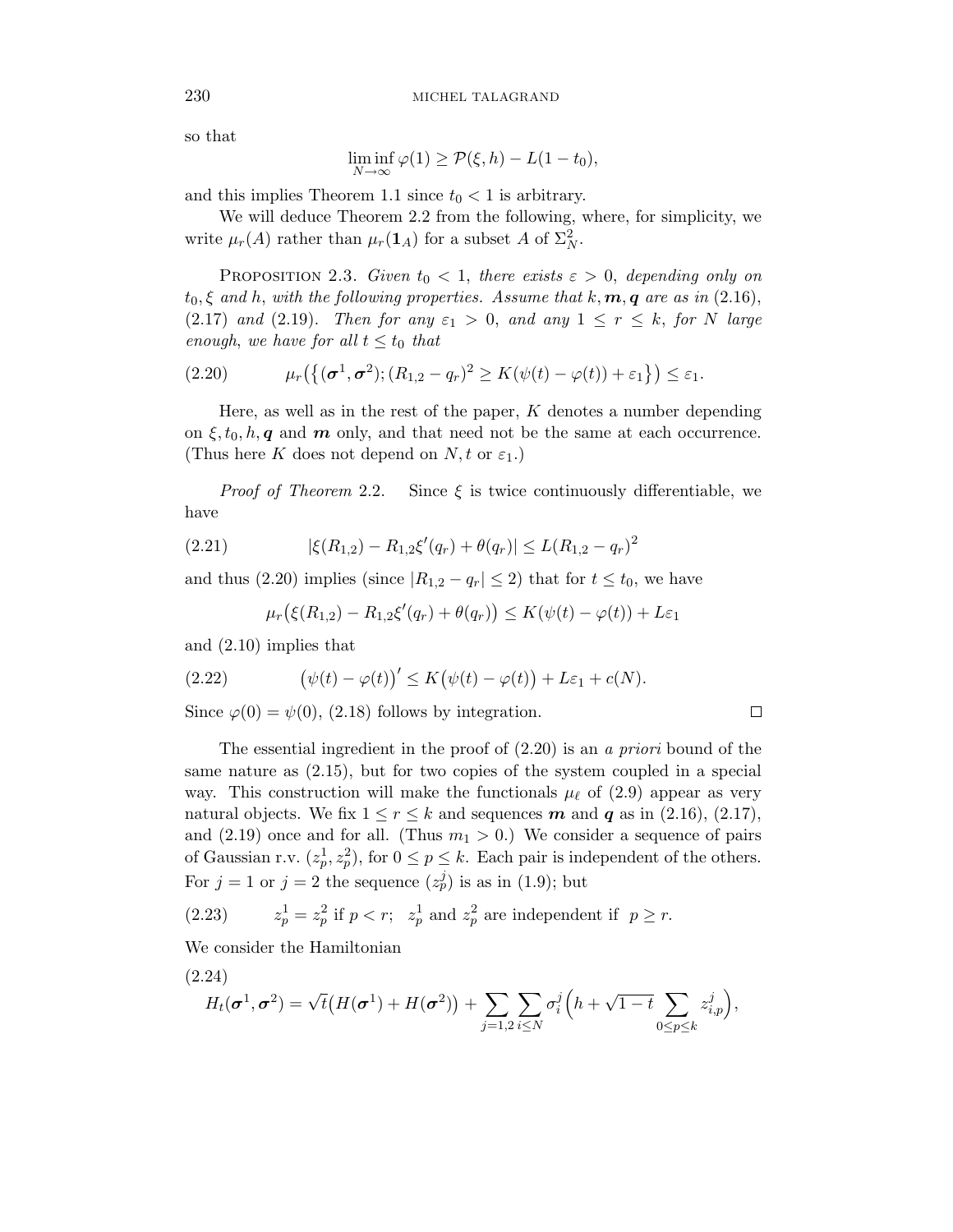so that

$$\liminf_{N\to\infty} \varphi(1) \geq \mathcal{P}(\xi, h) - L(1 - t_0),$$

and this implies Theorem 1.1 since $t_0 < 1$ is arbitrary.

We will deduce Theorem 2.2 from the following, where, for simplicity, we write $\mu_r(A)$ rather than $\mu_r(\mathbf{1}_A)$ for a subset $A$ of $\Sigma_N^2$.

Proposition 2.3. *Given $t_0 < 1$, there exists $\varepsilon > 0$, depending only on $t_0, \xi$ and $h$, with the following properties. Assume that $k, \boldsymbol{m}, \boldsymbol{q}$ are as in* (2.16), (2.17) *and* (2.19). *Then for any $\varepsilon_1 > 0$, and any $1 \leq r \leq k$, for $N$ large enough, we have for all $t \leq t_0$ that*

$$\mu_r\big(\{(\boldsymbol{\sigma}^1, \boldsymbol{\sigma}^2); (R_{1,2} - q_r)^2 \geq K(\psi(t) - \varphi(t)) + \varepsilon_1\}\big) \leq \varepsilon_1. \tag{2.20}$$

Here, as well as in the rest of the paper, $K$ denotes a number depending on $\xi, t_0, h, \boldsymbol{q}$ and $\boldsymbol{m}$ only, and that need not be the same at each occurrence. (Thus here $K$ does not depend on $N, t$ or $\varepsilon_1$.)

*Proof of Theorem* 2.2. Since $\xi$ is twice continuously differentiable, we have

$$|\xi(R_{1,2}) - R_{1,2}\xi'(q_r) + \theta(q_r)| \leq L(R_{1,2} - q_r)^2 \tag{2.21}$$

and thus (2.20) implies (since $|R_{1,2} - q_r| \leq 2$) that for $t \leq t_0$, we have

$$\mu_r\big(\xi(R_{1,2}) - R_{1,2}\xi'(q_r) + \theta(q_r)\big) \leq K(\psi(t) - \varphi(t)) + L\varepsilon_1$$

and (2.10) implies that

$$\big(\psi(t) - \varphi(t)\big)' \leq K\big(\psi(t) - \varphi(t)\big) + L\varepsilon_1 + c(N). \tag{2.22}$$

Since $\varphi(0) = \psi(0)$, (2.18) follows by integration. $\square$

The essential ingredient in the proof of (2.20) is an *a priori* bound of the same nature as (2.15), but for two copies of the system coupled in a special way. This construction will make the functionals $\mu_\ell$ of (2.9) appear as very natural objects. We fix $1 \leq r \leq k$ and sequences $\boldsymbol{m}$ and $\boldsymbol{q}$ as in (2.16), (2.17), and (2.19) once and for all. (Thus $m_1 > 0$.) We consider a sequence of pairs of Gaussian r.v. $(z_p^1, z_p^2)$, for $0 \leq p \leq k$. Each pair is independent of the others. For $j = 1$ or $j = 2$ the sequence $(z_p^j)$ is as in (1.9); but

$$z_p^1 = z_p^2 \text{ if } p < r; \quad z_p^1 \text{ and } z_p^2 \text{ are independent if } \ p \geq r. \tag{2.23}$$

We consider the Hamiltonian

$$H_t(\boldsymbol{\sigma}^1, \boldsymbol{\sigma}^2) = \sqrt{t}\big(H(\boldsymbol{\sigma}^1) + H(\boldsymbol{\sigma}^2)\big) + \sum_{j=1,2}\sum_{i\leq N} \sigma_i^j \Big(h + \sqrt{1-t} \sum_{0\leq p\leq k} z_{i,p}^j\Big), \tag{2.24}$$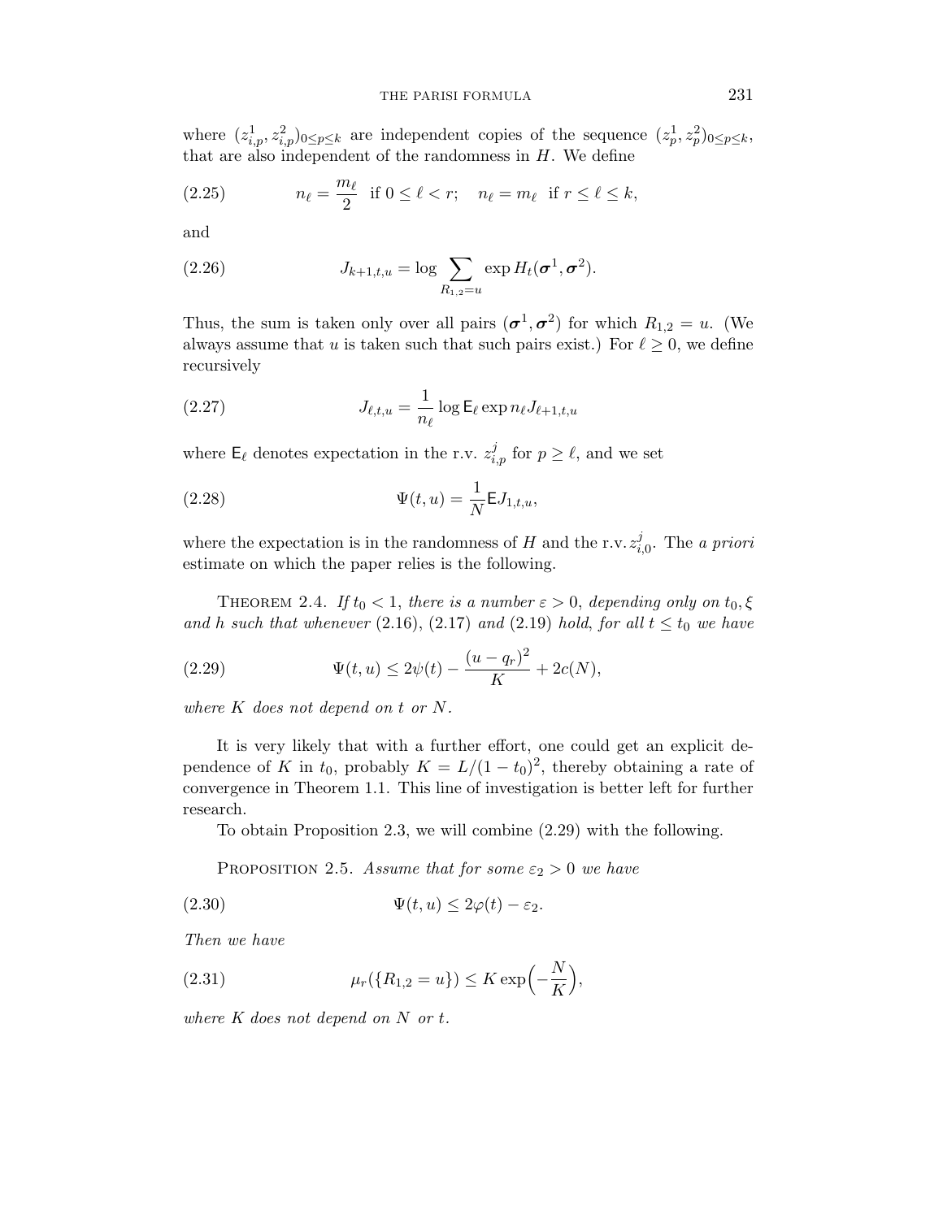where $(z_{i,p}^1, z_{i,p}^2)_{0\le p\le k}$ are independent copies of the sequence $(z_p^1, z_p^2)_{0\le p\le k}$, that are also independent of the randomness in $H$. We define

$$n_\ell = \frac{m_\ell}{2} \ \text{ if } 0 \le \ell < r; \quad n_\ell = m_\ell \ \text{ if } r \le \ell \le k, \tag{2.25}$$

and

$$J_{k+1,t,u} = \log \sum_{R_{1,2}=u} \exp H_t(\boldsymbol{\sigma}^1, \boldsymbol{\sigma}^2). \tag{2.26}$$

Thus, the sum is taken only over all pairs $(\boldsymbol{\sigma}^1, \boldsymbol{\sigma}^2)$ for which $R_{1,2} = u$. (We always assume that $u$ is taken such that such pairs exist.) For $\ell \ge 0$, we define recursively

$$J_{\ell,t,u} = \frac{1}{n_\ell} \log \mathsf{E}_\ell \exp n_\ell J_{\ell+1,t,u} \tag{2.27}$$

where $\mathsf{E}_\ell$ denotes expectation in the r.v. $z_{i,p}^j$ for $p \ge \ell$, and we set

$$\Psi(t,u) = \frac{1}{N} \mathsf{E} J_{1,t,u}, \tag{2.28}$$

where the expectation is in the randomness of $H$ and the r.v. $z_{i,0}^j$. The *a priori* estimate on which the paper relies is the following.

Theorem 2.4. *If $t_0 < 1$, there is a number $\varepsilon > 0$, depending only on $t_0, \xi$ and $h$ such that whenever* (2.16), (2.17) *and* (2.19) *hold, for all $t \le t_0$ we have*

$$\Psi(t,u) \le 2\psi(t) - \frac{(u - q_r)^2}{K} + 2c(N), \tag{2.29}$$

*where $K$ does not depend on $t$ or $N$.*

It is very likely that with a further effort, one could get an explicit dependence of $K$ in $t_0$, probably $K = L/(1-t_0)^2$, thereby obtaining a rate of convergence in Theorem 1.1. This line of investigation is better left for further research.

To obtain Proposition 2.3, we will combine (2.29) with the following.

Proposition 2.5. *Assume that for some $\varepsilon_2 > 0$ we have*

$$\Psi(t,u) \le 2\varphi(t) - \varepsilon_2. \tag{2.30}$$

*Then we have*

$$\mu_r(\{R_{1,2} = u\}) \le K \exp\Big(-\frac{N}{K}\Big), \tag{2.31}$$

*where $K$ does not depend on $N$ or $t$.*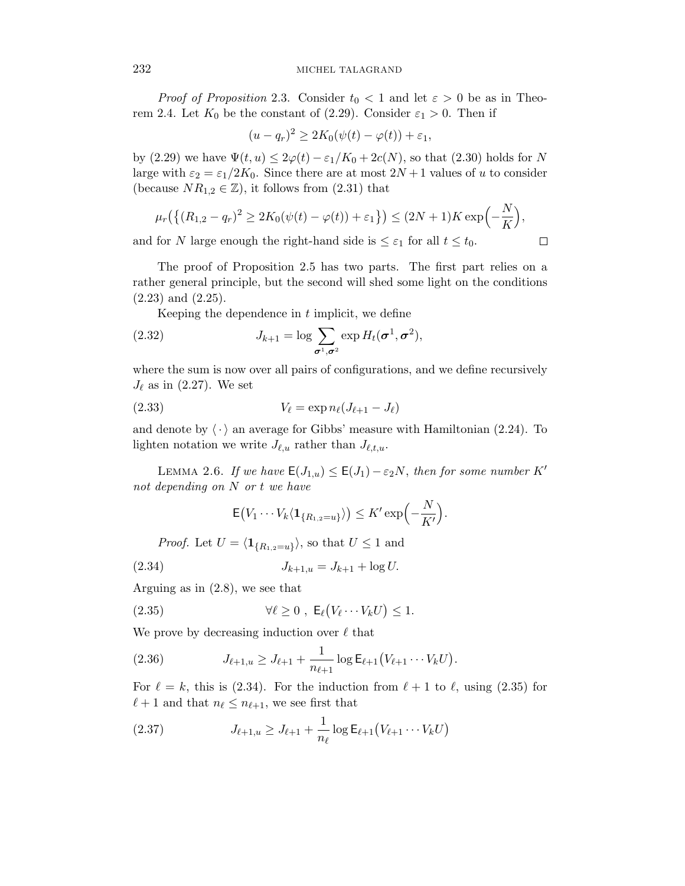*Proof of Proposition* 2.3. Consider $t_0 < 1$ and let $\varepsilon > 0$ be as in Theorem 2.4. Let $K_0$ be the constant of (2.29). Consider $\varepsilon_1 > 0$. Then if

$$(u - q_r)^2 \geq 2K_0(\psi(t) - \varphi(t)) + \varepsilon_1,$$

by (2.29) we have $\Psi(t,u) \leq 2\varphi(t) - \varepsilon_1/K_0 + 2c(N)$, so that (2.30) holds for $N$ large with $\varepsilon_2 = \varepsilon_1/2K_0$. Since there are at most $2N+1$ values of $u$ to consider (because $NR_{1,2} \in \mathbb{Z}$), it follows from (2.31) that

$$\mu_r\big(\big\{(R_{1,2} - q_r)^2 \geq 2K_0(\psi(t) - \varphi(t)) + \varepsilon_1\big\}\big) \leq (2N+1)K \exp\Big(-\frac{N}{K}\Big),$$

and for $N$ large enough the right-hand side is $\leq \varepsilon_1$ for all $t \leq t_0$. □

The proof of Proposition 2.5 has two parts. The first part relies on a rather general principle, but the second will shed some light on the conditions (2.23) and (2.25).

Keeping the dependence in $t$ implicit, we define

$$J_{k+1} = \log \sum_{\boldsymbol{\sigma}^1, \boldsymbol{\sigma}^2} \exp H_t(\boldsymbol{\sigma}^1, \boldsymbol{\sigma}^2), \tag{2.32}$$

where the sum is now over all pairs of configurations, and we define recursively $J_\ell$ as in (2.27). We set

$$V_\ell = \exp n_\ell (J_{\ell+1} - J_\ell) \tag{2.33}$$

and denote by $\langle \cdot \rangle$ an average for Gibbs' measure with Hamiltonian (2.24). To lighten notation we write $J_{\ell,u}$ rather than $J_{\ell,t,u}$.

Lemma 2.6. *If we have $\mathsf{E}(J_{1,u}) \leq \mathsf{E}(J_1) - \varepsilon_2 N$, then for some number $K'$ not depending on $N$ or $t$ we have*

$$\mathsf{E}\big(V_1 \cdots V_k \langle \mathbf{1}_{\{R_{1,2}=u\}}\rangle\big) \leq K' \exp\Big(-\frac{N}{K'}\Big).$$

*Proof.* Let $U = \langle \mathbf{1}_{\{R_{1,2}=u\}}\rangle$, so that $U \leq 1$ and

$$J_{k+1,u} = J_{k+1} + \log U. \tag{2.34}$$

Arguing as in (2.8), we see that

$$\forall \ell \geq 0\ ,\ \mathsf{E}_\ell\big(V_\ell \cdots V_k U\big) \leq 1. \tag{2.35}$$

We prove by decreasing induction over $\ell$ that

$$J_{\ell+1,u} \geq J_{\ell+1} + \frac{1}{n_{\ell+1}} \log \mathsf{E}_{\ell+1}\big(V_{\ell+1} \cdots V_k U\big). \tag{2.36}$$

For $\ell = k$, this is (2.34). For the induction from $\ell+1$ to $\ell$, using (2.35) for $\ell+1$ and that $n_\ell \leq n_{\ell+1}$, we see first that

$$J_{\ell+1,u} \geq J_{\ell+1} + \frac{1}{n_\ell} \log \mathsf{E}_{\ell+1}\big(V_{\ell+1} \cdots V_k U\big) \tag{2.37}$$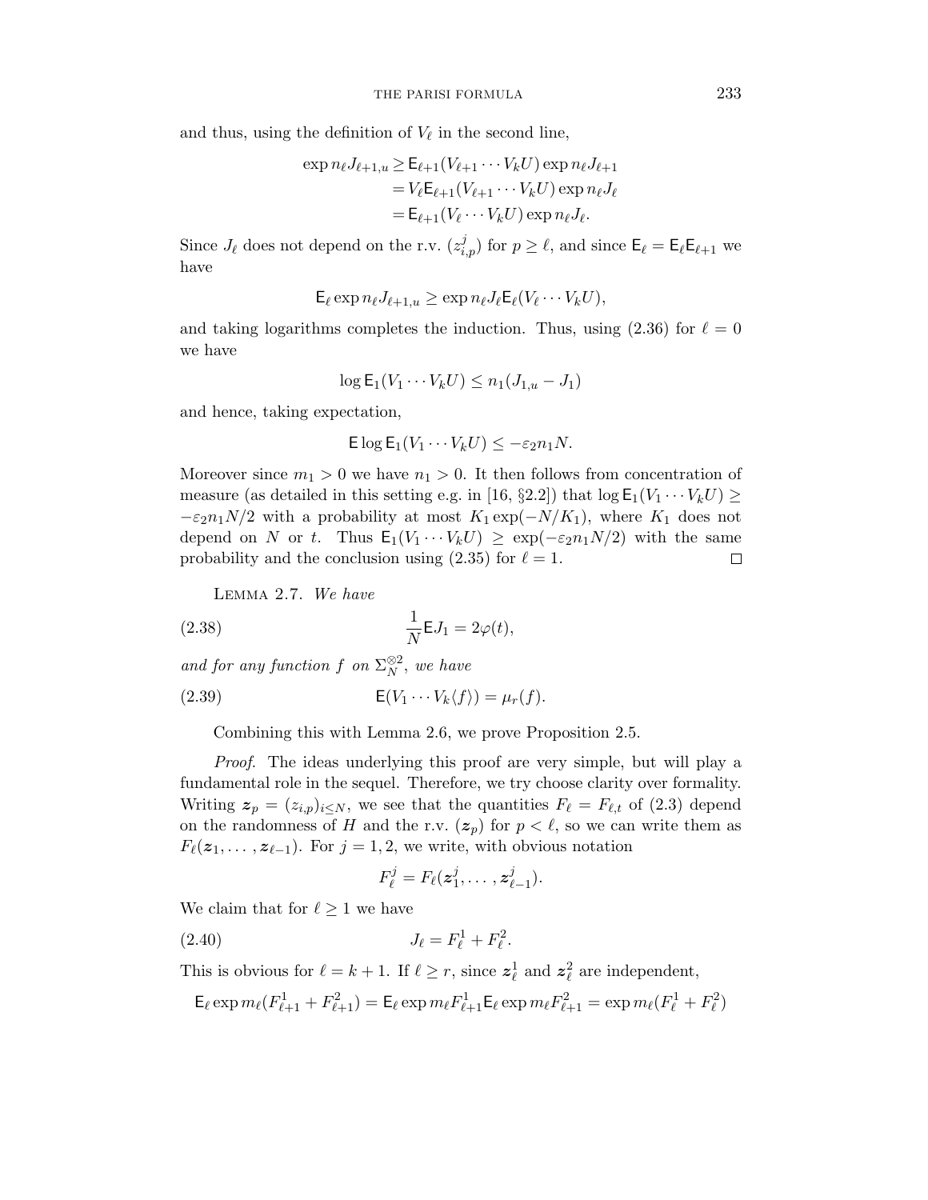and thus, using the definition of $V_\ell$ in the second line,

$$
\begin{aligned}
\exp n_\ell J_{\ell+1,u} &\geq \mathsf{E}_{\ell+1}(V_{\ell+1}\cdots V_k U)\exp n_\ell J_{\ell+1}\\
&= V_\ell \mathsf{E}_{\ell+1}(V_{\ell+1}\cdots V_k U)\exp n_\ell J_\ell\\
&= \mathsf{E}_{\ell+1}(V_\ell \cdots V_k U)\exp n_\ell J_\ell.
\end{aligned}
$$

Since $J_\ell$ does not depend on the r.v. $(z^j_{i,p})$ for $p \geq \ell$, and since $\mathsf{E}_\ell = \mathsf{E}_\ell \mathsf{E}_{\ell+1}$ we have

$$
\mathsf{E}_\ell \exp n_\ell J_{\ell+1,u} \geq \exp n_\ell J_\ell \mathsf{E}_\ell(V_\ell \cdots V_k U),
$$

and taking logarithms completes the induction. Thus, using (2.36) for $\ell = 0$ we have

$$
\log \mathsf{E}_1(V_1 \cdots V_k U) \leq n_1(J_{1,u} - J_1)
$$

and hence, taking expectation,

$$
\mathsf{E}\log \mathsf{E}_1(V_1 \cdots V_k U) \leq -\varepsilon_2 n_1 N.
$$

Moreover since $m_1 > 0$ we have $n_1 > 0$. It then follows from concentration of measure (as detailed in this setting e.g. in [16, §2.2]) that $\log \mathsf{E}_1(V_1 \cdots V_k U) \geq -\varepsilon_2 n_1 N/2$ with a probability at most $K_1 \exp(-N/K_1)$, where $K_1$ does not depend on $N$ or $t$. Thus $\mathsf{E}_1(V_1 \cdots V_k U) \geq \exp(-\varepsilon_2 n_1 N/2)$ with the same probability and the conclusion using (2.35) for $\ell = 1$. □

Lemma 2.7. *We have*

$$
\frac{1}{N}\mathsf{E} J_1 = 2\varphi(t), \tag{2.38}
$$

*and for any function $f$ on $\Sigma_N^{\otimes 2}$, we have*

$$
\mathsf{E}(V_1 \cdots V_k \langle f \rangle) = \mu_r(f). \tag{2.39}
$$

Combining this with Lemma 2.6, we prove Proposition 2.5.

*Proof.* The ideas underlying this proof are very simple, but will play a fundamental role in the sequel. Therefore, we try choose clarity over formality. Writing $\boldsymbol{z}_p = (z_{i,p})_{i\leq N}$, we see that the quantities $F_\ell = F_{\ell,t}$ of (2.3) depend on the randomness of $H$ and the r.v. $(\boldsymbol{z}_p)$ for $p < \ell$, so we can write them as $F_\ell(\boldsymbol{z}_1, \ldots, \boldsymbol{z}_{\ell-1})$. For $j = 1, 2$, we write, with obvious notation

$$
F^j_\ell = F_\ell(\boldsymbol{z}^j_1, \ldots, \boldsymbol{z}^j_{\ell-1}).
$$

We claim that for $\ell \geq 1$ we have

$$
J_\ell = F^1_\ell + F^2_\ell. \tag{2.40}
$$

This is obvious for $\ell = k+1$. If $\ell \geq r$, since $\boldsymbol{z}^1_\ell$ and $\boldsymbol{z}^2_\ell$ are independent,

$$
\mathsf{E}_\ell \exp m_\ell(F^1_{\ell+1} + F^2_{\ell+1}) = \mathsf{E}_\ell \exp m_\ell F^1_{\ell+1} \mathsf{E}_\ell \exp m_\ell F^2_{\ell+1} = \exp m_\ell(F^1_\ell + F^2_\ell)
$$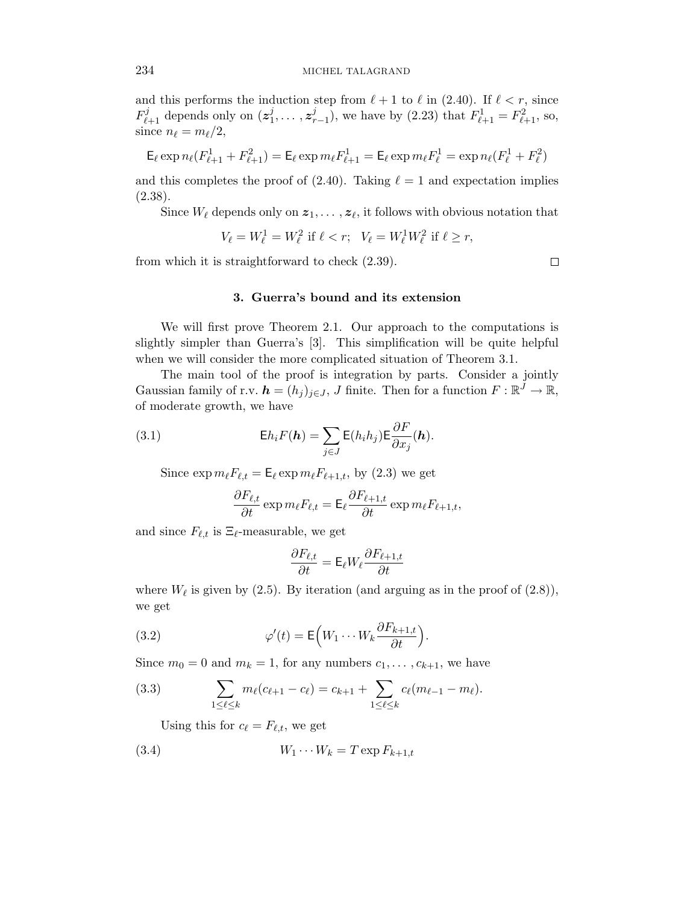and this performs the induction step from $\ell + 1$ to $\ell$ in (2.40). If $\ell < r$, since $F^j_{\ell+1}$ depends only on $(\boldsymbol{z}^j_1, \dots, \boldsymbol{z}^j_{r-1})$, we have by (2.23) that $F^1_{\ell+1} = F^2_{\ell+1}$, so, since $n_\ell = m_\ell/2$,

$$\mathsf{E}_\ell \exp n_\ell(F^1_{\ell+1} + F^2_{\ell+1}) = \mathsf{E}_\ell \exp m_\ell F^1_{\ell+1} = \mathsf{E}_\ell \exp m_\ell F^1_\ell = \exp n_\ell(F^1_\ell + F^2_\ell)$$

and this completes the proof of (2.40). Taking $\ell = 1$ and expectation implies (2.38).

Since $W_\ell$ depends only on $\boldsymbol{z}_1, \dots, \boldsymbol{z}_\ell$, it follows with obvious notation that

$$V_\ell = W^1_\ell = W^2_\ell \text{ if } \ell < r; \quad V_\ell = W^1_\ell W^2_\ell \text{ if } \ell \geq r,$$

from which it is straightforward to check (2.39). □

## 3. Guerra's bound and its extension

We will first prove Theorem 2.1. Our approach to the computations is slightly simpler than Guerra's [3]. This simplification will be quite helpful when we will consider the more complicated situation of Theorem 3.1.

The main tool of the proof is integration by parts. Consider a jointly Gaussian family of r.v. $\boldsymbol{h} = (h_j)_{j \in J}$, $J$ finite. Then for a function $F : \mathbb{R}^J \to \mathbb{R}$, of moderate growth, we have

$$\mathsf{E} h_i F(\boldsymbol{h}) = \sum_{j \in J} \mathsf{E}(h_i h_j) \mathsf{E} \frac{\partial F}{\partial x_j}(\boldsymbol{h}). \tag{3.1}$$

Since $\exp m_\ell F_{\ell,t} = \mathsf{E}_\ell \exp m_\ell F_{\ell+1,t}$, by (2.3) we get

$$\frac{\partial F_{\ell,t}}{\partial t} \exp m_\ell F_{\ell,t} = \mathsf{E}_\ell \frac{\partial F_{\ell+1,t}}{\partial t} \exp m_\ell F_{\ell+1,t},$$

and since $F_{\ell,t}$ is $\Xi_\ell$-measurable, we get

$$\frac{\partial F_{\ell,t}}{\partial t} = \mathsf{E}_\ell W_\ell \frac{\partial F_{\ell+1,t}}{\partial t}$$

where $W_\ell$ is given by (2.5). By iteration (and arguing as in the proof of (2.8)), we get

$$\varphi'(t) = \mathsf{E}\Big( W_1 \cdots W_k \frac{\partial F_{k+1,t}}{\partial t} \Big). \tag{3.2}$$

Since $m_0 = 0$ and $m_k = 1$, for any numbers $c_1, \dots, c_{k+1}$, we have

$$\sum_{1 \leq \ell \leq k} m_\ell (c_{\ell+1} - c_\ell) = c_{k+1} + \sum_{1 \leq \ell \leq k} c_\ell (m_{\ell-1} - m_\ell). \tag{3.3}$$

Using this for $c_\ell = F_{\ell,t}$, we get

$$W_1 \cdots W_k = T \exp F_{k+1,t} \tag{3.4}$$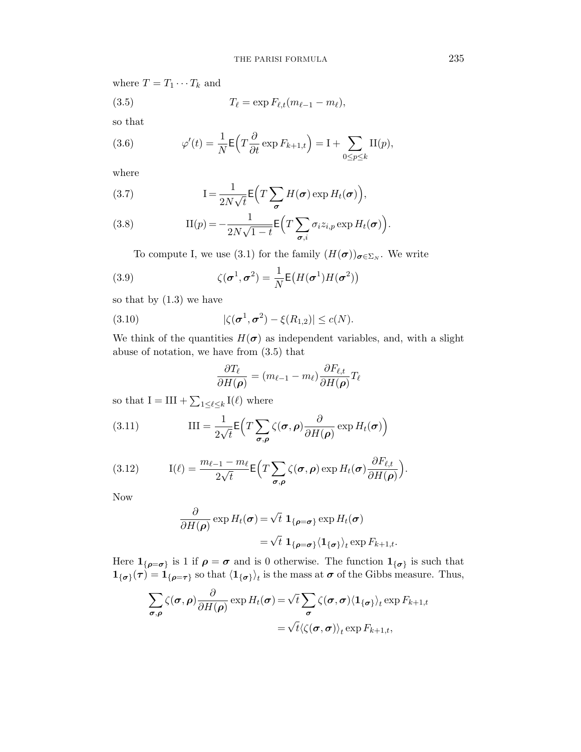where $T = T_1 \cdots T_k$ and

$$T_\ell = \exp F_{\ell,t}(m_{\ell-1} - m_\ell), \tag{3.5}$$

so that

$$\varphi'(t) = \frac{1}{N}\mathsf{E}\Big(T\frac{\partial}{\partial t}\exp F_{k+1,t}\Big) = \mathrm{I} + \sum_{0 \le p \le k} \mathrm{II}(p), \tag{3.6}$$

where

$$\mathrm{I} = \frac{1}{2N\sqrt{t}}\mathsf{E}\Big(T\sum_{\boldsymbol{\sigma}} H(\boldsymbol{\sigma})\exp H_t(\boldsymbol{\sigma})\Big), \tag{3.7}$$

$$\mathrm{II}(p) = -\frac{1}{2N\sqrt{1-t}}\mathsf{E}\Big(T\sum_{\boldsymbol{\sigma},i} \sigma_i z_{i,p}\exp H_t(\boldsymbol{\sigma})\Big). \tag{3.8}$$

To compute I, we use (3.1) for the family $(H(\boldsymbol{\sigma}))_{\boldsymbol{\sigma}\in\Sigma_N}$. We write

$$\zeta(\boldsymbol{\sigma}^1, \boldsymbol{\sigma}^2) = \frac{1}{N}\mathsf{E}\big(H(\boldsymbol{\sigma}^1)H(\boldsymbol{\sigma}^2)\big) \tag{3.9}$$

so that by (1.3) we have

$$|\zeta(\boldsymbol{\sigma}^1, \boldsymbol{\sigma}^2) - \xi(R_{1,2})| \le c(N). \tag{3.10}$$

We think of the quantities $H(\boldsymbol{\sigma})$ as independent variables, and, with a slight abuse of notation, we have from (3.5) that

$$\frac{\partial T_\ell}{\partial H(\boldsymbol{\rho})} = (m_{\ell-1} - m_\ell)\frac{\partial F_{\ell,t}}{\partial H(\boldsymbol{\rho})}T_\ell$$

so that $\mathrm{I} = \mathrm{III} + \sum_{1\le\ell\le k}\mathrm{I}(\ell)$ where

$$\mathrm{III} = \frac{1}{2\sqrt{t}}\mathsf{E}\Big(T\sum_{\boldsymbol{\sigma},\boldsymbol{\rho}}\zeta(\boldsymbol{\sigma},\boldsymbol{\rho})\frac{\partial}{\partial H(\boldsymbol{\rho})}\exp H_t(\boldsymbol{\sigma})\Big) \tag{3.11}$$

$$\mathrm{I}(\ell) = \frac{m_{\ell-1} - m_\ell}{2\sqrt{t}}\mathsf{E}\Big(T\sum_{\boldsymbol{\sigma},\boldsymbol{\rho}}\zeta(\boldsymbol{\sigma},\boldsymbol{\rho})\exp H_t(\boldsymbol{\sigma})\frac{\partial F_{\ell,t}}{\partial H(\boldsymbol{\rho})}\Big). \tag{3.12}$$

Now

$$\begin{aligned}\frac{\partial}{\partial H(\boldsymbol{\rho})}\exp H_t(\boldsymbol{\sigma}) &= \sqrt{t}\ \mathbf{1}_{\{\boldsymbol{\rho}=\boldsymbol{\sigma}\}}\exp H_t(\boldsymbol{\sigma}) \\ &= \sqrt{t}\ \mathbf{1}_{\{\boldsymbol{\rho}=\boldsymbol{\sigma}\}}\langle\mathbf{1}_{\{\boldsymbol{\sigma}\}}\rangle_t \exp F_{k+1,t}.\end{aligned}$$

Here $\mathbf{1}_{\{\boldsymbol{\rho}=\boldsymbol{\sigma}\}}$ is 1 if $\boldsymbol{\rho} = \boldsymbol{\sigma}$ and is 0 otherwise. The function $\mathbf{1}_{\{\boldsymbol{\sigma}\}}$ is such that $\mathbf{1}_{\{\boldsymbol{\sigma}\}}(\boldsymbol{\tau}) = \mathbf{1}_{\{\boldsymbol{\rho}=\boldsymbol{\tau}\}}$ so that $\langle\mathbf{1}_{\{\boldsymbol{\sigma}\}}\rangle_t$ is the mass at $\boldsymbol{\sigma}$ of the Gibbs measure. Thus,

$$\begin{aligned}\sum_{\boldsymbol{\sigma},\boldsymbol{\rho}}\zeta(\boldsymbol{\sigma},\boldsymbol{\rho})\frac{\partial}{\partial H(\boldsymbol{\rho})}\exp H_t(\boldsymbol{\sigma}) &= \sqrt{t}\sum_{\boldsymbol{\sigma}}\zeta(\boldsymbol{\sigma},\boldsymbol{\sigma})\langle\mathbf{1}_{\{\boldsymbol{\sigma}\}}\rangle_t\exp F_{k+1,t} \\ &= \sqrt{t}\langle\zeta(\boldsymbol{\sigma},\boldsymbol{\sigma})\rangle_t\exp F_{k+1,t},\end{aligned}$$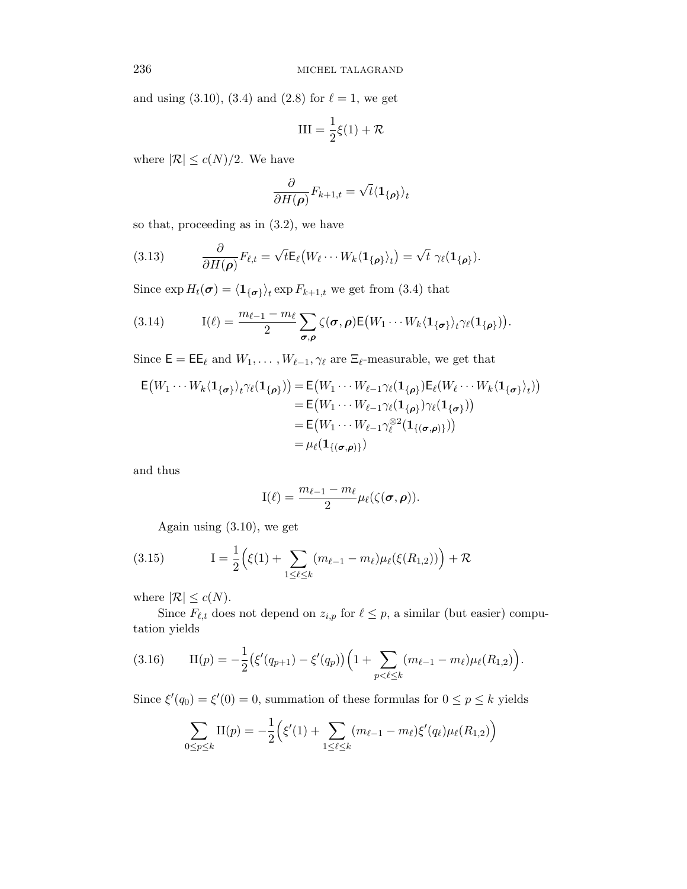and using (3.10), (3.4) and (2.8) for $\ell = 1$, we get

$$\mathrm{III} = \frac{1}{2}\xi(1) + \mathcal{R}$$

where $|\mathcal{R}| \le c(N)/2$. We have

$$\frac{\partial}{\partial H(\boldsymbol{\rho})} F_{k+1,t} = \sqrt{t}\langle \mathbf{1}_{\{\boldsymbol{\rho}\}}\rangle_t$$

so that, proceeding as in (3.2), we have

$$\frac{\partial}{\partial H(\boldsymbol{\rho})} F_{\ell,t} = \sqrt{t}\mathsf{E}_\ell\big(W_\ell \cdots W_k \langle \mathbf{1}_{\{\boldsymbol{\rho}\}}\rangle_t\big) = \sqrt{t}\ \gamma_\ell(\mathbf{1}_{\{\boldsymbol{\rho}\}}). \tag{3.13}$$

Since $\exp H_t(\boldsymbol{\sigma}) = \langle \mathbf{1}_{\{\boldsymbol{\sigma}\}}\rangle_t \exp F_{k+1,t}$ we get from (3.4) that

$$\mathrm{I}(\ell) = \frac{m_{\ell-1} - m_\ell}{2} \sum_{\boldsymbol{\sigma},\boldsymbol{\rho}} \zeta(\boldsymbol{\sigma},\boldsymbol{\rho}) \mathsf{E}\big(W_1 \cdots W_k \langle \mathbf{1}_{\{\boldsymbol{\sigma}\}}\rangle_t \gamma_\ell(\mathbf{1}_{\{\boldsymbol{\rho}\}})\big). \tag{3.14}$$

Since $\mathsf{E} = \mathsf{E}\mathsf{E}_\ell$ and $W_1, \ldots, W_{\ell-1}, \gamma_\ell$ are $\Xi_\ell$-measurable, we get that

$$\begin{aligned}
\mathsf{E}\big(W_1 \cdots W_k \langle \mathbf{1}_{\{\boldsymbol{\sigma}\}}\rangle_t \gamma_\ell(\mathbf{1}_{\{\boldsymbol{\rho}\}})\big) &= \mathsf{E}\big(W_1 \cdots W_{\ell-1}\gamma_\ell(\mathbf{1}_{\{\boldsymbol{\rho}\}}) \mathsf{E}_\ell(W_\ell \cdots W_k \langle \mathbf{1}_{\{\boldsymbol{\sigma}\}}\rangle_t)\big) \\
&= \mathsf{E}\big(W_1 \cdots W_{\ell-1}\gamma_\ell(\mathbf{1}_{\{\boldsymbol{\rho}\}})\gamma_\ell(\mathbf{1}_{\{\boldsymbol{\sigma}\}})\big) \\
&= \mathsf{E}\big(W_1 \cdots W_{\ell-1}\gamma_\ell^{\otimes 2}(\mathbf{1}_{\{(\boldsymbol{\sigma},\boldsymbol{\rho})\}})\big) \\
&= \mu_\ell(\mathbf{1}_{\{(\boldsymbol{\sigma},\boldsymbol{\rho})\}})
\end{aligned}$$

and thus

$$\mathrm{I}(\ell) = \frac{m_{\ell-1} - m_\ell}{2}\mu_\ell(\zeta(\boldsymbol{\sigma},\boldsymbol{\rho})).$$

Again using (3.10), we get

$$\mathrm{I} = \frac{1}{2}\Big(\xi(1) + \sum_{1 \le \ell \le k} (m_{\ell-1} - m_\ell)\mu_\ell(\xi(R_{1,2}))\Big) + \mathcal{R} \tag{3.15}$$

where $|\mathcal{R}| \le c(N)$.

Since $F_{\ell,t}$ does not depend on $z_{i,p}$ for $\ell \le p$, a similar (but easier) computation yields

$$\mathrm{II}(p) = -\frac{1}{2}\big(\xi'(q_{p+1}) - \xi'(q_p)\big)\Big(1 + \sum_{p < \ell \le k} (m_{\ell-1} - m_\ell)\mu_\ell(R_{1,2})\Big). \tag{3.16}$$

Since $\xi'(q_0) = \xi'(0) = 0$, summation of these formulas for $0 \le p \le k$ yields

$$\sum_{0 \le p \le k} \mathrm{II}(p) = -\frac{1}{2}\Big(\xi'(1) + \sum_{1 \le \ell \le k} (m_{\ell-1} - m_\ell)\xi'(q_\ell)\mu_\ell(R_{1,2})\Big)$$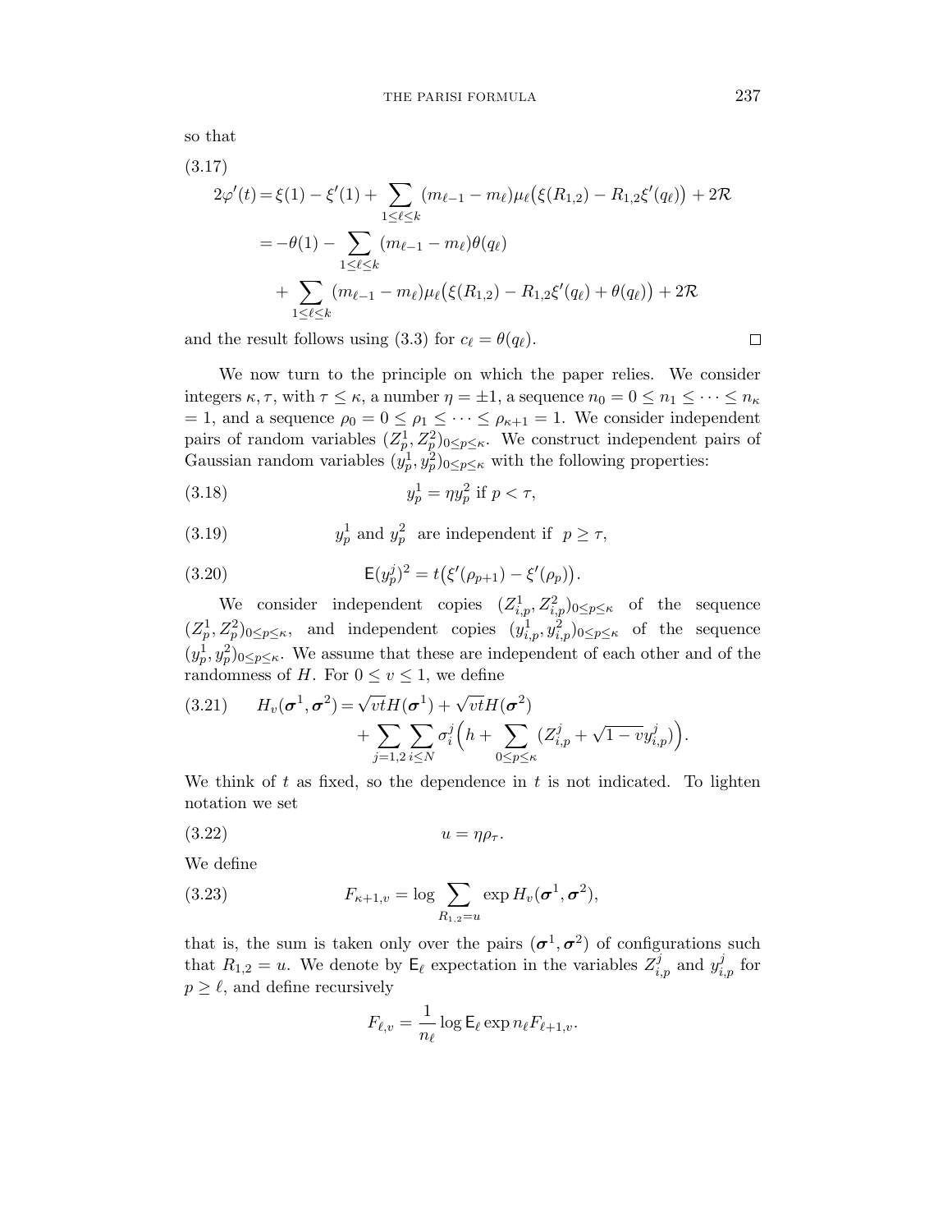so that

(3.17)

$$
\begin{aligned}
2\varphi'(t) &= \xi(1) - \xi'(1) + \sum_{1\le \ell\le k} (m_{\ell-1} - m_\ell)\mu_\ell\big(\xi(R_{1,2}) - R_{1,2}\xi'(q_\ell)\big) + 2\mathcal{R} \\
&= -\theta(1) - \sum_{1\le \ell\le k} (m_{\ell-1} - m_\ell)\theta(q_\ell) \\
&\quad + \sum_{1\le \ell\le k} (m_{\ell-1} - m_\ell)\mu_\ell\big(\xi(R_{1,2}) - R_{1,2}\xi'(q_\ell) + \theta(q_\ell)\big) + 2\mathcal{R}
\end{aligned}
$$

and the result follows using (3.3) for $c_\ell = \theta(q_\ell)$. □

We now turn to the principle on which the paper relies. We consider integers $\kappa, \tau$, with $\tau \le \kappa$, a number $\eta = \pm 1$, a sequence $n_0 = 0 \le n_1 \le \cdots \le n_\kappa = 1$, and a sequence $\rho_0 = 0 \le \rho_1 \le \cdots \le \rho_{\kappa+1} = 1$. We consider independent pairs of random variables $(Z_p^1, Z_p^2)_{0\le p\le\kappa}$. We construct independent pairs of Gaussian random variables $(y_p^1, y_p^2)_{0\le p\le\kappa}$ with the following properties:

$$
y_p^1 = \eta y_p^2 \text{ if } p < \tau, \tag{3.18}
$$

$$
y_p^1 \text{ and } y_p^2 \text{ are independent if } p \ge \tau, \tag{3.19}
$$

$$
\mathsf{E}(y_p^j)^2 = t\big(\xi'(\rho_{p+1}) - \xi'(\rho_p)\big). \tag{3.20}
$$

We consider independent copies $(Z_{i,p}^1, Z_{i,p}^2)_{0\le p\le\kappa}$ of the sequence $(Z_p^1, Z_p^2)_{0\le p\le\kappa}$, and independent copies $(y_{i,p}^1, y_{i,p}^2)_{0\le p\le\kappa}$ of the sequence $(y_p^1, y_p^2)_{0\le p\le\kappa}$. We assume that these are independent of each other and of the randomness of $H$. For $0 \le v \le 1$, we define

$$
\begin{aligned}
H_v(\boldsymbol{\sigma}^1, \boldsymbol{\sigma}^2) &= \sqrt{vt}H(\boldsymbol{\sigma}^1) + \sqrt{vt}H(\boldsymbol{\sigma}^2) \\
&\quad + \sum_{j=1,2}\sum_{i\le N} \sigma_i^j \Big(h + \sum_{0\le p\le\kappa} (Z_{i,p}^j + \sqrt{1-v}y_{i,p}^j)\Big).
\end{aligned} \tag{3.21}
$$

We think of $t$ as fixed, so the dependence in $t$ is not indicated. To lighten notation we set

$$
u = \eta\rho_\tau. \tag{3.22}
$$

We define

$$
F_{\kappa+1,v} = \log \sum_{R_{1,2}=u} \exp H_v(\boldsymbol{\sigma}^1, \boldsymbol{\sigma}^2), \tag{3.23}
$$

that is, the sum is taken only over the pairs $(\boldsymbol{\sigma}^1, \boldsymbol{\sigma}^2)$ of configurations such that $R_{1,2} = u$. We denote by $\mathsf{E}_\ell$ expectation in the variables $Z_{i,p}^j$ and $y_{i,p}^j$ for $p \ge \ell$, and define recursively

$$
F_{\ell,v} = \frac{1}{n_\ell}\log \mathsf{E}_\ell \exp n_\ell F_{\ell+1,v}.
$$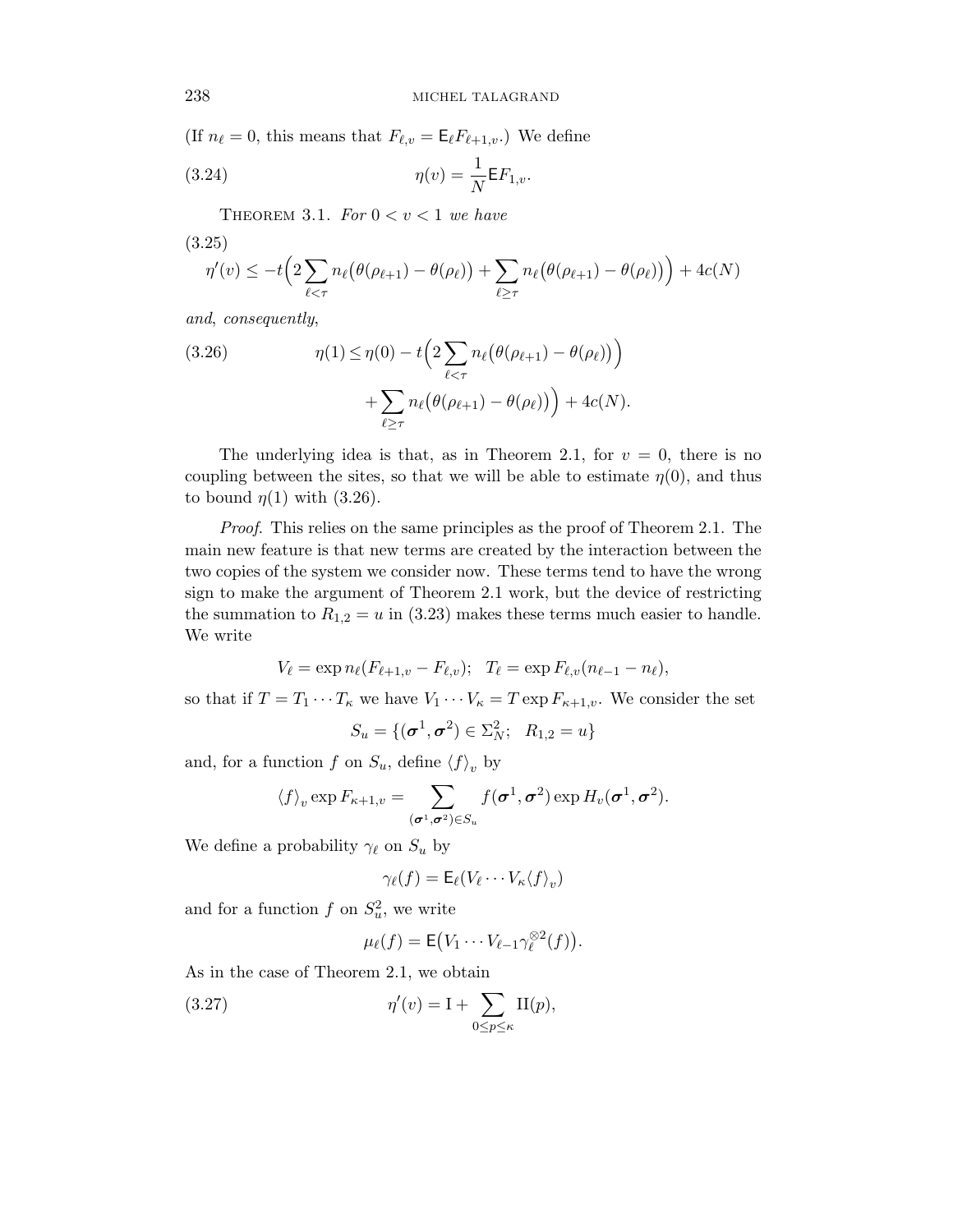(If $n_\ell = 0$, this means that $F_{\ell,v} = \mathsf{E}_\ell F_{\ell+1,v}$.) We define

$$\eta(v) = \frac{1}{N}\mathsf{E}F_{1,v}. \tag{3.24}$$

THEOREM 3.1. *For $0 < v < 1$ we have*

$$\eta'(v) \le -t\Big(2\sum_{\ell<\tau} n_\ell\big(\theta(\rho_{\ell+1}) - \theta(\rho_\ell)\big) + \sum_{\ell\ge\tau} n_\ell\big(\theta(\rho_{\ell+1}) - \theta(\rho_\ell)\big)\Big) + 4c(N) \tag{3.25}$$

*and, consequently,*

$$\eta(1) \le \eta(0) - t\Big(2\sum_{\ell<\tau} n_\ell\big(\theta(\rho_{\ell+1}) - \theta(\rho_\ell)\big)\Big) + \sum_{\ell\ge\tau} n_\ell\big(\theta(\rho_{\ell+1}) - \theta(\rho_\ell)\big)\Big) + 4c(N). \tag{3.26}$$

The underlying idea is that, as in Theorem 2.1, for $v = 0$, there is no coupling between the sites, so that we will be able to estimate $\eta(0)$, and thus to bound $\eta(1)$ with (3.26).

*Proof.* This relies on the same principles as the proof of Theorem 2.1. The main new feature is that new terms are created by the interaction between the two copies of the system we consider now. These terms tend to have the wrong sign to make the argument of Theorem 2.1 work, but the device of restricting the summation to $R_{1,2} = u$ in (3.23) makes these terms much easier to handle. We write

$$V_\ell = \exp n_\ell(F_{\ell+1,v} - F_{\ell,v}); \quad T_\ell = \exp F_{\ell,v}(n_{\ell-1} - n_\ell),$$

so that if $T = T_1 \cdots T_\kappa$ we have $V_1 \cdots V_\kappa = T \exp F_{\kappa+1,v}$. We consider the set

$$S_u = \{(\boldsymbol{\sigma}^1, \boldsymbol{\sigma}^2) \in \Sigma_N^2; \quad R_{1,2} = u\}$$

and, for a function $f$ on $S_u$, define $\langle f\rangle_v$ by

$$\langle f\rangle_v \exp F_{\kappa+1,v} = \sum_{(\boldsymbol{\sigma}^1,\boldsymbol{\sigma}^2)\in S_u} f(\boldsymbol{\sigma}^1, \boldsymbol{\sigma}^2)\exp H_v(\boldsymbol{\sigma}^1, \boldsymbol{\sigma}^2).$$

We define a probability $\gamma_\ell$ on $S_u$ by

$$\gamma_\ell(f) = \mathsf{E}_\ell(V_\ell \cdots V_\kappa \langle f\rangle_v)$$

and for a function $f$ on $S_u^2$, we write

$$\mu_\ell(f) = \mathsf{E}\big(V_1 \cdots V_{\ell-1}\gamma_\ell^{\otimes 2}(f)\big).$$

As in the case of Theorem 2.1, we obtain

$$\eta'(v) = \mathrm{I} + \sum_{0\le p\le\kappa} \mathrm{II}(p), \tag{3.27}$$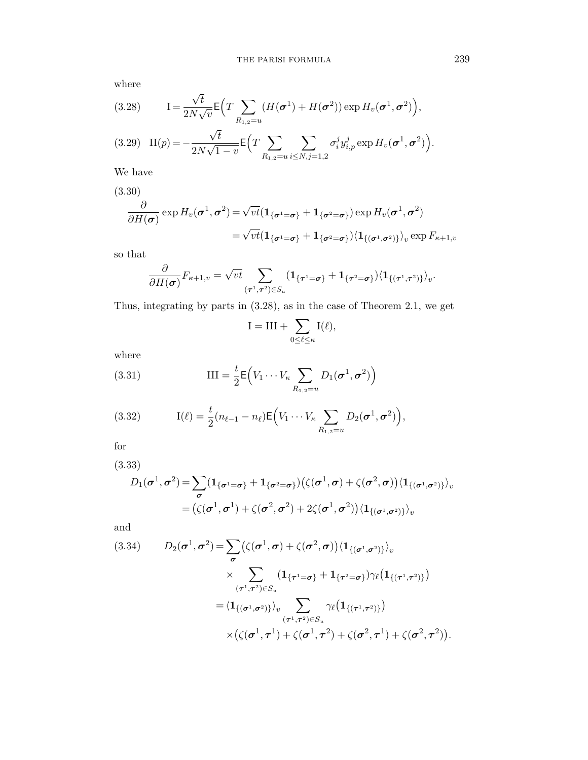where

$$\mathrm{I} = \frac{\sqrt{t}}{2N\sqrt{v}} \mathsf{E}\Big( T \sum_{R_{1,2}=u} (H(\boldsymbol{\sigma}^1) + H(\boldsymbol{\sigma}^2)) \exp H_v(\boldsymbol{\sigma}^1, \boldsymbol{\sigma}^2) \Big), \tag{3.28}$$

$$\mathrm{II}(p) = -\frac{\sqrt{t}}{2N\sqrt{1-v}} \mathsf{E}\Big( T \sum_{R_{1,2}=u} \sum_{i \le N, j=1,2} \sigma_i^j y_{i,p}^j \exp H_v(\boldsymbol{\sigma}^1, \boldsymbol{\sigma}^2) \Big). \tag{3.29}$$

We have

$$\begin{aligned} \frac{\partial}{\partial H(\boldsymbol{\sigma})} \exp H_v(\boldsymbol{\sigma}^1, \boldsymbol{\sigma}^2) &= \sqrt{vt} (\mathbf{1}_{\{\boldsymbol{\sigma}^1 = \boldsymbol{\sigma}\}} + \mathbf{1}_{\{\boldsymbol{\sigma}^2 = \boldsymbol{\sigma}\}}) \exp H_v(\boldsymbol{\sigma}^1, \boldsymbol{\sigma}^2) \\ &= \sqrt{vt} (\mathbf{1}_{\{\boldsymbol{\sigma}^1 = \boldsymbol{\sigma}\}} + \mathbf{1}_{\{\boldsymbol{\sigma}^2 = \boldsymbol{\sigma}\}}) \langle \mathbf{1}_{\{(\boldsymbol{\sigma}^1, \boldsymbol{\sigma}^2)\}} \rangle_v \exp F_{\kappa+1,v} \end{aligned} \tag{3.30}$$

so that

$$\frac{\partial}{\partial H(\boldsymbol{\sigma})} F_{\kappa+1,v} = \sqrt{vt} \sum_{(\boldsymbol{\tau}^1, \boldsymbol{\tau}^2) \in S_u} (\mathbf{1}_{\{\boldsymbol{\tau}^1 = \boldsymbol{\sigma}\}} + \mathbf{1}_{\{\boldsymbol{\tau}^2 = \boldsymbol{\sigma}\}}) \langle \mathbf{1}_{\{(\boldsymbol{\tau}^1, \boldsymbol{\tau}^2)\}} \rangle_v.$$

Thus, integrating by parts in (3.28), as in the case of Theorem 2.1, we get

$$\mathrm{I} = \mathrm{III} + \sum_{0 \le \ell \le \kappa} \mathrm{I}(\ell),$$

where

$$\mathrm{III} = \frac{t}{2} \mathsf{E}\Big( V_1 \cdots V_\kappa \sum_{R_{1,2}=u} D_1(\boldsymbol{\sigma}^1, \boldsymbol{\sigma}^2) \Big) \tag{3.31}$$

$$\mathrm{I}(\ell) = \frac{t}{2} (n_{\ell-1} - n_\ell) \mathsf{E}\Big( V_1 \cdots V_\kappa \sum_{R_{1,2}=u} D_2(\boldsymbol{\sigma}^1, \boldsymbol{\sigma}^2) \Big), \tag{3.32}$$

for

$$\begin{aligned} D_1(\boldsymbol{\sigma}^1, \boldsymbol{\sigma}^2) &= \sum_{\boldsymbol{\sigma}} (\mathbf{1}_{\{\boldsymbol{\sigma}^1 = \boldsymbol{\sigma}\}} + \mathbf{1}_{\{\boldsymbol{\sigma}^2 = \boldsymbol{\sigma}\}}) \big( \zeta(\boldsymbol{\sigma}^1, \boldsymbol{\sigma}) + \zeta(\boldsymbol{\sigma}^2, \boldsymbol{\sigma}) \big) \langle \mathbf{1}_{\{(\boldsymbol{\sigma}^1, \boldsymbol{\sigma}^2)\}} \rangle_v \\ &= \big( \zeta(\boldsymbol{\sigma}^1, \boldsymbol{\sigma}^1) + \zeta(\boldsymbol{\sigma}^2, \boldsymbol{\sigma}^2) + 2\zeta(\boldsymbol{\sigma}^1, \boldsymbol{\sigma}^2) \big) \langle \mathbf{1}_{\{(\boldsymbol{\sigma}^1, \boldsymbol{\sigma}^2)\}} \rangle_v \end{aligned} \tag{3.33}$$

and

$$\begin{aligned} D_2(\boldsymbol{\sigma}^1, \boldsymbol{\sigma}^2) &= \sum_{\boldsymbol{\sigma}} \big( \zeta(\boldsymbol{\sigma}^1, \boldsymbol{\sigma}) + \zeta(\boldsymbol{\sigma}^2, \boldsymbol{\sigma}) \big) \langle \mathbf{1}_{\{(\boldsymbol{\sigma}^1, \boldsymbol{\sigma}^2)\}} \rangle_v \\ &\quad \times \sum_{(\boldsymbol{\tau}^1, \boldsymbol{\tau}^2) \in S_u} (\mathbf{1}_{\{\boldsymbol{\tau}^1 = \boldsymbol{\sigma}\}} + \mathbf{1}_{\{\boldsymbol{\tau}^2 = \boldsymbol{\sigma}\}}) \gamma_\ell \big( \mathbf{1}_{\{(\boldsymbol{\tau}^1, \boldsymbol{\tau}^2)\}} \big) \\ &= \langle \mathbf{1}_{\{(\boldsymbol{\sigma}^1, \boldsymbol{\sigma}^2)\}} \rangle_v \sum_{(\boldsymbol{\tau}^1, \boldsymbol{\tau}^2) \in S_u} \gamma_\ell \big( \mathbf{1}_{\{(\boldsymbol{\tau}^1, \boldsymbol{\tau}^2)\}} \big) \\ &\quad \times \big( \zeta(\boldsymbol{\sigma}^1, \boldsymbol{\tau}^1) + \zeta(\boldsymbol{\sigma}^1, \boldsymbol{\tau}^2) + \zeta(\boldsymbol{\sigma}^2, \boldsymbol{\tau}^1) + \zeta(\boldsymbol{\sigma}^2, \boldsymbol{\tau}^2) \big). \end{aligned} \tag{3.34}$$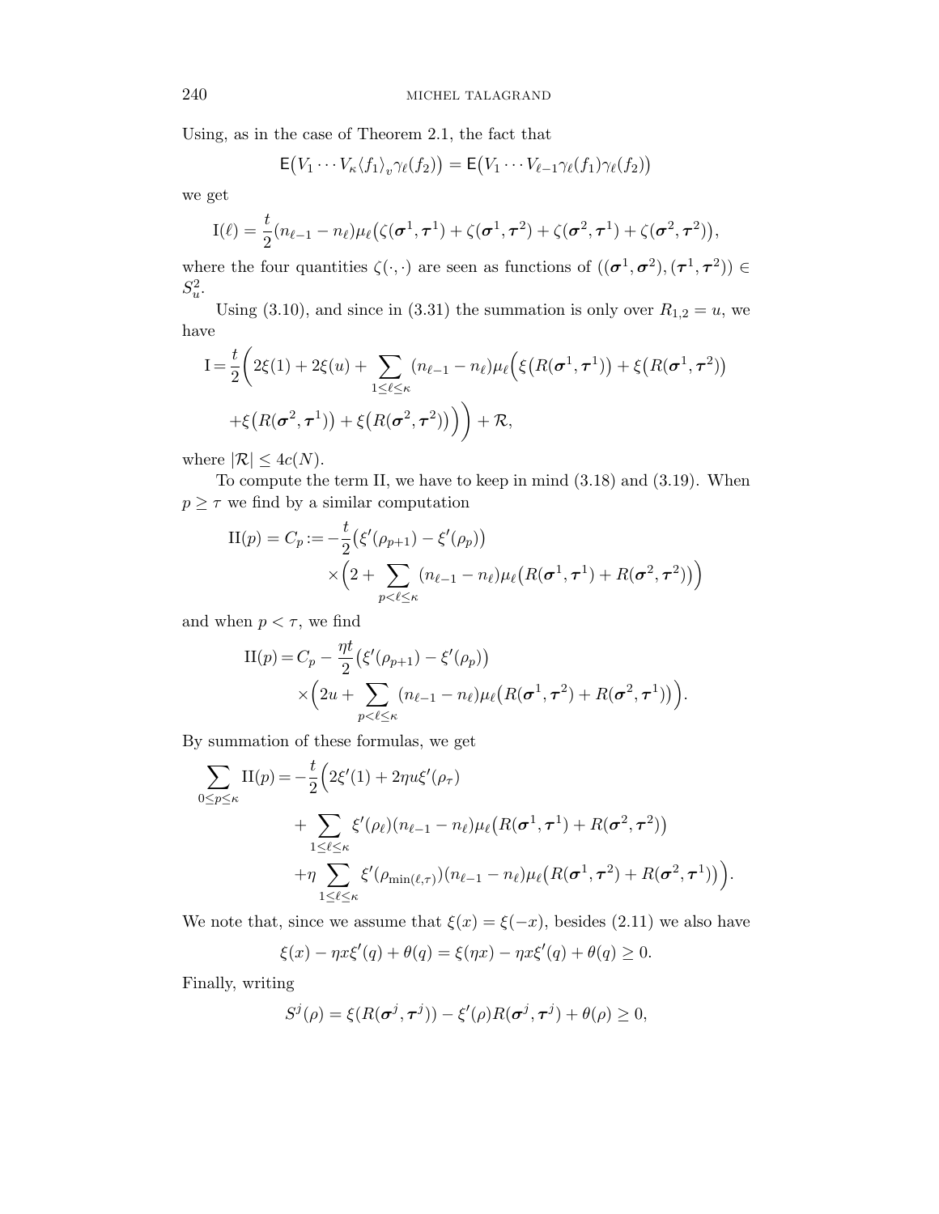Using, as in the case of Theorem 2.1, the fact that

$$\mathsf{E}\big(V_1 \cdots V_\kappa \langle f_1 \rangle_v \gamma_\ell(f_2)\big) = \mathsf{E}\big(V_1 \cdots V_{\ell-1} \gamma_\ell(f_1)\gamma_\ell(f_2)\big)$$

we get

$$\mathrm{I}(\ell) = \frac{t}{2}(n_{\ell-1} - n_\ell)\mu_\ell\big(\zeta(\boldsymbol{\sigma}^1, \boldsymbol{\tau}^1) + \zeta(\boldsymbol{\sigma}^1, \boldsymbol{\tau}^2) + \zeta(\boldsymbol{\sigma}^2, \boldsymbol{\tau}^1) + \zeta(\boldsymbol{\sigma}^2, \boldsymbol{\tau}^2)\big),$$

where the four quantities $\zeta(\cdot, \cdot)$ are seen as functions of $((\boldsymbol{\sigma}^1, \boldsymbol{\sigma}^2), (\boldsymbol{\tau}^1, \boldsymbol{\tau}^2)) \in S_u^2$.

Using (3.10), and since in (3.31) the summation is only over $R_{1,2} = u$, we have

$$\begin{aligned}
\mathrm{I} = \frac{t}{2}\bigg(&2\xi(1) + 2\xi(u) + \sum_{1\le\ell\le\kappa}(n_{\ell-1} - n_\ell)\mu_\ell\Big(\xi\big(R(\boldsymbol{\sigma}^1, \boldsymbol{\tau}^1)\big) + \xi\big(R(\boldsymbol{\sigma}^1, \boldsymbol{\tau}^2)\big) \\
&+ \xi\big(R(\boldsymbol{\sigma}^2, \boldsymbol{\tau}^1)\big) + \xi\big(R(\boldsymbol{\sigma}^2, \boldsymbol{\tau}^2)\big)\Big)\bigg) + \mathcal{R},
\end{aligned}$$

where $|\mathcal{R}| \le 4c(N)$.

To compute the term II, we have to keep in mind (3.18) and (3.19). When $p \ge \tau$ we find by a similar computation

$$\begin{aligned}
\mathrm{II}(p) = C_p := -\frac{t}{2}\big(\xi'(\rho_{p+1}) - \xi'(\rho_p)\big) \\
\times\Big(2 + \sum_{p<\ell\le\kappa}(n_{\ell-1} - n_\ell)\mu_\ell\big(R(\boldsymbol{\sigma}^1, \boldsymbol{\tau}^1) + R(\boldsymbol{\sigma}^2, \boldsymbol{\tau}^2)\big)\Big)
\end{aligned}$$

and when $p < \tau$, we find

$$\begin{aligned}
\mathrm{II}(p) = C_p - \frac{\eta t}{2}\big(\xi'(\rho_{p+1}) - \xi'(\rho_p)\big) \\
\times\Big(2u + \sum_{p<\ell\le\kappa}(n_{\ell-1} - n_\ell)\mu_\ell\big(R(\boldsymbol{\sigma}^1, \boldsymbol{\tau}^2) + R(\boldsymbol{\sigma}^2, \boldsymbol{\tau}^1)\big)\Big).
\end{aligned}$$

By summation of these formulas, we get

$$\begin{aligned}
\sum_{0\le p\le\kappa}\mathrm{II}(p) = -\frac{t}{2}\Big(&2\xi'(1) + 2\eta u\xi'(\rho_\tau) \\
&+ \sum_{1\le\ell\le\kappa}\xi'(\rho_\ell)(n_{\ell-1} - n_\ell)\mu_\ell\big(R(\boldsymbol{\sigma}^1, \boldsymbol{\tau}^1) + R(\boldsymbol{\sigma}^2, \boldsymbol{\tau}^2)\big) \\
&+ \eta\sum_{1\le\ell\le\kappa}\xi'(\rho_{\min(\ell,\tau)})(n_{\ell-1} - n_\ell)\mu_\ell\big(R(\boldsymbol{\sigma}^1, \boldsymbol{\tau}^2) + R(\boldsymbol{\sigma}^2, \boldsymbol{\tau}^1)\big)\Big).
\end{aligned}$$

We note that, since we assume that $\xi(x) = \xi(-x)$, besides (2.11) we also have

$$\xi(x) - \eta x\xi'(q) + \theta(q) = \xi(\eta x) - \eta x\xi'(q) + \theta(q) \ge 0.$$

Finally, writing

$$S^j(\rho) = \xi(R(\boldsymbol{\sigma}^j, \boldsymbol{\tau}^j)) - \xi'(\rho)R(\boldsymbol{\sigma}^j, \boldsymbol{\tau}^j) + \theta(\rho) \ge 0,$$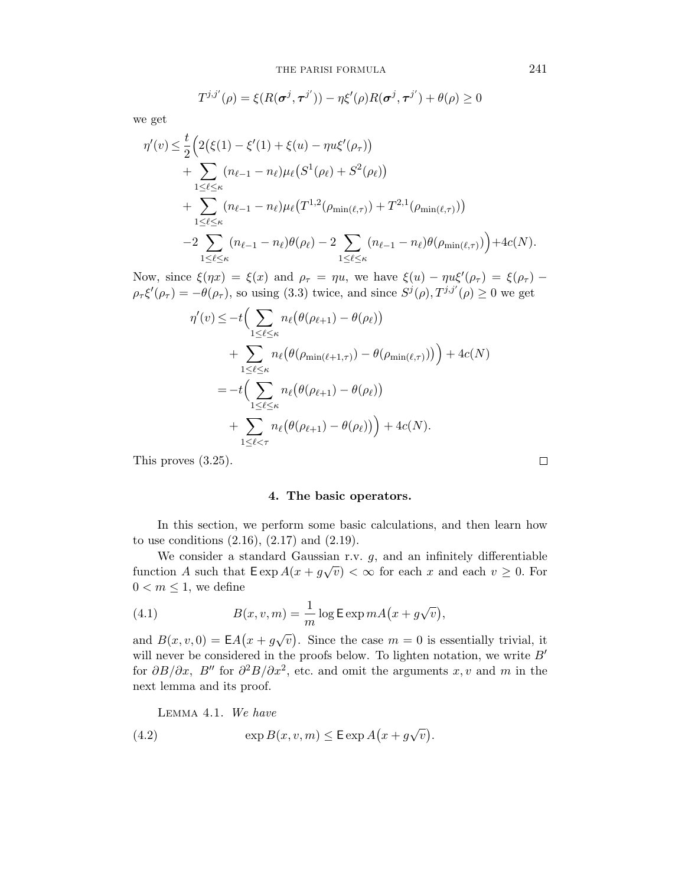$$T^{j,j'}(\rho) = \xi(R(\boldsymbol{\sigma}^j, \boldsymbol{\tau}^{j'})) - \eta\xi'(\rho)R(\boldsymbol{\sigma}^j, \boldsymbol{\tau}^{j'}) + \theta(\rho) \geq 0$$

we get

$$\begin{aligned}
\eta'(v) \leq & \frac{t}{2}\Big(2\big(\xi(1) - \xi'(1) + \xi(u) - \eta u \xi'(\rho_\tau)\big) \\
& + \sum_{1 \leq \ell \leq \kappa} (n_{\ell-1} - n_\ell)\mu_\ell\big(S^1(\rho_\ell) + S^2(\rho_\ell)\big) \\
& + \sum_{1 \leq \ell \leq \kappa} (n_{\ell-1} - n_\ell)\mu_\ell\big(T^{1,2}(\rho_{\min(\ell,\tau)}) + T^{2,1}(\rho_{\min(\ell,\tau)})\big) \\
& - 2\sum_{1 \leq \ell \leq \kappa} (n_{\ell-1} - n_\ell)\theta(\rho_\ell) - 2\sum_{1 \leq \ell \leq \kappa} (n_{\ell-1} - n_\ell)\theta(\rho_{\min(\ell,\tau)})\Big) + 4c(N).
\end{aligned}$$

Now, since $\xi(\eta x) = \xi(x)$ and $\rho_\tau = \eta u$, we have $\xi(u) - \eta u \xi'(\rho_\tau) = \xi(\rho_\tau) - \rho_\tau \xi'(\rho_\tau) = -\theta(\rho_\tau)$, so using (3.3) twice, and since $S^j(\rho), T^{j,j'}(\rho) \geq 0$ we get

$$\begin{aligned}
\eta'(v) & \leq -t\Big(\sum_{1 \leq \ell \leq \kappa} n_\ell\big(\theta(\rho_{\ell+1}) - \theta(\rho_\ell)\big) \\
& \qquad + \sum_{1 \leq \ell \leq \kappa} n_\ell\big(\theta(\rho_{\min(\ell+1,\tau)}) - \theta(\rho_{\min(\ell,\tau)})\big)\Big) + 4c(N) \\
& = -t\Big(\sum_{1 \leq \ell \leq \kappa} n_\ell\big(\theta(\rho_{\ell+1}) - \theta(\rho_\ell)\big) \\
& \qquad + \sum_{1 \leq \ell < \tau} n_\ell\big(\theta(\rho_{\ell+1}) - \theta(\rho_\ell)\big)\Big) + 4c(N).
\end{aligned}$$

This proves (3.25). □

## 4. The basic operators.

In this section, we perform some basic calculations, and then learn how to use conditions (2.16), (2.17) and (2.19).

We consider a standard Gaussian r.v. $g$, and an infinitely differentiable function $A$ such that $\mathsf{E}\exp A(x + g\sqrt{v}) < \infty$ for each $x$ and each $v \geq 0$. For $0 < m \leq 1$, we define

$$B(x, v, m) = \frac{1}{m}\log \mathsf{E}\exp mA\big(x + g\sqrt{v}\big), \tag{4.1}$$

and $B(x, v, 0) = \mathsf{E}A\big(x + g\sqrt{v}\big)$. Since the case $m = 0$ is essentially trivial, it will never be considered in the proofs below. To lighten notation, we write $B'$ for $\partial B/\partial x$, $B''$ for $\partial^2 B/\partial x^2$, etc. and omit the arguments $x, v$ and $m$ in the next lemma and its proof.

Lemma 4.1. *We have*

$$\exp B(x, v, m) \leq \mathsf{E}\exp A\big(x + g\sqrt{v}\big). \tag{4.2}$$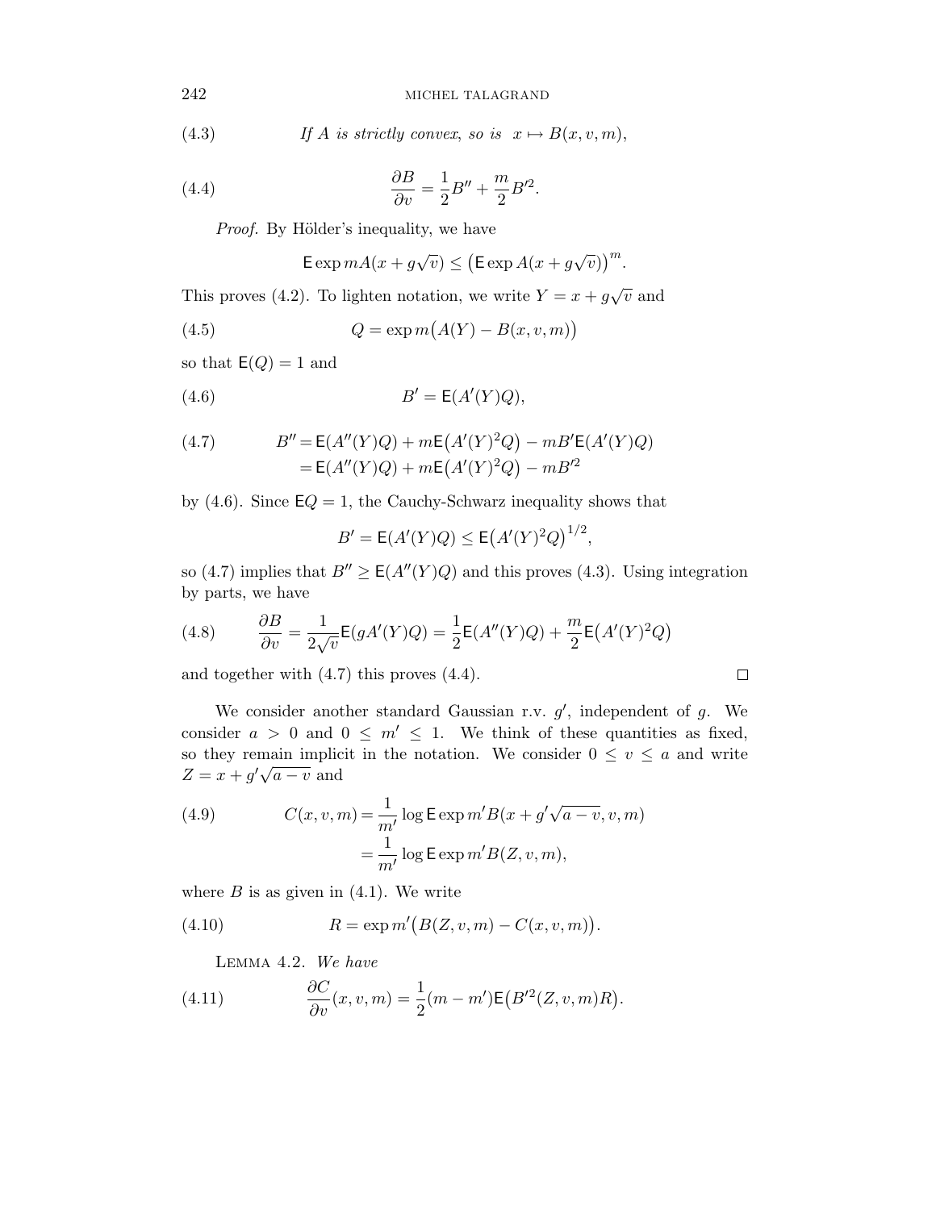(4.3) *If $A$ is strictly convex, so is $x \mapsto B(x, v, m)$,*

$$\frac{\partial B}{\partial v} = \frac{1}{2} B'' + \frac{m}{2} B'^2. \tag{4.4}$$

*Proof.* By Hölder's inequality, we have

$$\mathsf{E} \exp mA(x + g\sqrt{v}) \leq \big(\mathsf{E} \exp A(x + g\sqrt{v})\big)^m.$$

This proves (4.2). To lighten notation, we write $Y = x + g\sqrt{v}$ and

$$Q = \exp m\big(A(Y) - B(x, v, m)\big) \tag{4.5}$$

so that $\mathsf{E}(Q) = 1$ and

$$B' = \mathsf{E}(A'(Y)Q), \tag{4.6}$$

$$\begin{aligned} B'' &= \mathsf{E}(A''(Y)Q) + m\mathsf{E}\big(A'(Y)^2 Q\big) - mB'\mathsf{E}(A'(Y)Q) \\ &= \mathsf{E}(A''(Y)Q) + m\mathsf{E}\big(A'(Y)^2 Q\big) - mB'^2 \end{aligned} \tag{4.7}$$

by (4.6). Since $\mathsf{E}Q = 1$, the Cauchy-Schwarz inequality shows that

$$B' = \mathsf{E}(A'(Y)Q) \leq \mathsf{E}\big(A'(Y)^2 Q\big)^{1/2},$$

so (4.7) implies that $B'' \geq \mathsf{E}(A''(Y)Q)$ and this proves (4.3). Using integration by parts, we have

$$\frac{\partial B}{\partial v} = \frac{1}{2\sqrt{v}} \mathsf{E}(gA'(Y)Q) = \frac{1}{2}\mathsf{E}(A''(Y)Q) + \frac{m}{2}\mathsf{E}\big(A'(Y)^2 Q\big) \tag{4.8}$$

and together with (4.7) this proves (4.4). □

We consider another standard Gaussian r.v. $g'$, independent of $g$. We consider $a > 0$ and $0 \leq m' \leq 1$. We think of these quantities as fixed, so they remain implicit in the notation. We consider $0 \leq v \leq a$ and write $Z = x + g'\sqrt{a - v}$ and

$$\begin{aligned} C(x, v, m) &= \frac{1}{m'} \log \mathsf{E} \exp m' B(x + g'\sqrt{a - v}, v, m) \\ &= \frac{1}{m'} \log \mathsf{E} \exp m' B(Z, v, m), \end{aligned} \tag{4.9}$$

where $B$ is as given in (4.1). We write

$$R = \exp m'\big(B(Z, v, m) - C(x, v, m)\big). \tag{4.10}$$

Lemma 4.2. *We have*

$$\frac{\partial C}{\partial v}(x, v, m) = \frac{1}{2}(m - m')\mathsf{E}\big(B'^2(Z, v, m)R\big). \tag{4.11}$$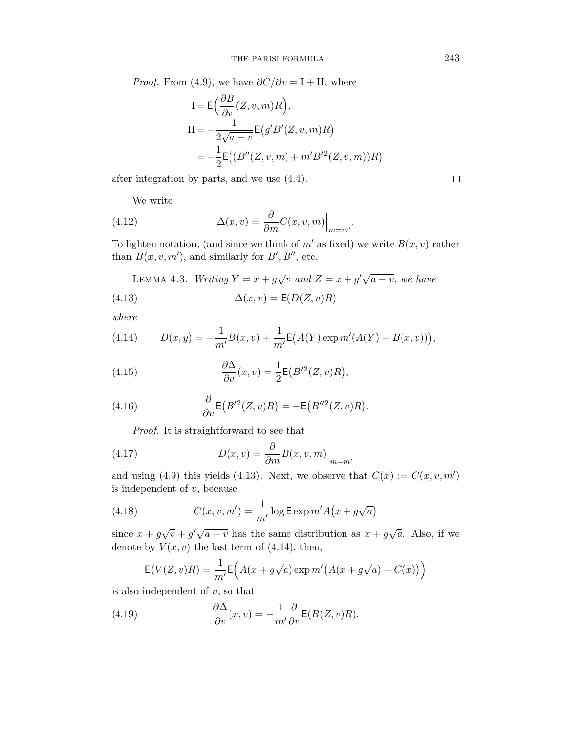*Proof.* From (4.9), we have $\partial C/\partial v = \mathrm{I} + \mathrm{II}$, where

$$\begin{aligned}
\mathrm{I} &= \mathsf{E}\Big(\frac{\partial B}{\partial v}(Z, v, m) R\Big), \\
\mathrm{II} &= -\frac{1}{2\sqrt{a-v}}\mathsf{E}\big(g' B'(Z, v, m) R\big) \\
&= -\frac{1}{2}\mathsf{E}\big((B''(Z, v, m) + m' B'^2(Z, v, m)) R\big)
\end{aligned}$$

after integration by parts, and we use (4.4). $\square$

We write

$$\Delta(x, v) = \frac{\partial}{\partial m} C(x, v, m)\Big|_{m=m'}. \tag{4.12}$$

To lighten notation, (and since we think of $m'$ as fixed) we write $B(x, v)$ rather than $B(x, v, m')$, and similarly for $B', B''$, etc.

LEMMA 4.3. *Writing $Y = x + g\sqrt{v}$ and $Z = x + g'\sqrt{a-v}$, we have*

$$\Delta(x, v) = \mathsf{E}(D(Z, v) R) \tag{4.13}$$

*where*

$$D(x, y) = -\frac{1}{m'} B(x, v) + \frac{1}{m'}\mathsf{E}\big(A(Y) \exp m'(A(Y) - B(x, v))\big), \tag{4.14}$$

$$\frac{\partial \Delta}{\partial v}(x, v) = \frac{1}{2}\mathsf{E}\big(B'^2(Z, v) R\big), \tag{4.15}$$

$$\frac{\partial}{\partial v}\mathsf{E}\big(B'^2(Z, v) R\big) = -\mathsf{E}\big(B''^2(Z, v) R\big). \tag{4.16}$$

*Proof.* It is straightforward to see that

$$D(x, v) = \frac{\partial}{\partial m} B(x, v, m)\Big|_{m=m'} \tag{4.17}$$

and using (4.9) this yields (4.13). Next, we observe that $C(x) := C(x, v, m')$ is independent of $v$, because

$$C(x, v, m') = \frac{1}{m'} \log \mathsf{E} \exp m' A\big(x + g\sqrt{a}\big) \tag{4.18}$$

since $x + g\sqrt{v} + g'\sqrt{a-v}$ has the same distribution as $x + g\sqrt{a}$. Also, if we denote by $V(x, v)$ the last term of (4.14), then,

$$\mathsf{E}(V(Z, v) R) = \frac{1}{m'}\mathsf{E}\Big(A(x + g\sqrt{a}) \exp m'\big(A(x + g\sqrt{a}) - C(x)\big)\Big)$$

is also independent of $v$, so that

$$\frac{\partial \Delta}{\partial v}(x, v) = -\frac{1}{m'}\frac{\partial}{\partial v}\mathsf{E}(B(Z, v) R). \tag{4.19}$$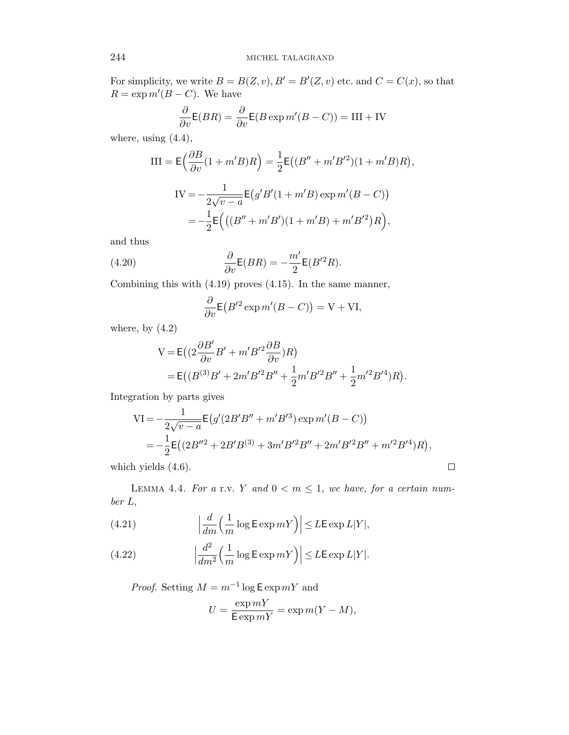For simplicity, we write $B = B(Z, v), B' = B'(Z, v)$ etc. and $C = C(x)$, so that $R = \exp m'(B - C)$. We have

$$\frac{\partial}{\partial v}\mathsf{E}(BR) = \frac{\partial}{\partial v}\mathsf{E}(B \exp m'(B - C)) = \mathrm{III} + \mathrm{IV}$$

where, using (4.4),

$$\mathrm{III} = \mathsf{E}\Big(\frac{\partial B}{\partial v}(1 + m'B)R\Big) = \frac{1}{2}\mathsf{E}\big((B'' + m'B'^2)(1 + m'B)R\big),$$

$$\begin{aligned}
\mathrm{IV} &= -\frac{1}{2\sqrt{v-a}}\mathsf{E}\big(g'B'(1 + m'B)\exp m'(B - C)\big) \\
&= -\frac{1}{2}\mathsf{E}\Big(\big((B'' + m'B')(1 + m'B) + m'B'^2\big)R\Big),
\end{aligned}$$

and thus

$$\frac{\partial}{\partial v}\mathsf{E}(BR) = -\frac{m'}{2}\mathsf{E}(B'^2 R). \tag{4.20}$$

Combining this with (4.19) proves (4.15). In the same manner,

$$\frac{\partial}{\partial v}\mathsf{E}\big(B'^2 \exp m'(B - C)\big) = \mathrm{V} + \mathrm{VI},$$

where, by (4.2)

$$\begin{aligned}
\mathrm{V} &= \mathsf{E}\big((2\frac{\partial B'}{\partial v}B' + m'B'^2\frac{\partial B}{\partial v})R\big) \\
&= \mathsf{E}\big((B^{(3)}B' + 2m'B'^2B'' + \frac{1}{2}m'B'^2B'' + \frac{1}{2}m'^2B'^4)R\big).
\end{aligned}$$

Integration by parts gives

$$\begin{aligned}
\mathrm{VI} &= -\frac{1}{2\sqrt{v-a}}\mathsf{E}\big(g'(2B'B'' + m'B'^3)\exp m'(B - C)\big) \\
&= -\frac{1}{2}\mathsf{E}\big((2B''^2 + 2B'B^{(3)} + 3m'B'^2B'' + 2m'B'^2B'' + m'^2B'^4)R\big),
\end{aligned}$$

which yields (4.6). □

Lemma 4.4. *For a* r.v. $Y$ *and* $0 < m \leq 1$, *we have, for a certain number* $L$,

$$\Big|\frac{d}{dm}\Big(\frac{1}{m}\log \mathsf{E}\exp mY\Big)\Big| \leq L\mathsf{E}\exp L|Y|, \tag{4.21}$$

$$\Big|\frac{d^2}{dm^2}\Big(\frac{1}{m}\log \mathsf{E}\exp mY\Big)\Big| \leq L\mathsf{E}\exp L|Y|. \tag{4.22}$$

*Proof.* Setting $M = m^{-1}\log \mathsf{E}\exp mY$ and

$$U = \frac{\exp mY}{\mathsf{E}\exp mY} = \exp m(Y - M),$$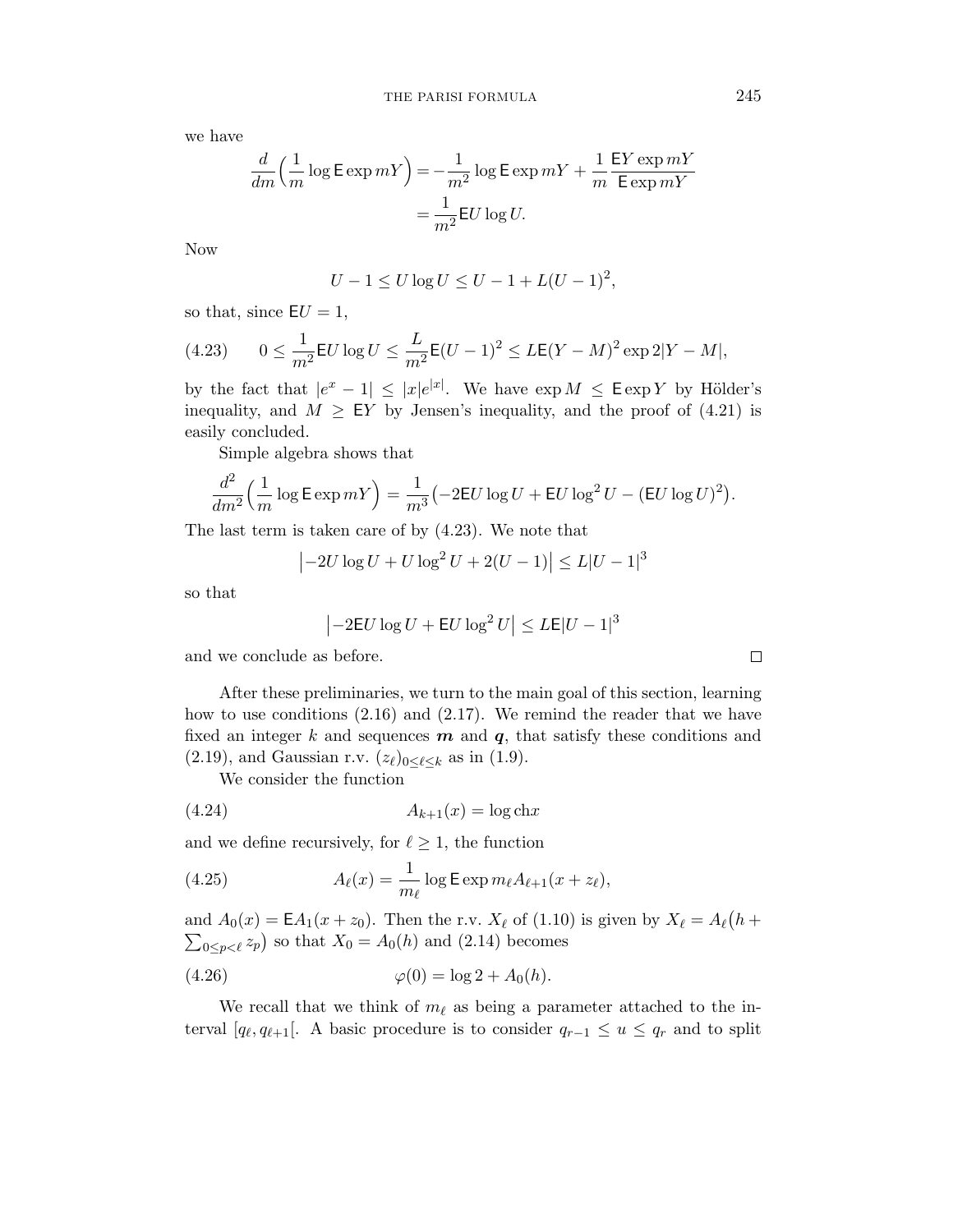we have

$$\frac{d}{dm}\Big(\frac{1}{m}\log \mathsf{E}\exp mY\Big) = -\frac{1}{m^2}\log \mathsf{E}\exp mY + \frac{1}{m}\frac{\mathsf{E}Y\exp mY}{\mathsf{E}\exp mY}$$
$$= \frac{1}{m^2}\mathsf{E}U\log U.$$

Now

$$U - 1 \le U\log U \le U - 1 + L(U-1)^2,$$

so that, since $\mathsf{E}U = 1$,

$$0 \le \frac{1}{m^2}\mathsf{E}U\log U \le \frac{L}{m^2}\mathsf{E}(U-1)^2 \le L\mathsf{E}(Y-M)^2\exp 2|Y-M|, \tag{4.23}$$

by the fact that $|e^x - 1| \le |x|e^{|x|}$. We have $\exp M \le \mathsf{E}\exp Y$ by Hölder's inequality, and $M \ge \mathsf{E}Y$ by Jensen's inequality, and the proof of (4.21) is easily concluded.

Simple algebra shows that

$$\frac{d^2}{dm^2}\Big(\frac{1}{m}\log \mathsf{E}\exp mY\Big) = \frac{1}{m^3}\big(-2\mathsf{E}U\log U + \mathsf{E}U\log^2 U - (\mathsf{E}U\log U)^2\big).$$

The last term is taken care of by (4.23). We note that

$$\big|-2U\log U + U\log^2 U + 2(U-1)\big| \le L|U-1|^3$$

so that

$$\big|-2\mathsf{E}U\log U + \mathsf{E}U\log^2 U\big| \le L\mathsf{E}|U-1|^3$$

and we conclude as before. $\square$

After these preliminaries, we turn to the main goal of this section, learning how to use conditions (2.16) and (2.17). We remind the reader that we have fixed an integer $k$ and sequences $\boldsymbol{m}$ and $\boldsymbol{q}$, that satisfy these conditions and (2.19), and Gaussian r.v. $(z_\ell)_{0\le \ell\le k}$ as in (1.9).

We consider the function

$$A_{k+1}(x) = \log \mathrm{ch} x \tag{4.24}$$

and we define recursively, for $\ell \ge 1$, the function

$$A_\ell(x) = \frac{1}{m_\ell}\log \mathsf{E}\exp m_\ell A_{\ell+1}(x + z_\ell), \tag{4.25}$$

and $A_0(x) = \mathsf{E}A_1(x + z_0)$. Then the r.v. $X_\ell$ of (1.10) is given by $X_\ell = A_\ell\big(h + \sum_{0\le p<\ell} z_p\big)$ so that $X_0 = A_0(h)$ and (2.14) becomes

$$\varphi(0) = \log 2 + A_0(h). \tag{4.26}$$

We recall that we think of $m_\ell$ as being a parameter attached to the interval $[q_\ell, q_{\ell+1}[$. A basic procedure is to consider $q_{r-1} \le u \le q_r$ and to split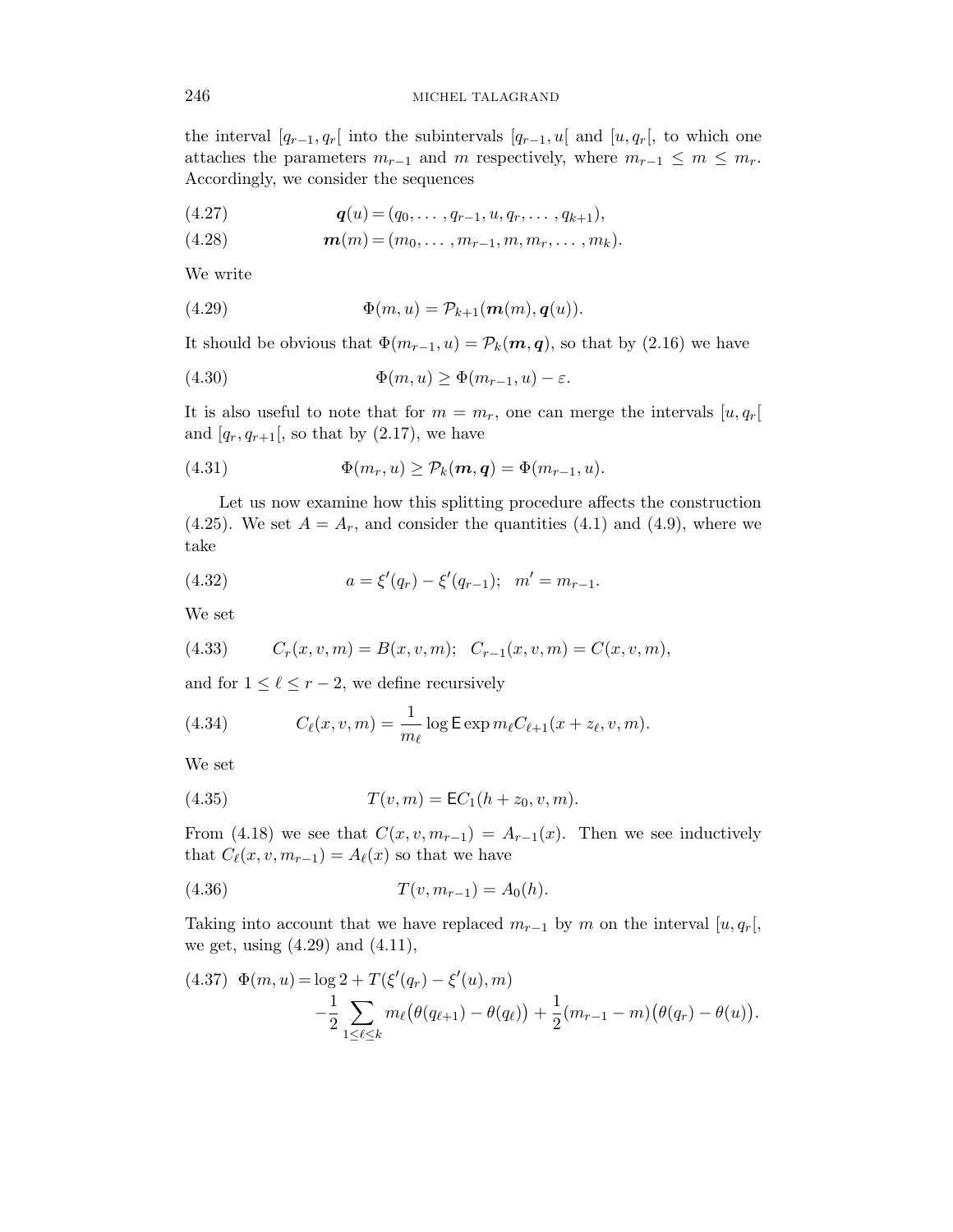the interval $[q_{r-1}, q_r[$ into the subintervals $[q_{r-1}, u[$ and $[u, q_r[$, to which one attaches the parameters $m_{r-1}$ and $m$ respectively, where $m_{r-1} \leq m \leq m_r$. Accordingly, we consider the sequences

$$\boldsymbol{q}(u) = (q_0, \ldots, q_{r-1}, u, q_r, \ldots, q_{k+1}), \tag{4.27}$$

$$\boldsymbol{m}(m) = (m_0, \ldots, m_{r-1}, m, m_r, \ldots, m_k). \tag{4.28}$$

We write

$$\Phi(m, u) = \mathcal{P}_{k+1}(\boldsymbol{m}(m), \boldsymbol{q}(u)). \tag{4.29}$$

It should be obvious that $\Phi(m_{r-1}, u) = \mathcal{P}_k(\boldsymbol{m}, \boldsymbol{q})$, so that by (2.16) we have

$$\Phi(m, u) \geq \Phi(m_{r-1}, u) - \varepsilon. \tag{4.30}$$

It is also useful to note that for $m = m_r$, one can merge the intervals $[u, q_r[$ and $[q_r, q_{r+1}[$, so that by (2.17), we have

$$\Phi(m_r, u) \geq \mathcal{P}_k(\boldsymbol{m}, \boldsymbol{q}) = \Phi(m_{r-1}, u). \tag{4.31}$$

Let us now examine how this splitting procedure affects the construction (4.25). We set $A = A_r$, and consider the quantities (4.1) and (4.9), where we take

$$a = \xi'(q_r) - \xi'(q_{r-1}); \quad m' = m_{r-1}. \tag{4.32}$$

We set

$$C_r(x, v, m) = B(x, v, m); \quad C_{r-1}(x, v, m) = C(x, v, m), \tag{4.33}$$

and for $1 \leq \ell \leq r-2$, we define recursively

$$C_\ell(x, v, m) = \frac{1}{m_\ell} \log \mathsf{E} \exp m_\ell C_{\ell+1}(x + z_\ell, v, m). \tag{4.34}$$

We set

$$T(v, m) = \mathsf{E} C_1(h + z_0, v, m). \tag{4.35}$$

From (4.18) we see that $C(x, v, m_{r-1}) = A_{r-1}(x)$. Then we see inductively that $C_\ell(x, v, m_{r-1}) = A_\ell(x)$ so that we have

$$T(v, m_{r-1}) = A_0(h). \tag{4.36}$$

Taking into account that we have replaced $m_{r-1}$ by $m$ on the interval $[u, q_r[$, we get, using (4.29) and (4.11),

$$\begin{aligned} \Phi(m, u) = \log 2 + T(\xi'(q_r) - \xi'(u), m) \\ -\frac{1}{2} \sum_{1 \leq \ell \leq k} m_\ell \big(\theta(q_{\ell+1}) - \theta(q_\ell)\big) + \frac{1}{2}(m_{r-1} - m)\big(\theta(q_r) - \theta(u)\big). \end{aligned} \tag{4.37}$$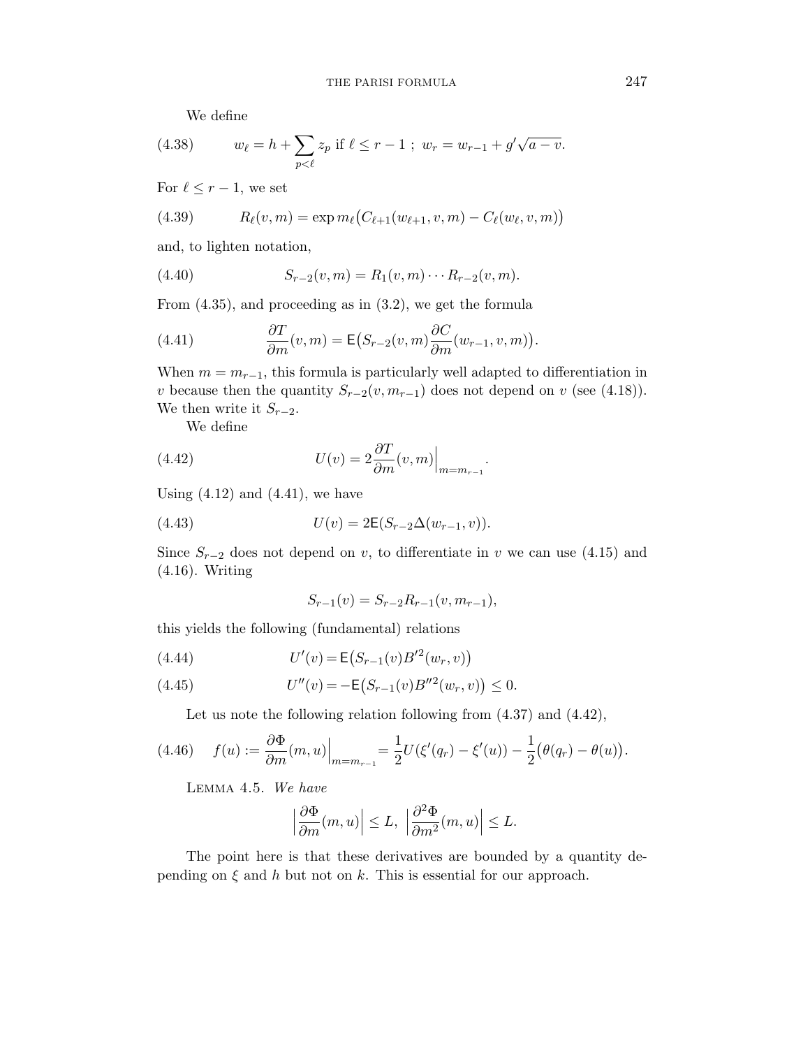We define

$$w_\ell = h + \sum_{p<\ell} z_p \text{ if } \ell \leq r-1 \text{ ; } w_r = w_{r-1} + g'\sqrt{a-v}. \tag{4.38}$$

For $\ell \leq r-1$, we set

$$R_\ell(v,m) = \exp m_\ell \big( C_{\ell+1}(w_{\ell+1}, v, m) - C_\ell(w_\ell, v, m) \big) \tag{4.39}$$

and, to lighten notation,

$$S_{r-2}(v,m) = R_1(v,m) \cdots R_{r-2}(v,m). \tag{4.40}$$

From (4.35), and proceeding as in (3.2), we get the formula

$$\frac{\partial T}{\partial m}(v,m) = \mathsf{E}\Big( S_{r-2}(v,m) \frac{\partial C}{\partial m}(w_{r-1}, v, m) \Big). \tag{4.41}$$

When $m = m_{r-1}$, this formula is particularly well adapted to differentiation in $v$ because then the quantity $S_{r-2}(v, m_{r-1})$ does not depend on $v$ (see (4.18)). We then write it $S_{r-2}$.

We define

$$U(v) = 2 \frac{\partial T}{\partial m}(v,m) \Big|_{m=m_{r-1}}. \tag{4.42}$$

Using (4.12) and (4.41), we have

$$U(v) = 2\mathsf{E}(S_{r-2} \Delta(w_{r-1}, v)). \tag{4.43}$$

Since $S_{r-2}$ does not depend on $v$, to differentiate in $v$ we can use (4.15) and (4.16). Writing

$$S_{r-1}(v) = S_{r-2} R_{r-1}(v, m_{r-1}),$$

this yields the following (fundamental) relations

$$U'(v) = \mathsf{E}\big( S_{r-1}(v) B'^2(w_r, v) \big) \tag{4.44}$$

$$U''(v) = -\mathsf{E}\big( S_{r-1}(v) B''^2(w_r, v) \big) \leq 0. \tag{4.45}$$

Let us note the following relation following from (4.37) and (4.42),

$$f(u) := \frac{\partial \Phi}{\partial m}(m,u)\Big|_{m=m_{r-1}} = \frac{1}{2} U(\xi'(q_r) - \xi'(u)) - \frac{1}{2}\big(\theta(q_r) - \theta(u)\big). \tag{4.46}$$

Lemma 4.5. *We have*

$$\Big| \frac{\partial \Phi}{\partial m}(m,u) \Big| \leq L, \ \ \Big| \frac{\partial^2 \Phi}{\partial m^2}(m,u) \Big| \leq L.$$

The point here is that these derivatives are bounded by a quantity depending on $\xi$ and $h$ but not on $k$. This is essential for our approach.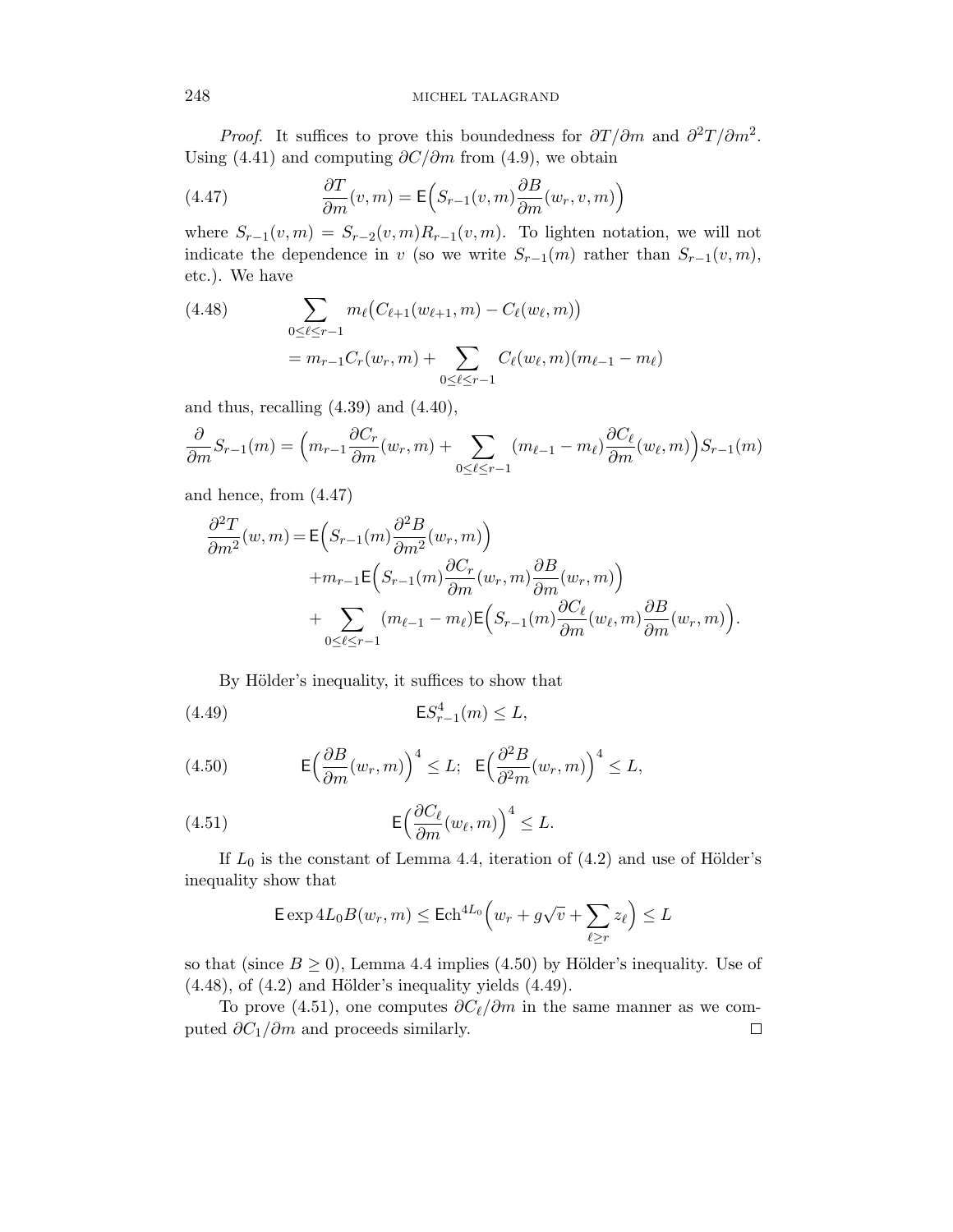*Proof.* It suffices to prove this boundedness for $\partial T/\partial m$ and $\partial^2 T/\partial m^2$. Using (4.41) and computing $\partial C/\partial m$ from (4.9), we obtain

$$\frac{\partial T}{\partial m}(v,m) = \mathsf{E}\Big(S_{r-1}(v,m)\frac{\partial B}{\partial m}(w_r,v,m)\Big) \tag{4.47}$$

where $S_{r-1}(v,m) = S_{r-2}(v,m)R_{r-1}(v,m)$. To lighten notation, we will not indicate the dependence in $v$ (so we write $S_{r-1}(m)$ rather than $S_{r-1}(v,m)$, etc.). We have

$$\begin{aligned}\sum_{0\le \ell\le r-1} & m_\ell\big(C_{\ell+1}(w_{\ell+1},m) - C_\ell(w_\ell,m)\big) \\ &= m_{r-1}C_r(w_r,m) + \sum_{0\le\ell\le r-1} C_\ell(w_\ell,m)(m_{\ell-1}-m_\ell)\end{aligned} \tag{4.48}$$

and thus, recalling (4.39) and (4.40),

$$\frac{\partial}{\partial m}S_{r-1}(m) = \Big(m_{r-1}\frac{\partial C_r}{\partial m}(w_r,m) + \sum_{0\le\ell\le r-1}(m_{\ell-1}-m_\ell)\frac{\partial C_\ell}{\partial m}(w_\ell,m)\Big)S_{r-1}(m)$$

and hence, from (4.47)

$$\begin{aligned}\frac{\partial^2 T}{\partial m^2}(w,m) = & \,\mathsf{E}\Big(S_{r-1}(m)\frac{\partial^2 B}{\partial m^2}(w_r,m)\Big) \\ & + m_{r-1}\mathsf{E}\Big(S_{r-1}(m)\frac{\partial C_r}{\partial m}(w_r,m)\frac{\partial B}{\partial m}(w_r,m)\Big) \\ & + \sum_{0\le\ell\le r-1}(m_{\ell-1}-m_\ell)\mathsf{E}\Big(S_{r-1}(m)\frac{\partial C_\ell}{\partial m}(w_\ell,m)\frac{\partial B}{\partial m}(w_r,m)\Big).\end{aligned}$$

By Hölder's inequality, it suffices to show that

$$\mathsf{E}S^4_{r-1}(m) \le L, \tag{4.49}$$

$$\mathsf{E}\Big(\frac{\partial B}{\partial m}(w_r,m)\Big)^4 \le L;\quad \mathsf{E}\Big(\frac{\partial^2 B}{\partial^2 m}(w_r,m)\Big)^4 \le L, \tag{4.50}$$

$$\mathsf{E}\Big(\frac{\partial C_\ell}{\partial m}(w_\ell,m)\Big)^4 \le L. \tag{4.51}$$

If $L_0$ is the constant of Lemma 4.4, iteration of (4.2) and use of Hölder's inequality show that

$$\mathsf{E}\exp 4L_0 B(w_r,m) \le \mathsf{E}\mathrm{ch}^{4L_0}\Big(w_r + g\sqrt{v} + \sum_{\ell\ge r} z_\ell\Big) \le L$$

so that (since $B \ge 0$), Lemma 4.4 implies (4.50) by Hölder's inequality. Use of (4.48), of (4.2) and Hölder's inequality yields (4.49).

To prove (4.51), one computes $\partial C_\ell/\partial m$ in the same manner as we computed $\partial C_1/\partial m$ and proceeds similarly. $\square$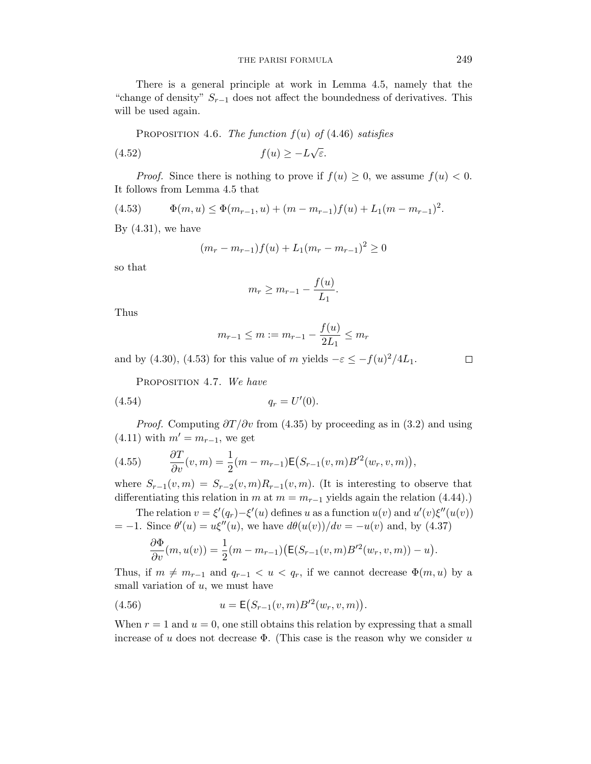There is a general principle at work in Lemma 4.5, namely that the "change of density" $S_{r-1}$ does not affect the boundedness of derivatives. This will be used again.

Proposition 4.6. *The function* $f(u)$ *of* (4.46) *satisfies*

$$f(u) \geq -L\sqrt{\varepsilon}. \tag{4.52}$$

*Proof.* Since there is nothing to prove if $f(u) \geq 0$, we assume $f(u) < 0$. It follows from Lemma 4.5 that

$$\Phi(m,u) \leq \Phi(m_{r-1},u) + (m - m_{r-1})f(u) + L_1(m - m_{r-1})^2. \tag{4.53}$$

By (4.31), we have

$$(m_r - m_{r-1})f(u) + L_1(m_r - m_{r-1})^2 \geq 0$$

so that

$$m_r \geq m_{r-1} - \frac{f(u)}{L_1}.$$

Thus

$$m_{r-1} \leq m := m_{r-1} - \frac{f(u)}{2L_1} \leq m_r$$

and by (4.30), (4.53) for this value of $m$ yields $-\varepsilon \leq -f(u)^2/4L_1$. □

Proposition 4.7. *We have*

$$q_r = U'(0). \tag{4.54}$$

*Proof.* Computing $\partial T/\partial v$ from (4.35) by proceeding as in (3.2) and using (4.11) with $m' = m_{r-1}$, we get

$$\frac{\partial T}{\partial v}(v,m) = \frac{1}{2}(m - m_{r-1})\mathsf{E}\big(S_{r-1}(v,m)B'^2(w_r,v,m)\big), \tag{4.55}$$

where $S_{r-1}(v,m) = S_{r-2}(v,m)R_{r-1}(v,m)$. (It is interesting to observe that differentiating this relation in $m$ at $m = m_{r-1}$ yields again the relation (4.44).)

The relation $v = \xi'(q_r) - \xi'(u)$ defines $u$ as a function $u(v)$ and $u'(v)\xi''(u(v)) = -1$. Since $\theta'(u) = u\xi''(u)$, we have $d\theta(u(v))/dv = -u(v)$ and, by (4.37)

$$\frac{\partial \Phi}{\partial v}(m,u(v)) = \frac{1}{2}(m - m_{r-1})\big(\mathsf{E}(S_{r-1}(v,m)B'^2(w_r,v,m)) - u\big).$$

Thus, if $m \neq m_{r-1}$ and $q_{r-1} < u < q_r$, if we cannot decrease $\Phi(m,u)$ by a small variation of $u$, we must have

$$u = \mathsf{E}\big(S_{r-1}(v,m)B'^2(w_r,v,m)\big). \tag{4.56}$$

When $r = 1$ and $u = 0$, one still obtains this relation by expressing that a small increase of $u$ does not decrease $\Phi$. (This case is the reason why we consider $u$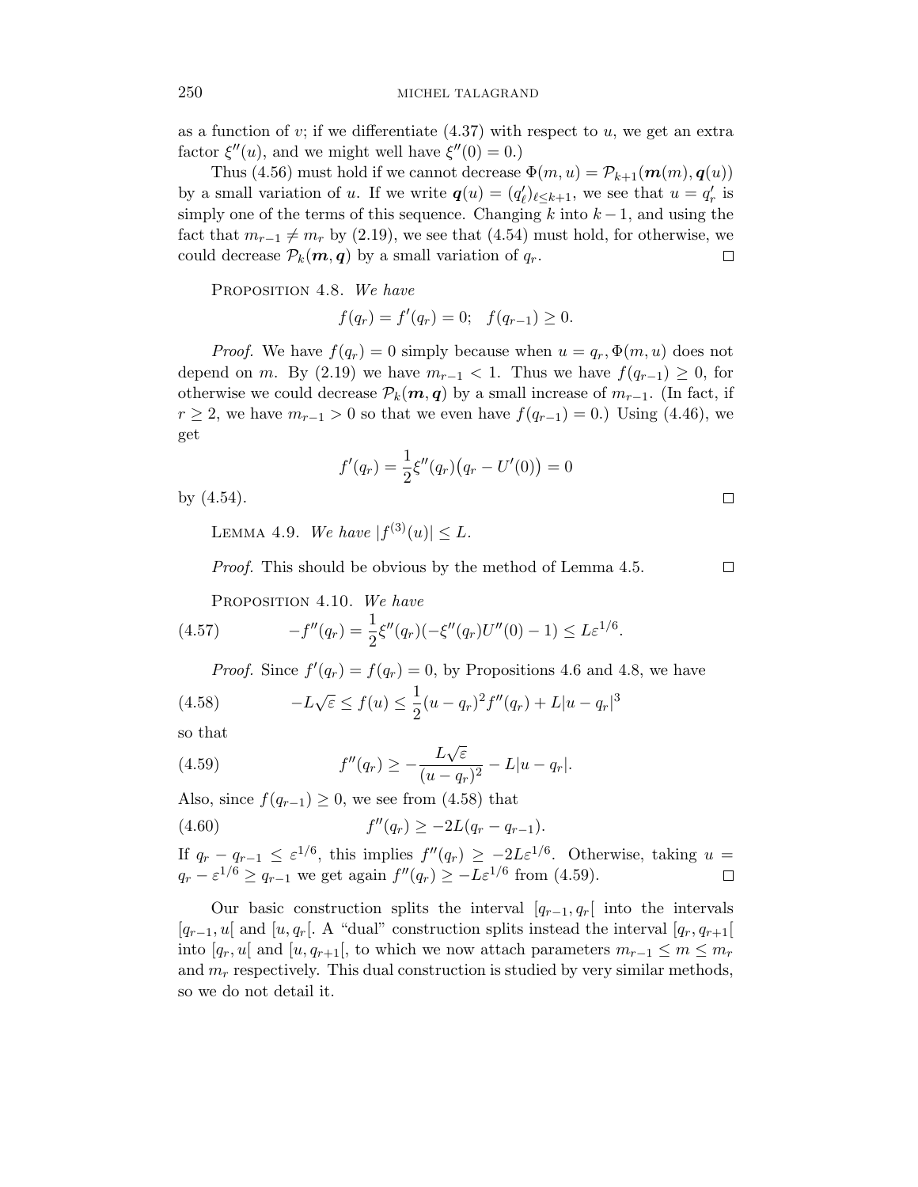as a function of $v$; if we differentiate (4.37) with respect to $u$, we get an extra factor $\xi''(u)$, and we might well have $\xi''(0) = 0$.)

Thus (4.56) must hold if we cannot decrease $\Phi(m, u) = \mathcal{P}_{k+1}(\boldsymbol{m}(m), \boldsymbol{q}(u))$ by a small variation of $u$. If we write $\boldsymbol{q}(u) = (q'_\ell)_{\ell \le k+1}$, we see that $u = q'_r$ is simply one of the terms of this sequence. Changing $k$ into $k-1$, and using the fact that $m_{r-1} \ne m_r$ by (2.19), we see that (4.54) must hold, for otherwise, we could decrease $\mathcal{P}_k(\boldsymbol{m}, \boldsymbol{q})$ by a small variation of $q_r$. □

PROPOSITION 4.8. *We have*

$$f(q_r) = f'(q_r) = 0; \quad f(q_{r-1}) \ge 0.$$

*Proof.* We have $f(q_r) = 0$ simply because when $u = q_r$, $\Phi(m, u)$ does not depend on $m$. By (2.19) we have $m_{r-1} < 1$. Thus we have $f(q_{r-1}) \ge 0$, for otherwise we could decrease $\mathcal{P}_k(\boldsymbol{m}, \boldsymbol{q})$ by a small increase of $m_{r-1}$. (In fact, if $r \ge 2$, we have $m_{r-1} > 0$ so that we even have $f(q_{r-1}) = 0$.) Using (4.46), we get

$$f'(q_r) = \frac{1}{2}\xi''(q_r)\big(q_r - U'(0)\big) = 0$$

by (4.54). □

LEMMA 4.9. *We have* $|f^{(3)}(u)| \le L$.

*Proof.* This should be obvious by the method of Lemma 4.5. □

PROPOSITION 4.10. *We have*

$$-f''(q_r) = \frac{1}{2}\xi''(q_r)(-\xi''(q_r)U''(0) - 1) \le L\varepsilon^{1/6}. \tag{4.57}$$

*Proof.* Since $f'(q_r) = f(q_r) = 0$, by Propositions 4.6 and 4.8, we have

$$-L\sqrt{\varepsilon} \le f(u) \le \frac{1}{2}(u - q_r)^2 f''(q_r) + L|u - q_r|^3 \tag{4.58}$$

so that

$$f''(q_r) \ge -\frac{L\sqrt{\varepsilon}}{(u - q_r)^2} - L|u - q_r|. \tag{4.59}$$

Also, since $f(q_{r-1}) \ge 0$, we see from (4.58) that

$$f''(q_r) \ge -2L(q_r - q_{r-1}). \tag{4.60}$$

If $q_r - q_{r-1} \le \varepsilon^{1/6}$, this implies $f''(q_r) \ge -2L\varepsilon^{1/6}$. Otherwise, taking $u = q_r - \varepsilon^{1/6} \ge q_{r-1}$ we get again $f''(q_r) \ge -L\varepsilon^{1/6}$ from (4.59). □

Our basic construction splits the interval $[q_{r-1}, q_r[$ into the intervals $[q_{r-1}, u[$ and $[u, q_r[$. A "dual" construction splits instead the interval $[q_r, q_{r+1}[$ into $[q_r, u[$ and $[u, q_{r+1}[$, to which we now attach parameters $m_{r-1} \le m \le m_r$ and $m_r$ respectively. This dual construction is studied by very similar methods, so we do not detail it.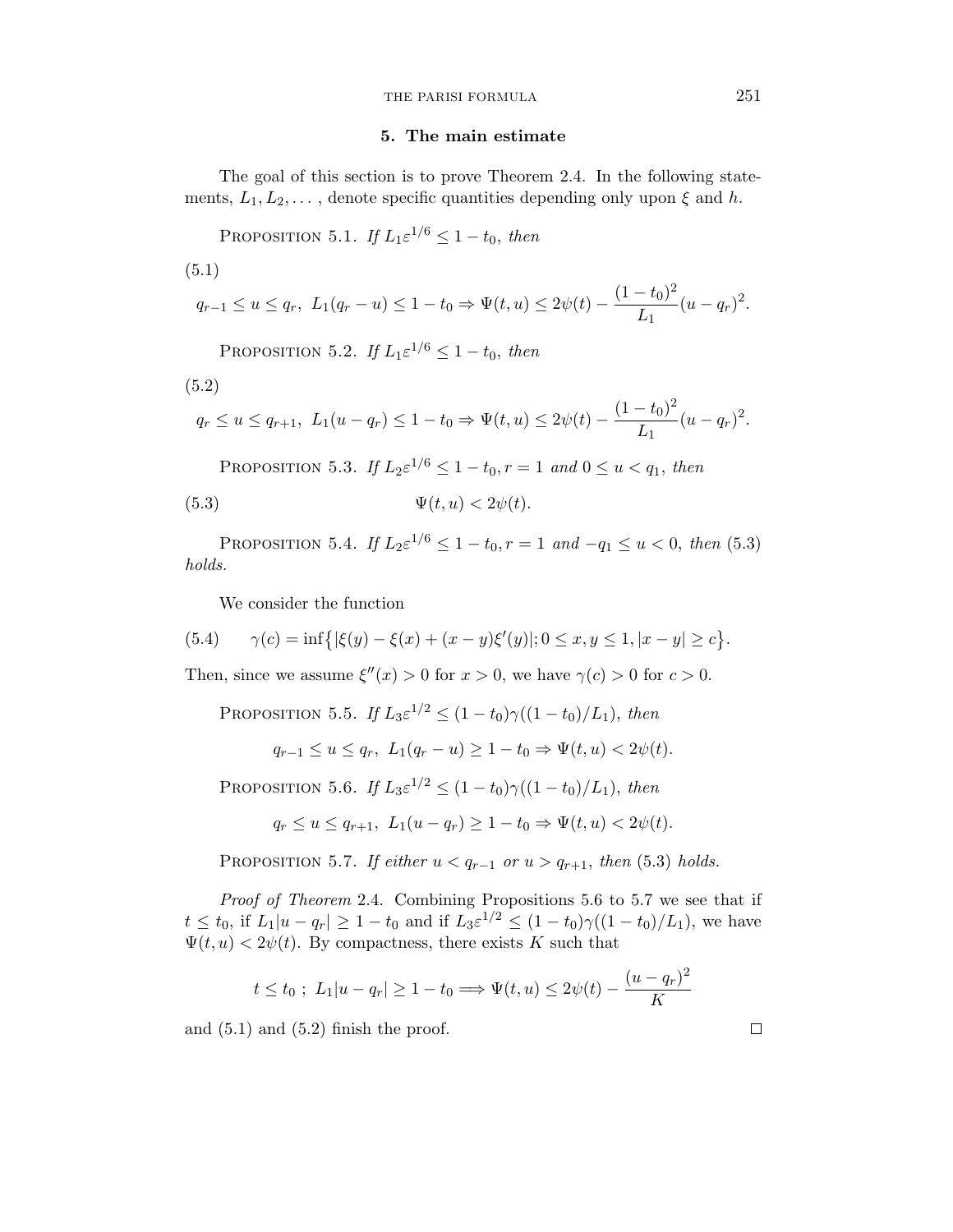## 5. The main estimate

The goal of this section is to prove Theorem 2.4. In the following statements, $L_1, L_2, \dots$, denote specific quantities depending only upon $\xi$ and $h$.

Proposition 5.1. *If $L_1 \varepsilon^{1/6} \le 1 - t_0$, then*

(5.1)

$$q_{r-1} \le u \le q_r,\ L_1(q_r - u) \le 1 - t_0 \Rightarrow \Psi(t,u) \le 2\psi(t) - \frac{(1-t_0)^2}{L_1}(u - q_r)^2.$$

Proposition 5.2. *If $L_1 \varepsilon^{1/6} \le 1 - t_0$, then*

(5.2)

$$q_r \le u \le q_{r+1},\ L_1(u - q_r) \le 1 - t_0 \Rightarrow \Psi(t,u) \le 2\psi(t) - \frac{(1-t_0)^2}{L_1}(u - q_r)^2.$$

Proposition 5.3. *If $L_2 \varepsilon^{1/6} \le 1 - t_0, r = 1$ and $0 \le u < q_1$, then*

$$\Psi(t,u) < 2\psi(t). \tag{5.3}$$

Proposition 5.4. *If $L_2 \varepsilon^{1/6} \le 1 - t_0, r = 1$ and $-q_1 \le u < 0$, then* (5.3) *holds.*

We consider the function

$$\gamma(c) = \inf\big\{|\xi(y) - \xi(x) + (x-y)\xi'(y)|; 0 \le x, y \le 1, |x-y| \ge c\big\}. \tag{5.4}$$

Then, since we assume $\xi''(x) > 0$ for $x > 0$, we have $\gamma(c) > 0$ for $c > 0$.

Proposition 5.5. *If $L_3 \varepsilon^{1/2} \le (1-t_0)\gamma((1-t_0)/L_1)$, then*

$$q_{r-1} \le u \le q_r,\ L_1(q_r - u) \ge 1 - t_0 \Rightarrow \Psi(t,u) < 2\psi(t).$$

Proposition 5.6. *If $L_3 \varepsilon^{1/2} \le (1-t_0)\gamma((1-t_0)/L_1)$, then*

$$q_r \le u \le q_{r+1},\ L_1(u - q_r) \ge 1 - t_0 \Rightarrow \Psi(t,u) < 2\psi(t).$$

Proposition 5.7. *If either $u < q_{r-1}$ or $u > q_{r+1}$, then* (5.3) *holds.*

*Proof of Theorem* 2.4. Combining Propositions 5.6 to 5.7 we see that if $t \le t_0$, if $L_1|u - q_r| \ge 1 - t_0$ and if $L_3 \varepsilon^{1/2} \le (1-t_0)\gamma((1-t_0)/L_1)$, we have $\Psi(t,u) < 2\psi(t)$. By compactness, there exists $K$ such that

$$t \le t_0\ ;\ L_1|u - q_r| \ge 1 - t_0 \Longrightarrow \Psi(t,u) \le 2\psi(t) - \frac{(u-q_r)^2}{K}$$

and (5.1) and (5.2) finish the proof. □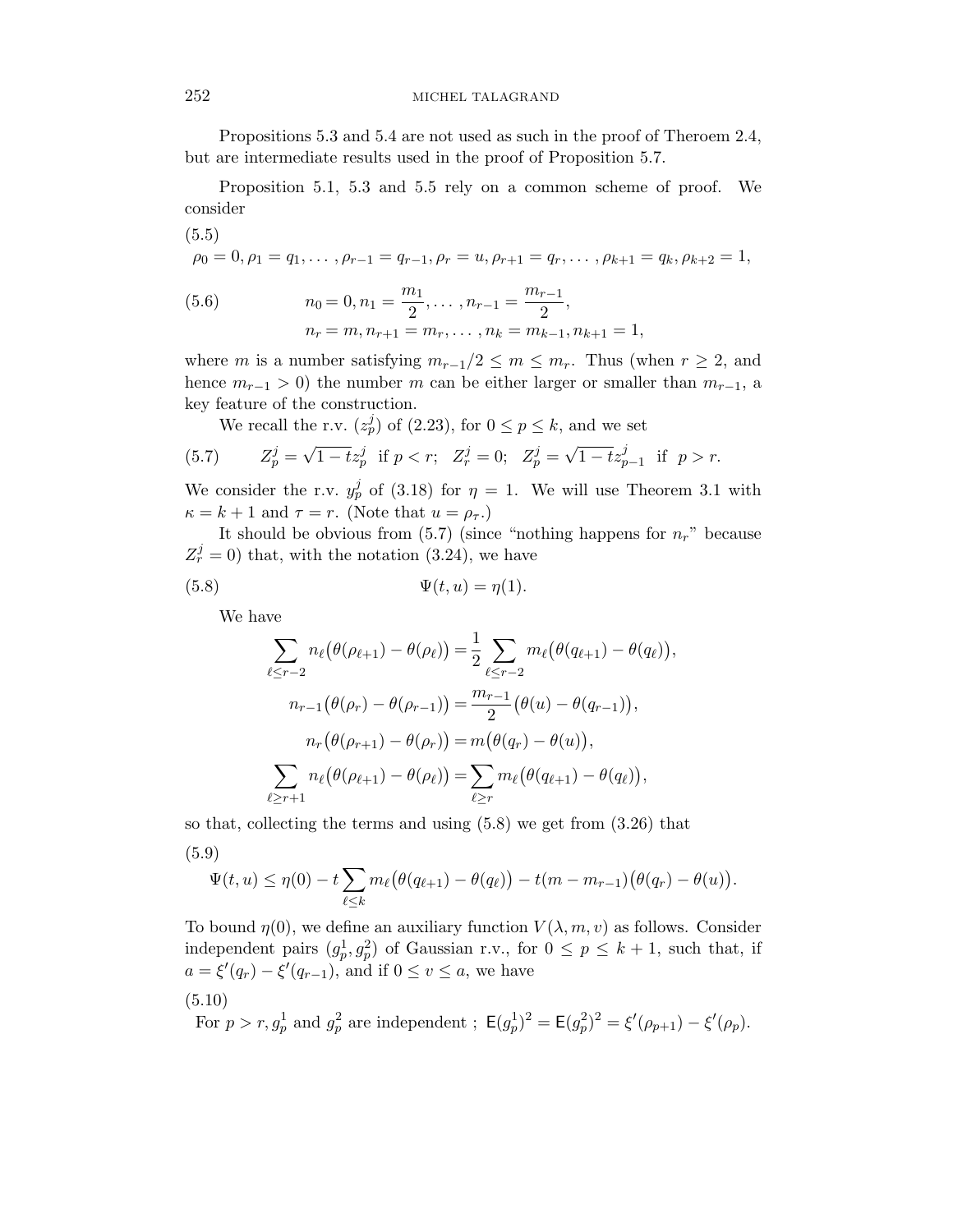Propositions 5.3 and 5.4 are not used as such in the proof of Theroem 2.4, but are intermediate results used in the proof of Proposition 5.7.

Proposition 5.1, 5.3 and 5.5 rely on a common scheme of proof. We consider

(5.5)

$$\rho_0 = 0, \rho_1 = q_1, \dots, \rho_{r-1} = q_{r-1}, \rho_r = u, \rho_{r+1} = q_r, \dots, \rho_{k+1} = q_k, \rho_{k+2} = 1,$$

$$\begin{aligned} n_0 &= 0, n_1 = \frac{m_1}{2}, \dots, n_{r-1} = \frac{m_{r-1}}{2}, \\ n_r &= m, n_{r+1} = m_r, \dots, n_k = m_{k-1}, n_{k+1} = 1, \end{aligned} \tag{5.6}$$

where $m$ is a number satisfying $m_{r-1}/2 \le m \le m_r$. Thus (when $r \ge 2$, and hence $m_{r-1} > 0$) the number $m$ can be either larger or smaller than $m_{r-1}$, a key feature of the construction.

We recall the r.v. $(z_p^j)$ of (2.23), for $0 \le p \le k$, and we set

$$Z_p^j = \sqrt{1-t}z_p^j \text{ if } p < r; \quad Z_r^j = 0; \quad Z_p^j = \sqrt{1-t}z_{p-1}^j \text{ if } p > r. \tag{5.7}$$

We consider the r.v. $y_p^j$ of (3.18) for $\eta = 1$. We will use Theorem 3.1 with $\kappa = k+1$ and $\tau = r$. (Note that $u = \rho_\tau$.)

It should be obvious from (5.7) (since "nothing happens for $n_r$" because $Z_r^j = 0$) that, with the notation (3.24), we have

$$\Psi(t,u) = \eta(1). \tag{5.8}$$

We have

$$\begin{aligned} \sum_{\ell \le r-2} n_\ell \big(\theta(\rho_{\ell+1}) - \theta(\rho_\ell)\big) &= \frac{1}{2} \sum_{\ell \le r-2} m_\ell \big(\theta(q_{\ell+1}) - \theta(q_\ell)\big), \\ n_{r-1}\big(\theta(\rho_r) - \theta(\rho_{r-1})\big) &= \frac{m_{r-1}}{2}\big(\theta(u) - \theta(q_{r-1})\big), \\ n_r\big(\theta(\rho_{r+1}) - \theta(\rho_r)\big) &= m\big(\theta(q_r) - \theta(u)\big), \\ \sum_{\ell \ge r+1} n_\ell \big(\theta(\rho_{\ell+1}) - \theta(\rho_\ell)\big) &= \sum_{\ell \ge r} m_\ell \big(\theta(q_{\ell+1}) - \theta(q_\ell)\big), \end{aligned}$$

so that, collecting the terms and using (5.8) we get from (3.26) that

(5.9)

$$\Psi(t,u) \le \eta(0) - t\sum_{\ell \le k} m_\ell \big(\theta(q_{\ell+1}) - \theta(q_\ell)\big) - t(m - m_{r-1})\big(\theta(q_r) - \theta(u)\big).$$

To bound $\eta(0)$, we define an auxiliary function $V(\lambda, m, v)$ as follows. Consider independent pairs $(g_p^1, g_p^2)$ of Gaussian r.v., for $0 \le p \le k+1$, such that, if $a = \xi'(q_r) - \xi'(q_{r-1})$, and if $0 \le v \le a$, we have

(5.10)

For $p > r$, $g_p^1$ and $g_p^2$ are independent ; $\mathsf{E}(g_p^1)^2 = \mathsf{E}(g_p^2)^2 = \xi'(\rho_{p+1}) - \xi'(\rho_p)$.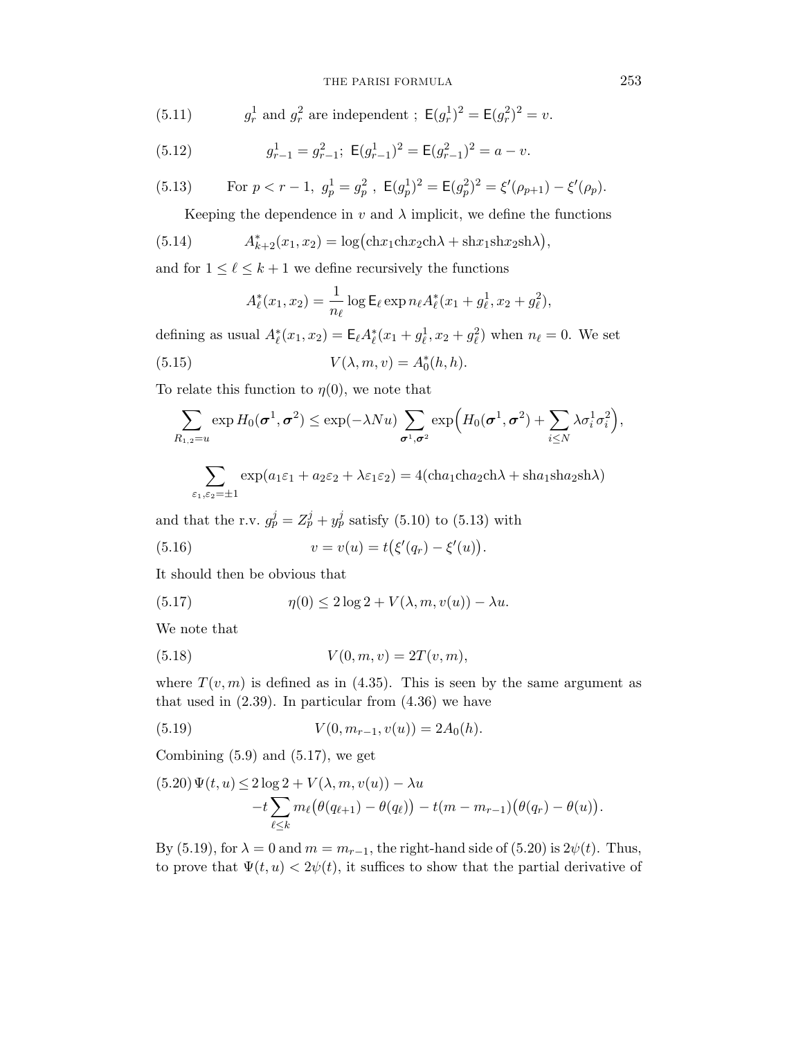$$g_r^1 \text{ and } g_r^2 \text{ are independent ; } \mathsf{E}(g_r^1)^2 = \mathsf{E}(g_r^2)^2 = v. \tag{5.11}$$

$$g_{r-1}^1 = g_{r-1}^2;\ \mathsf{E}(g_{r-1}^1)^2 = \mathsf{E}(g_{r-1}^2)^2 = a - v. \tag{5.12}$$

$$\text{For } p < r-1,\ g_p^1 = g_p^2\ ,\ \mathsf{E}(g_p^1)^2 = \mathsf{E}(g_p^2)^2 = \xi'(\rho_{p+1}) - \xi'(\rho_p). \tag{5.13}$$

Keeping the dependence in $v$ and $\lambda$ implicit, we define the functions

$$A_{k+2}^*(x_1, x_2) = \log\bigl(\mathrm{ch}x_1\mathrm{ch}x_2\mathrm{ch}\lambda + \mathrm{sh}x_1\mathrm{sh}x_2\mathrm{sh}\lambda\bigr), \tag{5.14}$$

and for $1 \le \ell \le k+1$ we define recursively the functions

$$A_\ell^*(x_1, x_2) = \frac{1}{n_\ell}\log \mathsf{E}_\ell \exp n_\ell A_\ell^*(x_1 + g_\ell^1, x_2 + g_\ell^2),$$

defining as usual $A_\ell^*(x_1, x_2) = \mathsf{E}_\ell A_\ell^*(x_1 + g_\ell^1, x_2 + g_\ell^2)$ when $n_\ell = 0$. We set

$$V(\lambda, m, v) = A_0^*(h, h). \tag{5.15}$$

To relate this function to $\eta(0)$, we note that

$$\sum_{R_{1,2}=u} \exp H_0(\boldsymbol{\sigma}^1, \boldsymbol{\sigma}^2) \le \exp(-\lambda N u) \sum_{\boldsymbol{\sigma}^1, \boldsymbol{\sigma}^2} \exp\Bigl(H_0(\boldsymbol{\sigma}^1, \boldsymbol{\sigma}^2) + \sum_{i \le N} \lambda \sigma_i^1 \sigma_i^2\Bigr),$$

$$\sum_{\varepsilon_1, \varepsilon_2 = \pm 1} \exp(a_1\varepsilon_1 + a_2\varepsilon_2 + \lambda\varepsilon_1\varepsilon_2) = 4(\mathrm{ch}a_1\mathrm{ch}a_2\mathrm{ch}\lambda + \mathrm{sh}a_1\mathrm{sh}a_2\mathrm{sh}\lambda)$$

and that the r.v. $g_p^j = Z_p^j + y_p^j$ satisfy (5.10) to (5.13) with

$$v = v(u) = t\bigl(\xi'(q_r) - \xi'(u)\bigr). \tag{5.16}$$

It should then be obvious that

$$\eta(0) \le 2\log 2 + V(\lambda, m, v(u)) - \lambda u. \tag{5.17}$$

We note that

$$V(0, m, v) = 2T(v, m), \tag{5.18}$$

where $T(v, m)$ is defined as in (4.35). This is seen by the same argument as that used in (2.39). In particular from (4.36) we have

$$V(0, m_{r-1}, v(u)) = 2A_0(h). \tag{5.19}$$

Combining (5.9) and (5.17), we get

$$\begin{aligned}\Psi(t,u) \le\ & 2\log 2 + V(\lambda, m, v(u)) - \lambda u \\ & -t\sum_{\ell \le k} m_\ell\bigl(\theta(q_{\ell+1}) - \theta(q_\ell)\bigr) - t(m - m_{r-1})\bigl(\theta(q_r) - \theta(u)\bigr).\end{aligned} \tag{5.20}$$

By (5.19), for $\lambda = 0$ and $m = m_{r-1}$, the right-hand side of (5.20) is $2\psi(t)$. Thus, to prove that $\Psi(t,u) < 2\psi(t)$, it suffices to show that the partial derivative of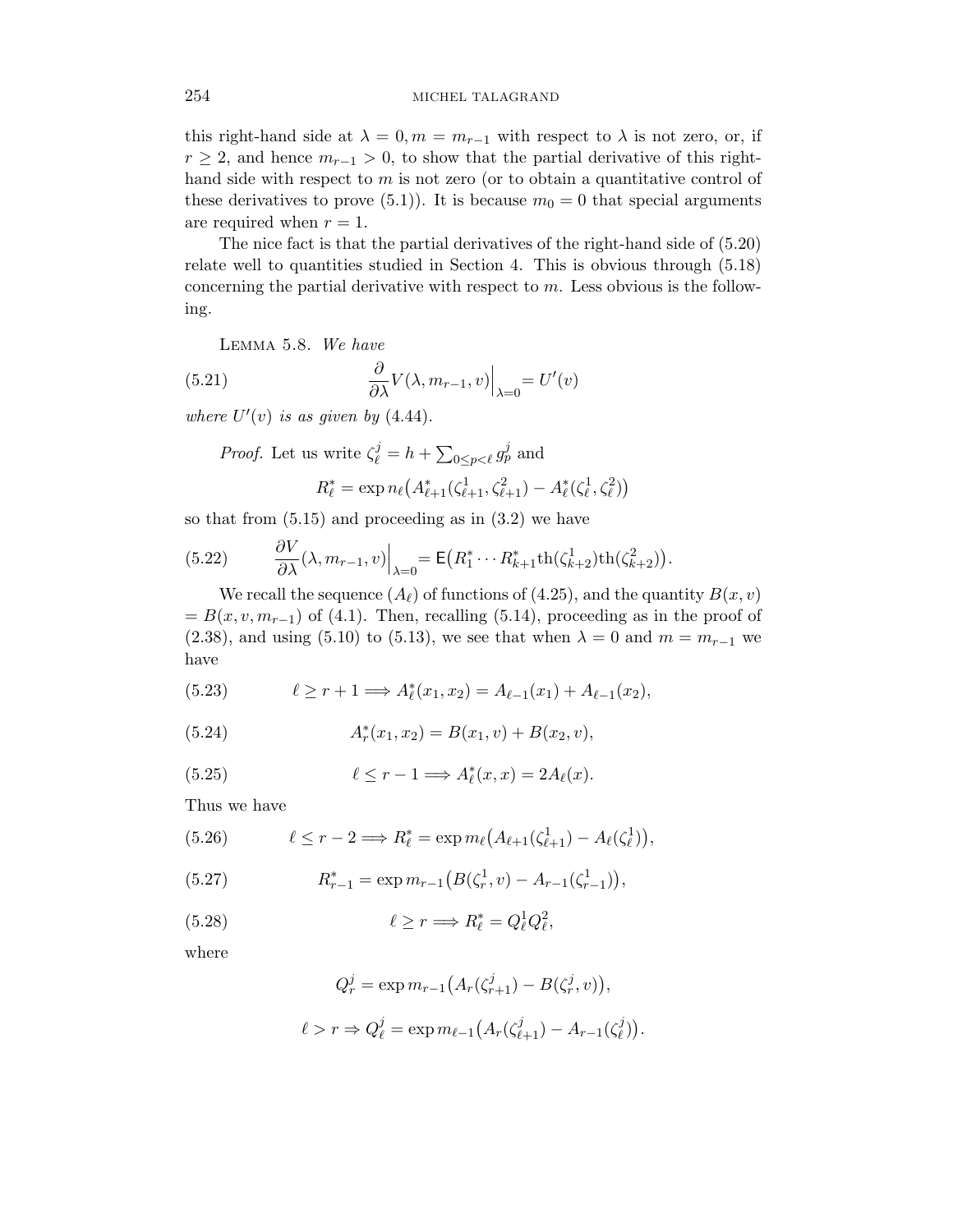this right-hand side at $\lambda = 0, m = m_{r-1}$ with respect to $\lambda$ is not zero, or, if $r \geq 2$, and hence $m_{r-1} > 0$, to show that the partial derivative of this right-hand side with respect to $m$ is not zero (or to obtain a quantitative control of these derivatives to prove (5.1)). It is because $m_0 = 0$ that special arguments are required when $r = 1$.

The nice fact is that the partial derivatives of the right-hand side of (5.20) relate well to quantities studied in Section 4. This is obvious through (5.18) concerning the partial derivative with respect to $m$. Less obvious is the following.

Lemma 5.8. *We have*

$$\frac{\partial}{\partial \lambda} V(\lambda, m_{r-1}, v)\Big|_{\lambda=0} = U'(v) \tag{5.21}$$

*where $U'(v)$ is as given by* (4.44).

*Proof.* Let us write $\zeta_\ell^j = h + \sum_{0 \leq p < \ell} g_p^j$ and

$$R_\ell^* = \exp n_\ell \big( A_{\ell+1}^*(\zeta_{\ell+1}^1, \zeta_{\ell+1}^2) - A_\ell^*(\zeta_\ell^1, \zeta_\ell^2) \big)$$

so that from (5.15) and proceeding as in (3.2) we have

$$\frac{\partial V}{\partial \lambda}(\lambda, m_{r-1}, v)\Big|_{\lambda=0} = \mathsf{E}\big( R_1^* \cdots R_{k+1}^* \operatorname{th}(\zeta_{k+2}^1) \operatorname{th}(\zeta_{k+2}^2) \big). \tag{5.22}$$

We recall the sequence $(A_\ell)$ of functions of (4.25), and the quantity $B(x, v) = B(x, v, m_{r-1})$ of (4.1). Then, recalling (5.14), proceeding as in the proof of (2.38), and using (5.10) to (5.13), we see that when $\lambda = 0$ and $m = m_{r-1}$ we have

$$\ell \geq r + 1 \Longrightarrow A_\ell^*(x_1, x_2) = A_{\ell-1}(x_1) + A_{\ell-1}(x_2), \tag{5.23}$$

$$A_r^*(x_1, x_2) = B(x_1, v) + B(x_2, v), \tag{5.24}$$

$$\ell \leq r - 1 \Longrightarrow A_\ell^*(x, x) = 2A_\ell(x). \tag{5.25}$$

Thus we have

$$\ell \leq r - 2 \Longrightarrow R_\ell^* = \exp m_\ell \big( A_{\ell+1}(\zeta_{\ell+1}^1) - A_\ell(\zeta_\ell^1) \big), \tag{5.26}$$

$$R_{r-1}^* = \exp m_{r-1} \big( B(\zeta_r^1, v) - A_{r-1}(\zeta_{r-1}^1) \big), \tag{5.27}$$

$$\ell \geq r \Longrightarrow R_\ell^* = Q_\ell^1 Q_\ell^2, \tag{5.28}$$

where

$$Q_r^j = \exp m_{r-1} \big( A_r(\zeta_{r+1}^j) - B(\zeta_r^j, v) \big),$$

$$\ell > r \Rightarrow Q_\ell^j = \exp m_{\ell-1} \big( A_r(\zeta_{\ell+1}^j) - A_{r-1}(\zeta_\ell^j) \big).$$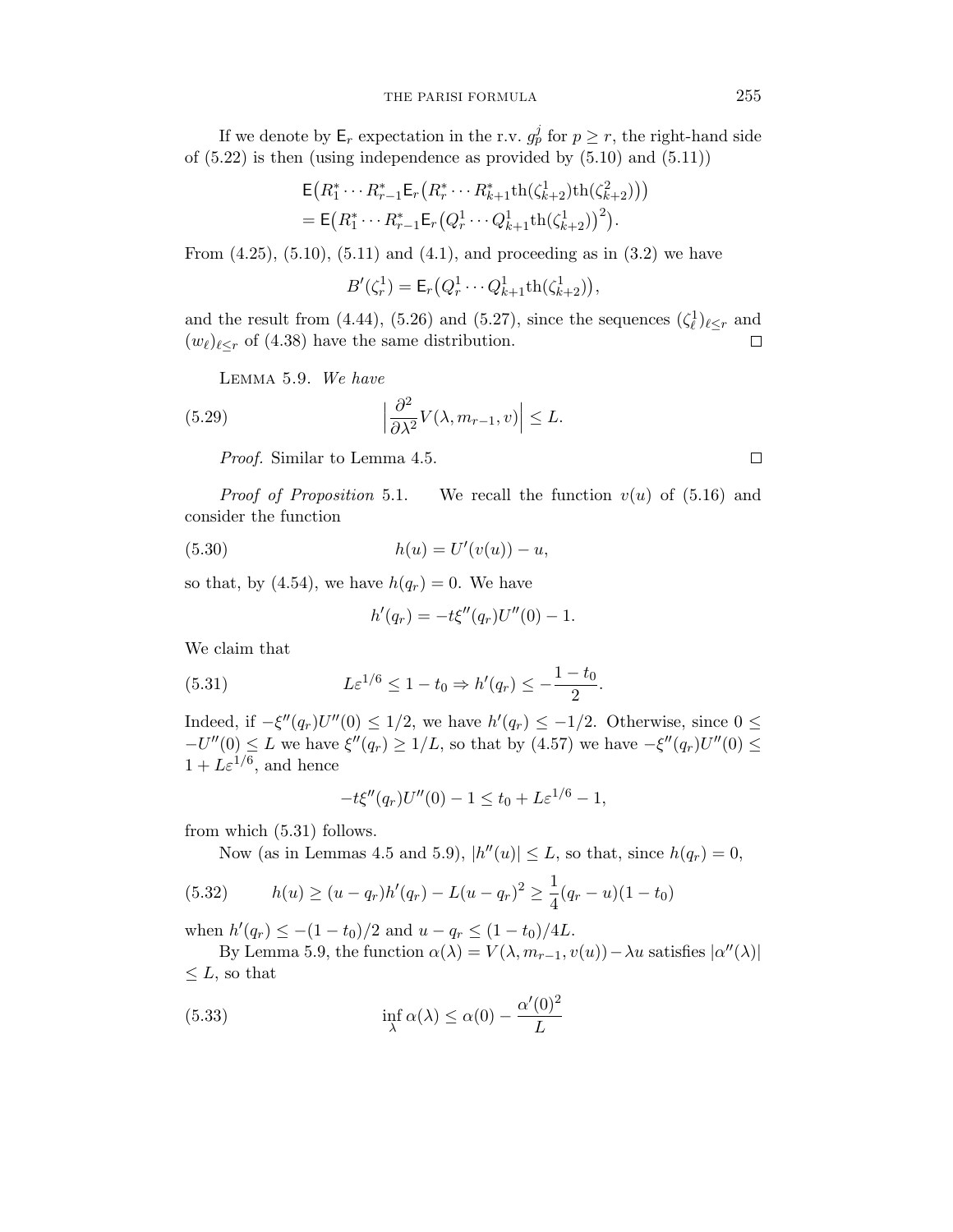If we denote by $\mathsf{E}_r$ expectation in the r.v. $g_p^j$ for $p \geq r$, the right-hand side of (5.22) is then (using independence as provided by (5.10) and (5.11))

$$\begin{aligned}
&\mathsf{E}\big(R_1^* \cdots R_{r-1}^* \mathsf{E}_r\big(R_r^* \cdots R_{k+1}^* \mathrm{th}(\zeta_{k+2}^1)\mathrm{th}(\zeta_{k+2}^2)\big)\big) \\
&= \mathsf{E}\big(R_1^* \cdots R_{r-1}^* \mathsf{E}_r\big(Q_r^1 \cdots Q_{k+1}^1 \mathrm{th}(\zeta_{k+2}^1)\big)^2\big).
\end{aligned}$$

From (4.25), (5.10), (5.11) and (4.1), and proceeding as in (3.2) we have

$$B'(\zeta_r^1) = \mathsf{E}_r\big(Q_r^1 \cdots Q_{k+1}^1 \mathrm{th}(\zeta_{k+2}^1)\big),$$

and the result from (4.44), (5.26) and (5.27), since the sequences $(\zeta_\ell^1)_{\ell \leq r}$ and $(w_\ell)_{\ell \leq r}$ of (4.38) have the same distribution. □

Lemma 5.9. *We have*

$$\Big| \frac{\partial^2}{\partial \lambda^2} V(\lambda, m_{r-1}, v) \Big| \leq L. \tag{5.29}$$

*Proof.* Similar to Lemma 4.5. □

*Proof of Proposition* 5.1. We recall the function $v(u)$ of (5.16) and consider the function

$$h(u) = U'(v(u)) - u, \tag{5.30}$$

so that, by (4.54), we have $h(q_r) = 0$. We have

$$h'(q_r) = -t\xi''(q_r)U''(0) - 1.$$

We claim that

$$L\varepsilon^{1/6} \leq 1 - t_0 \Rightarrow h'(q_r) \leq -\frac{1 - t_0}{2}. \tag{5.31}$$

Indeed, if $-\xi''(q_r)U''(0) \leq 1/2$, we have $h'(q_r) \leq -1/2$. Otherwise, since $0 \leq -U''(0) \leq L$ we have $\xi''(q_r) \geq 1/L$, so that by (4.57) we have $-\xi''(q_r)U''(0) \leq 1 + L\varepsilon^{1/6}$, and hence

$$-t\xi''(q_r)U''(0) - 1 \leq t_0 + L\varepsilon^{1/6} - 1,$$

from which (5.31) follows.

Now (as in Lemmas 4.5 and 5.9), $|h''(u)| \leq L$, so that, since $h(q_r) = 0$,

$$h(u) \geq (u - q_r)h'(q_r) - L(u - q_r)^2 \geq \frac{1}{4}(q_r - u)(1 - t_0) \tag{5.32}$$

when $h'(q_r) \leq -(1 - t_0)/2$ and $u - q_r \leq (1 - t_0)/4L$.

By Lemma 5.9, the function $\alpha(\lambda) = V(\lambda, m_{r-1}, v(u)) - \lambda u$ satisfies $|\alpha''(\lambda)| \leq L$, so that

$$\inf_\lambda \alpha(\lambda) \leq \alpha(0) - \frac{\alpha'(0)^2}{L} \tag{5.33}$$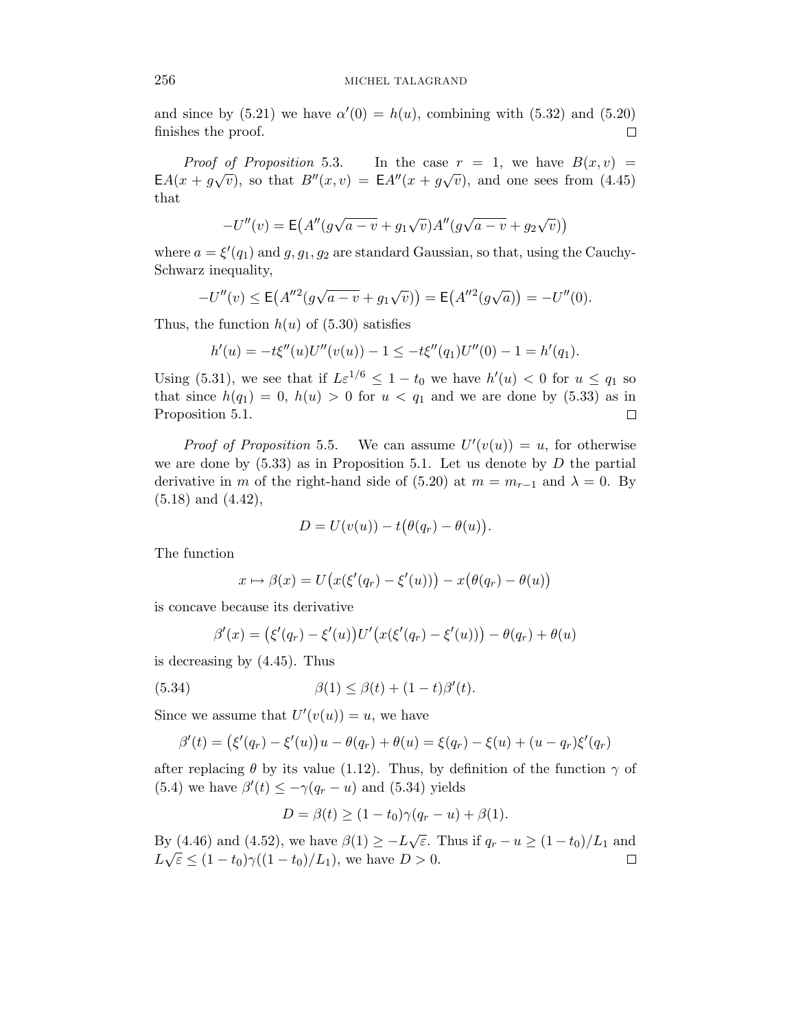and since by (5.21) we have $\alpha'(0) = h(u)$, combining with (5.32) and (5.20) finishes the proof. $\square$

*Proof of Proposition* 5.3. In the case $r = 1$, we have $B(x, v) = \mathsf{E}A(x + g\sqrt{v})$, so that $B''(x, v) = \mathsf{E}A''(x + g\sqrt{v})$, and one sees from (4.45) that

$$-U''(v) = \mathsf{E}\big(A''(g\sqrt{a - v} + g_1\sqrt{v})A''(g\sqrt{a - v} + g_2\sqrt{v})\big)$$

where $a = \xi'(q_1)$ and $g, g_1, g_2$ are standard Gaussian, so that, using the Cauchy-Schwarz inequality,

$$-U''(v) \leq \mathsf{E}\big(A''^2(g\sqrt{a - v} + g_1\sqrt{v})\big) = \mathsf{E}\big(A''^2(g\sqrt{a})\big) = -U''(0).$$

Thus, the function $h(u)$ of (5.30) satisfies

$$h'(u) = -t\xi''(u)U''(v(u)) - 1 \leq -t\xi''(q_1)U''(0) - 1 = h'(q_1).$$

Using (5.31), we see that if $L\varepsilon^{1/6} \leq 1 - t_0$ we have $h'(u) < 0$ for $u \leq q_1$ so that since $h(q_1) = 0$, $h(u) > 0$ for $u < q_1$ and we are done by (5.33) as in Proposition 5.1. $\square$

*Proof of Proposition* 5.5. We can assume $U'(v(u)) = u$, for otherwise we are done by (5.33) as in Proposition 5.1. Let us denote by $D$ the partial derivative in $m$ of the right-hand side of (5.20) at $m = m_{r-1}$ and $\lambda = 0$. By (5.18) and (4.42),

$$D = U(v(u)) - t\big(\theta(q_r) - \theta(u)\big).$$

The function

$$x \mapsto \beta(x) = U\big(x(\xi'(q_r) - \xi'(u))\big) - x\big(\theta(q_r) - \theta(u)\big)$$

is concave because its derivative

$$\beta'(x) = \big(\xi'(q_r) - \xi'(u)\big)U'\big(x(\xi'(q_r) - \xi'(u))\big) - \theta(q_r) + \theta(u)$$

is decreasing by (4.45). Thus

$$\beta(1) \leq \beta(t) + (1 - t)\beta'(t). \tag{5.34}$$

Since we assume that $U'(v(u)) = u$, we have

$$\beta'(t) = \big(\xi'(q_r) - \xi'(u)\big)u - \theta(q_r) + \theta(u) = \xi(q_r) - \xi(u) + (u - q_r)\xi'(q_r)$$

after replacing $\theta$ by its value (1.12). Thus, by definition of the function $\gamma$ of (5.4) we have $\beta'(t) \leq -\gamma(q_r - u)$ and (5.34) yields

$$D = \beta(t) \geq (1 - t_0)\gamma(q_r - u) + \beta(1).$$

By (4.46) and (4.52), we have $\beta(1) \geq -L\sqrt{\varepsilon}$. Thus if $q_r - u \geq (1 - t_0)/L_1$ and $L\sqrt{\varepsilon} \leq (1 - t_0)\gamma((1 - t_0)/L_1)$, we have $D > 0$. $\square$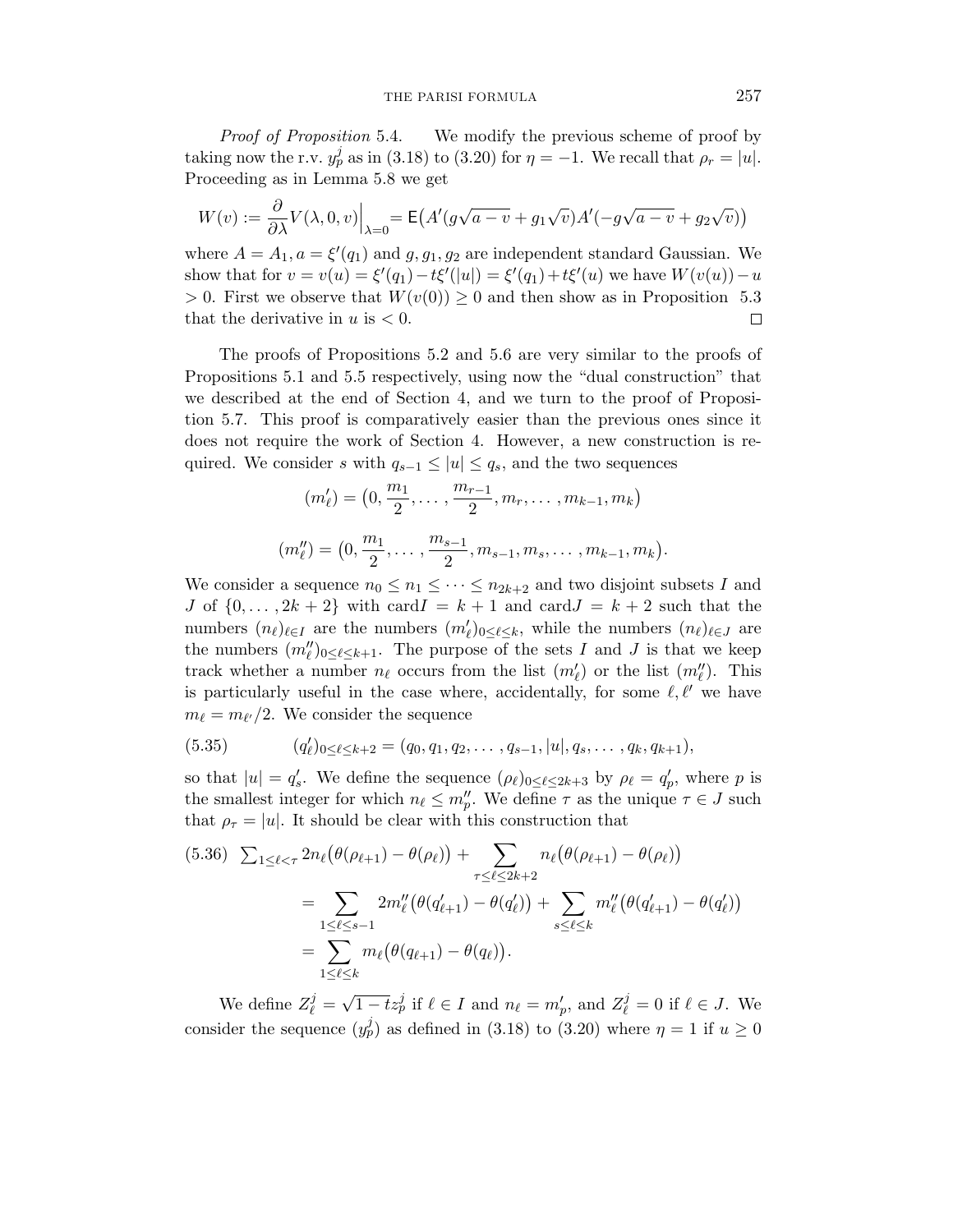*Proof of Proposition* 5.4. We modify the previous scheme of proof by taking now the r.v. $y_p^j$ as in (3.18) to (3.20) for $\eta = -1$. We recall that $\rho_r = |u|$. Proceeding as in Lemma 5.8 we get

$$W(v) := \frac{\partial}{\partial \lambda} V(\lambda, 0, v)\Big|_{\lambda=0} = \mathsf{E}\big(A'(g\sqrt{a-v} + g_1\sqrt{v})A'(-g\sqrt{a-v} + g_2\sqrt{v})\big)$$

where $A = A_1, a = \xi'(q_1)$ and $g, g_1, g_2$ are independent standard Gaussian. We show that for $v = v(u) = \xi'(q_1) - t\xi'(|u|) = \xi'(q_1) + t\xi'(u)$ we have $W(v(u)) - u > 0$. First we observe that $W(v(0)) \geq 0$ and then show as in Proposition 5.3 that the derivative in $u$ is $< 0$. $\square$

The proofs of Propositions 5.2 and 5.6 are very similar to the proofs of Propositions 5.1 and 5.5 respectively, using now the "dual construction" that we described at the end of Section 4, and we turn to the proof of Proposition 5.7. This proof is comparatively easier than the previous ones since it does not require the work of Section 4. However, a new construction is required. We consider $s$ with $q_{s-1} \leq |u| \leq q_s$, and the two sequences

$$(m'_\ell) = \big(0, \frac{m_1}{2}, \ldots, \frac{m_{r-1}}{2}, m_r, \ldots, m_{k-1}, m_k\big)$$

$$(m''_\ell) = \big(0, \frac{m_1}{2}, \ldots, \frac{m_{s-1}}{2}, m_{s-1}, m_s, \ldots, m_{k-1}, m_k\big).$$

We consider a sequence $n_0 \leq n_1 \leq \cdots \leq n_{2k+2}$ and two disjoint subsets $I$ and $J$ of $\{0, \ldots, 2k+2\}$ with $\mathrm{card} I = k+1$ and $\mathrm{card} J = k+2$ such that the numbers $(n_\ell)_{\ell \in I}$ are the numbers $(m'_\ell)_{0 \leq \ell \leq k}$, while the numbers $(n_\ell)_{\ell \in J}$ are the numbers $(m''_\ell)_{0 \leq \ell \leq k+1}$. The purpose of the sets $I$ and $J$ is that we keep track whether a number $n_\ell$ occurs from the list $(m'_\ell)$ or the list $(m''_\ell)$. This is particularly useful in the case where, accidentally, for some $\ell, \ell'$ we have $m_\ell = m_{\ell'}/2$. We consider the sequence

$$(q'_\ell)_{0 \leq \ell \leq k+2} = (q_0, q_1, q_2, \ldots, q_{s-1}, |u|, q_s, \ldots, q_k, q_{k+1}), \tag{5.35}$$

so that $|u| = q'_s$. We define the sequence $(\rho_\ell)_{0 \leq \ell \leq 2k+3}$ by $\rho_\ell = q'_p$, where $p$ is the smallest integer for which $n_\ell \leq m''_p$. We define $\tau$ as the unique $\tau \in J$ such that $\rho_\tau = |u|$. It should be clear with this construction that

$$\begin{aligned}
(5.36)\quad \sum_{1 \leq \ell < \tau} 2n_\ell\big(\theta(\rho_{\ell+1}) - \theta(\rho_\ell)\big) &+ \sum_{\tau \leq \ell \leq 2k+2} n_\ell\big(\theta(\rho_{\ell+1}) - \theta(\rho_\ell)\big) \\
&= \sum_{1 \leq \ell \leq s-1} 2m''_\ell\big(\theta(q'_{\ell+1}) - \theta(q'_\ell)\big) + \sum_{s \leq \ell \leq k} m''_\ell\big(\theta(q'_{\ell+1}) - \theta(q'_\ell)\big) \\
&= \sum_{1 \leq \ell \leq k} m_\ell\big(\theta(q_{\ell+1}) - \theta(q_\ell)\big).
\end{aligned}$$

We define $Z_\ell^j = \sqrt{1-t}z_p^j$ if $\ell \in I$ and $n_\ell = m'_p$, and $Z_\ell^j = 0$ if $\ell \in J$. We consider the sequence $(y_p^j)$ as defined in (3.18) to (3.20) where $\eta = 1$ if $u \geq 0$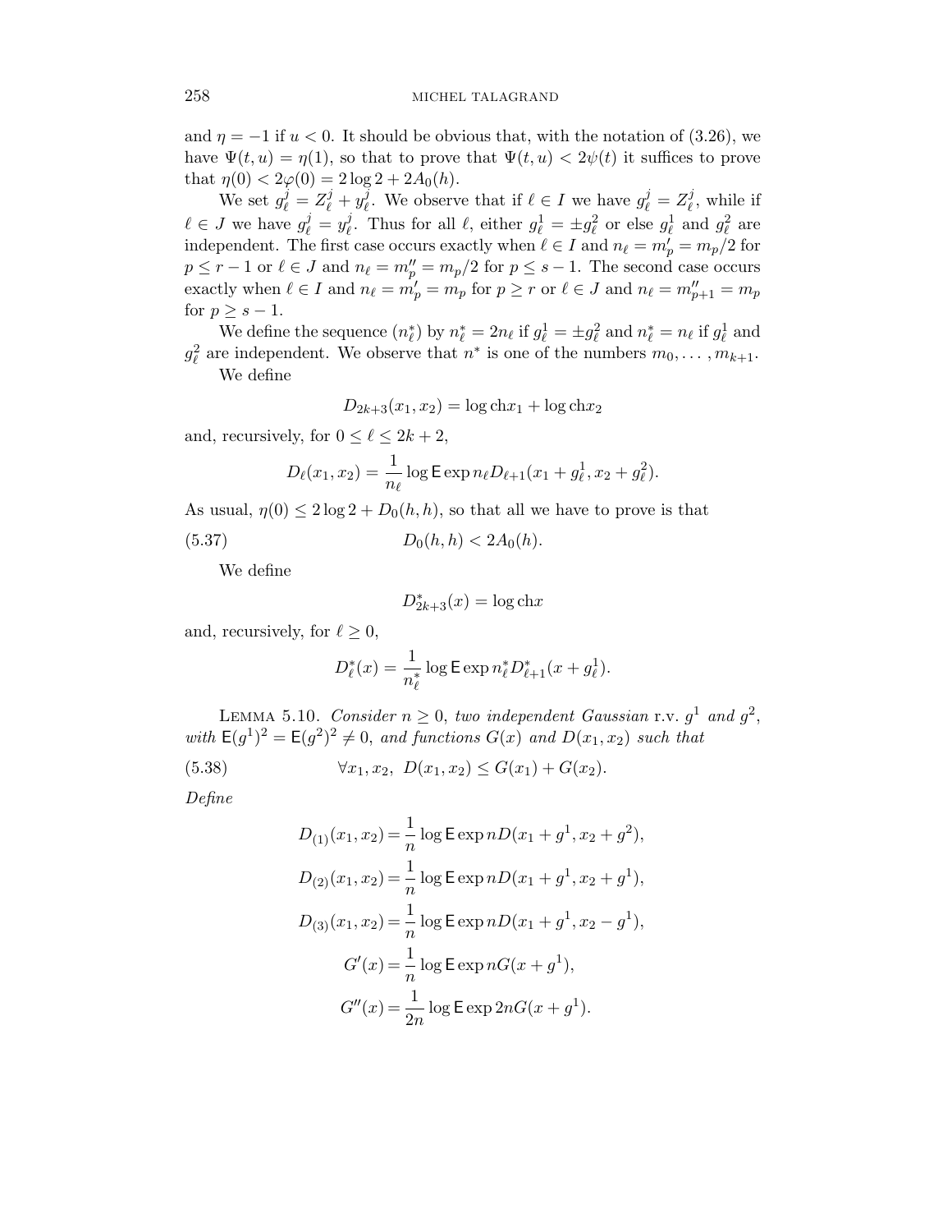and $\eta = -1$ if $u < 0$. It should be obvious that, with the notation of (3.26), we have $\Psi(t,u) = \eta(1)$, so that to prove that $\Psi(t,u) < 2\psi(t)$ it suffices to prove that $\eta(0) < 2\varphi(0) = 2\log 2 + 2A_0(h)$.

We set $g_\ell^j = Z_\ell^j + y_\ell^j$. We observe that if $\ell \in I$ we have $g_\ell^j = Z_\ell^j$, while if $\ell \in J$ we have $g_\ell^j = y_\ell^j$. Thus for all $\ell$, either $g_\ell^1 = \pm g_\ell^2$ or else $g_\ell^1$ and $g_\ell^2$ are independent. The first case occurs exactly when $\ell \in I$ and $n_\ell = m_p' = m_p/2$ for $p \le r-1$ or $\ell \in J$ and $n_\ell = m_p'' = m_p/2$ for $p \le s-1$. The second case occurs exactly when $\ell \in I$ and $n_\ell = m_p' = m_p$ for $p \ge r$ or $\ell \in J$ and $n_\ell = m_{p+1}'' = m_p$ for $p \ge s-1$.

We define the sequence $(n_\ell^*)$ by $n_\ell^* = 2n_\ell$ if $g_\ell^1 = \pm g_\ell^2$ and $n_\ell^* = n_\ell$ if $g_\ell^1$ and $g_\ell^2$ are independent. We observe that $n^*$ is one of the numbers $m_0, \dots, m_{k+1}$.

We define

$$D_{2k+3}(x_1,x_2) = \log \operatorname{ch} x_1 + \log \operatorname{ch} x_2$$

and, recursively, for $0 \le \ell \le 2k+2$,

$$D_\ell(x_1,x_2) = \frac{1}{n_\ell} \log \mathsf{E} \exp n_\ell D_{\ell+1}(x_1 + g_\ell^1, x_2 + g_\ell^2).$$

As usual, $\eta(0) \le 2\log 2 + D_0(h,h)$, so that all we have to prove is that

$$D_0(h,h) < 2A_0(h). \tag{5.37}$$

We define

$$D_{2k+3}^*(x) = \log \operatorname{ch} x$$

and, recursively, for $\ell \ge 0$,

$$D_\ell^*(x) = \frac{1}{n_\ell^*} \log \mathsf{E} \exp n_\ell^* D_{\ell+1}^*(x + g_\ell^1).$$

Lemma 5.10. *Consider $n \ge 0$, two independent Gaussian* r.v. *$g^1$ and $g^2$, with $\mathsf{E}(g^1)^2 = \mathsf{E}(g^2)^2 \ne 0$, and functions $G(x)$ and $D(x_1,x_2)$ such that*

$$\forall x_1, x_2,\ D(x_1,x_2) \le G(x_1) + G(x_2). \tag{5.38}$$

*Define*

$$D_{(1)}(x_1,x_2) = \frac{1}{n} \log \mathsf{E} \exp nD(x_1 + g^1, x_2 + g^2),$$

$$D_{(2)}(x_1,x_2) = \frac{1}{n} \log \mathsf{E} \exp nD(x_1 + g^1, x_2 + g^1),$$

$$D_{(3)}(x_1,x_2) = \frac{1}{n} \log \mathsf{E} \exp nD(x_1 + g^1, x_2 - g^1),$$

$$G'(x) = \frac{1}{n} \log \mathsf{E} \exp nG(x + g^1),$$

$$G''(x) = \frac{1}{2n} \log \mathsf{E} \exp 2nG(x + g^1).$$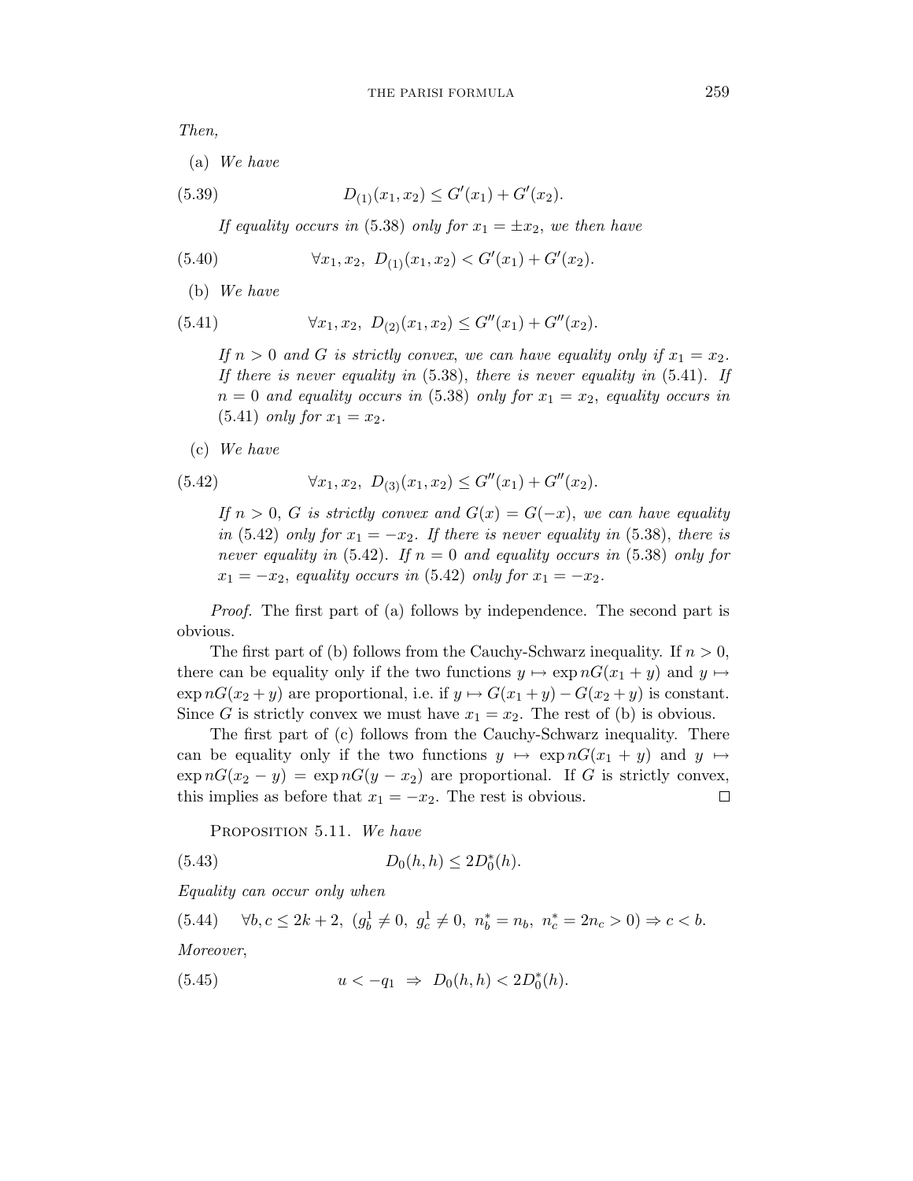*Then,*

(a) *We have*

$$D_{(1)}(x_1, x_2) \leq G'(x_1) + G'(x_2). \tag{5.39}$$

*If equality occurs in* (5.38) *only for* $x_1 = \pm x_2$, *we then have*

$$\forall x_1, x_2,\ D_{(1)}(x_1, x_2) < G'(x_1) + G'(x_2). \tag{5.40}$$

(b) *We have*

$$\forall x_1, x_2,\ D_{(2)}(x_1, x_2) \leq G''(x_1) + G''(x_2). \tag{5.41}$$

*If* $n > 0$ *and* $G$ *is strictly convex, we can have equality only if* $x_1 = x_2$. *If there is never equality in* (5.38), *there is never equality in* (5.41). *If* $n = 0$ *and equality occurs in* (5.38) *only for* $x_1 = x_2$, *equality occurs in* (5.41) *only for* $x_1 = x_2$.

(c) *We have*

$$\forall x_1, x_2,\ D_{(3)}(x_1, x_2) \leq G''(x_1) + G''(x_2). \tag{5.42}$$

*If* $n > 0$, $G$ *is strictly convex and* $G(x) = G(-x)$, *we can have equality in* (5.42) *only for* $x_1 = -x_2$. *If there is never equality in* (5.38), *there is never equality in* (5.42). *If* $n = 0$ *and equality occurs in* (5.38) *only for* $x_1 = -x_2$, *equality occurs in* (5.42) *only for* $x_1 = -x_2$.

*Proof.* The first part of (a) follows by independence. The second part is obvious.

The first part of (b) follows from the Cauchy-Schwarz inequality. If $n > 0$, there can be equality only if the two functions $y \mapsto \exp nG(x_1 + y)$ and $y \mapsto \exp nG(x_2 + y)$ are proportional, i.e. if $y \mapsto G(x_1 + y) - G(x_2 + y)$ is constant. Since $G$ is strictly convex we must have $x_1 = x_2$. The rest of (b) is obvious.

The first part of (c) follows from the Cauchy-Schwarz inequality. There can be equality only if the two functions $y \mapsto \exp nG(x_1 + y)$ and $y \mapsto \exp nG(x_2 - y) = \exp nG(y - x_2)$ are proportional. If $G$ is strictly convex, this implies as before that $x_1 = -x_2$. The rest is obvious. □

Proposition 5.11. *We have*

$$D_0(h, h) \leq 2D_0^*(h). \tag{5.43}$$

*Equality can occur only when*

$$\forall b, c \leq 2k+2,\ (g_b^1 \neq 0,\ g_c^1 \neq 0,\ n_b^* = n_b,\ n_c^* = 2n_c > 0) \Rightarrow c < b. \tag{5.44}$$

*Moreover,*

$$u < -q_1 \ \Rightarrow\ D_0(h, h) < 2D_0^*(h). \tag{5.45}$$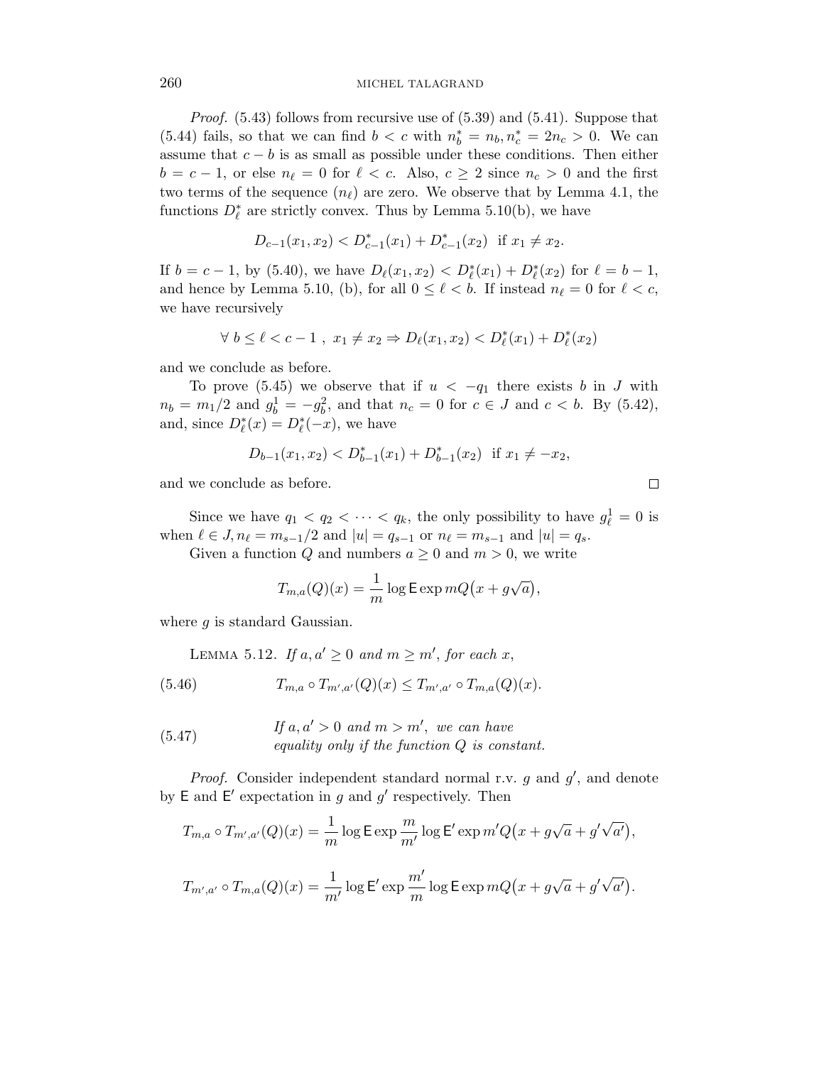*Proof.* (5.43) follows from recursive use of (5.39) and (5.41). Suppose that (5.44) fails, so that we can find $b < c$ with $n_b^* = n_b, n_c^* = 2n_c > 0$. We can assume that $c - b$ is as small as possible under these conditions. Then either $b = c-1$, or else $n_\ell = 0$ for $\ell < c$. Also, $c \geq 2$ since $n_c > 0$ and the first two terms of the sequence $(n_\ell)$ are zero. We observe that by Lemma 4.1, the functions $D_\ell^*$ are strictly convex. Thus by Lemma 5.10(b), we have

$$D_{c-1}(x_1, x_2) < D_{c-1}^*(x_1) + D_{c-1}^*(x_2) \text{ if } x_1 \neq x_2.$$

If $b = c-1$, by (5.40), we have $D_\ell(x_1, x_2) < D_\ell^*(x_1) + D_\ell^*(x_2)$ for $\ell = b-1$, and hence by Lemma 5.10, (b), for all $0 \leq \ell < b$. If instead $n_\ell = 0$ for $\ell < c$, we have recursively

$$\forall\ b \leq \ell < c-1\ ,\ x_1 \neq x_2 \Rightarrow D_\ell(x_1, x_2) < D_\ell^*(x_1) + D_\ell^*(x_2)$$

and we conclude as before.

To prove (5.45) we observe that if $u < -q_1$ there exists $b$ in $J$ with $n_b = m_1/2$ and $g_b^1 = -g_b^2$, and that $n_c = 0$ for $c \in J$ and $c < b$. By (5.42), and, since $D_\ell^*(x) = D_\ell^*(-x)$, we have

$$D_{b-1}(x_1, x_2) < D_{b-1}^*(x_1) + D_{b-1}^*(x_2) \text{ if } x_1 \neq -x_2,$$

and we conclude as before. $\square$

Since we have $q_1 < q_2 < \cdots < q_k$, the only possibility to have $g_\ell^1 = 0$ is when $\ell \in J, n_\ell = m_{s-1}/2$ and $|u| = q_{s-1}$ or $n_\ell = m_{s-1}$ and $|u| = q_s$.

Given a function $Q$ and numbers $a \geq 0$ and $m > 0$, we write

$$T_{m,a}(Q)(x) = \frac{1}{m} \log \mathsf{E} \exp mQ\big(x + g\sqrt{a}\big),$$

where $g$ is standard Gaussian.

LEMMA 5.12. *If $a, a' \geq 0$ and $m \geq m'$, for each $x$,*

$$T_{m,a} \circ T_{m',a'}(Q)(x) \leq T_{m',a'} \circ T_{m,a}(Q)(x). \tag{5.46}$$

(5.47) *If $a, a' > 0$ and $m > m'$, we can have equality only if the function $Q$ is constant.*

*Proof.* Consider independent standard normal r.v. $g$ and $g'$, and denote by $\mathsf{E}$ and $\mathsf{E}'$ expectation in $g$ and $g'$ respectively. Then

$$T_{m,a} \circ T_{m',a'}(Q)(x) = \frac{1}{m} \log \mathsf{E} \exp \frac{m}{m'} \log \mathsf{E}' \exp m'Q\big(x + g\sqrt{a} + g'\sqrt{a'}\big),$$

$$T_{m',a'} \circ T_{m,a}(Q)(x) = \frac{1}{m'} \log \mathsf{E}' \exp \frac{m'}{m} \log \mathsf{E} \exp mQ\big(x + g\sqrt{a} + g'\sqrt{a'}\big).$$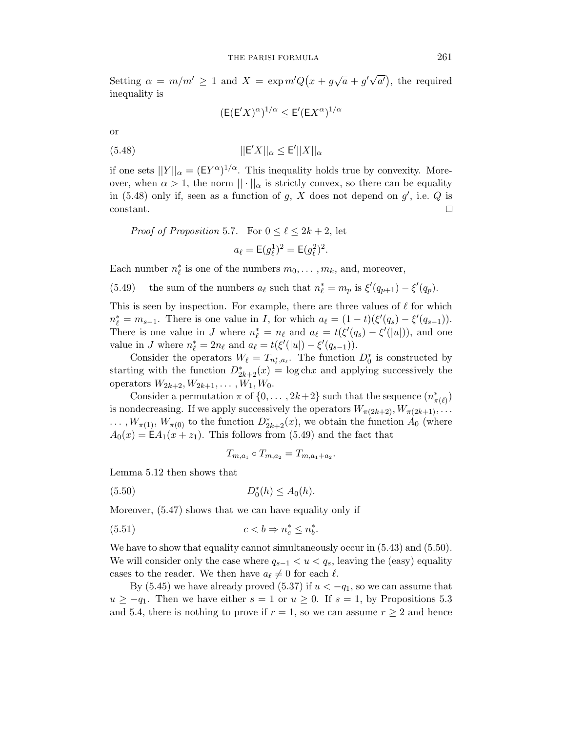Setting $\alpha = m/m' \geq 1$ and $X = \exp m' Q\big(x + g\sqrt{a} + g'\sqrt{a'}\big)$, the required inequality is

$$(\mathsf{E}(\mathsf{E}'X)^{\alpha})^{1/\alpha} \leq \mathsf{E}'(\mathsf{E}X^{\alpha})^{1/\alpha}$$

or

$$||\mathsf{E}'X||_{\alpha} \leq \mathsf{E}'||X||_{\alpha} \tag{5.48}$$

if one sets $||Y||_{\alpha} = (\mathsf{E}Y^{\alpha})^{1/\alpha}$. This inequality holds true by convexity. Moreover, when $\alpha > 1$, the norm $||\cdot||_{\alpha}$ is strictly convex, so there can be equality in (5.48) only if, seen as a function of $g$, $X$ does not depend on $g'$, i.e. $Q$ is constant. □

*Proof of Proposition* 5.7. For $0 \leq \ell \leq 2k+2$, let

$$a_{\ell} = \mathsf{E}(g^1_{\ell})^2 = \mathsf{E}(g^2_{\ell})^2.$$

Each number $n^*_{\ell}$ is one of the numbers $m_0, \ldots, m_k$, and, moreover,

(5.49) the sum of the numbers $a_{\ell}$ such that $n^*_{\ell} = m_p$ is $\xi'(q_{p+1}) - \xi'(q_p)$.

This is seen by inspection. For example, there are three values of $\ell$ for which $n^*_{\ell} = m_{s-1}$. There is one value in $I$, for which $a_{\ell} = (1-t)(\xi'(q_s) - \xi'(q_{s-1}))$. There is one value in $J$ where $n^*_{\ell} = n_{\ell}$ and $a_{\ell} = t(\xi'(q_s) - \xi'(|u|))$, and one value in $J$ where $n^*_{\ell} = 2n_{\ell}$ and $a_{\ell} = t(\xi'(|u|) - \xi'(q_{s-1}))$.

Consider the operators $W_{\ell} = T_{n^*_{\ell}, a_{\ell}}$. The function $D^*_0$ is constructed by starting with the function $D^*_{2k+2}(x) = \log \operatorname{ch} x$ and applying successively the operators $W_{2k+2}, W_{2k+1}, \ldots, W_1, W_0$.

Consider a permutation $\pi$ of $\{0, \ldots, 2k+2\}$ such that the sequence $(n^*_{\pi(\ell)})$ is nondecreasing. If we apply successively the operators $W_{\pi(2k+2)}, W_{\pi(2k+1)}, \ldots$ $\ldots, W_{\pi(1)}, W_{\pi(0)}$ to the function $D^*_{2k+2}(x)$, we obtain the function $A_0$ (where $A_0(x) = \mathsf{E}A_1(x + z_1)$. This follows from (5.49) and the fact that

$$T_{m,a_1} \circ T_{m,a_2} = T_{m,a_1+a_2}.$$

Lemma 5.12 then shows that

$$D^*_0(h) \leq A_0(h). \tag{5.50}$$

Moreover, (5.47) shows that we can have equality only if

$$c < b \Rightarrow n^*_c \leq n^*_b. \tag{5.51}$$

We have to show that equality cannot simultaneously occur in (5.43) and (5.50). We will consider only the case where $q_{s-1} < u < q_s$, leaving the (easy) equality cases to the reader. We then have $a_{\ell} \neq 0$ for each $\ell$.

By (5.45) we have already proved (5.37) if $u < -q_1$, so we can assume that $u \geq -q_1$. Then we have either $s = 1$ or $u \geq 0$. If $s = 1$, by Propositions 5.3 and 5.4, there is nothing to prove if $r = 1$, so we can assume $r \geq 2$ and hence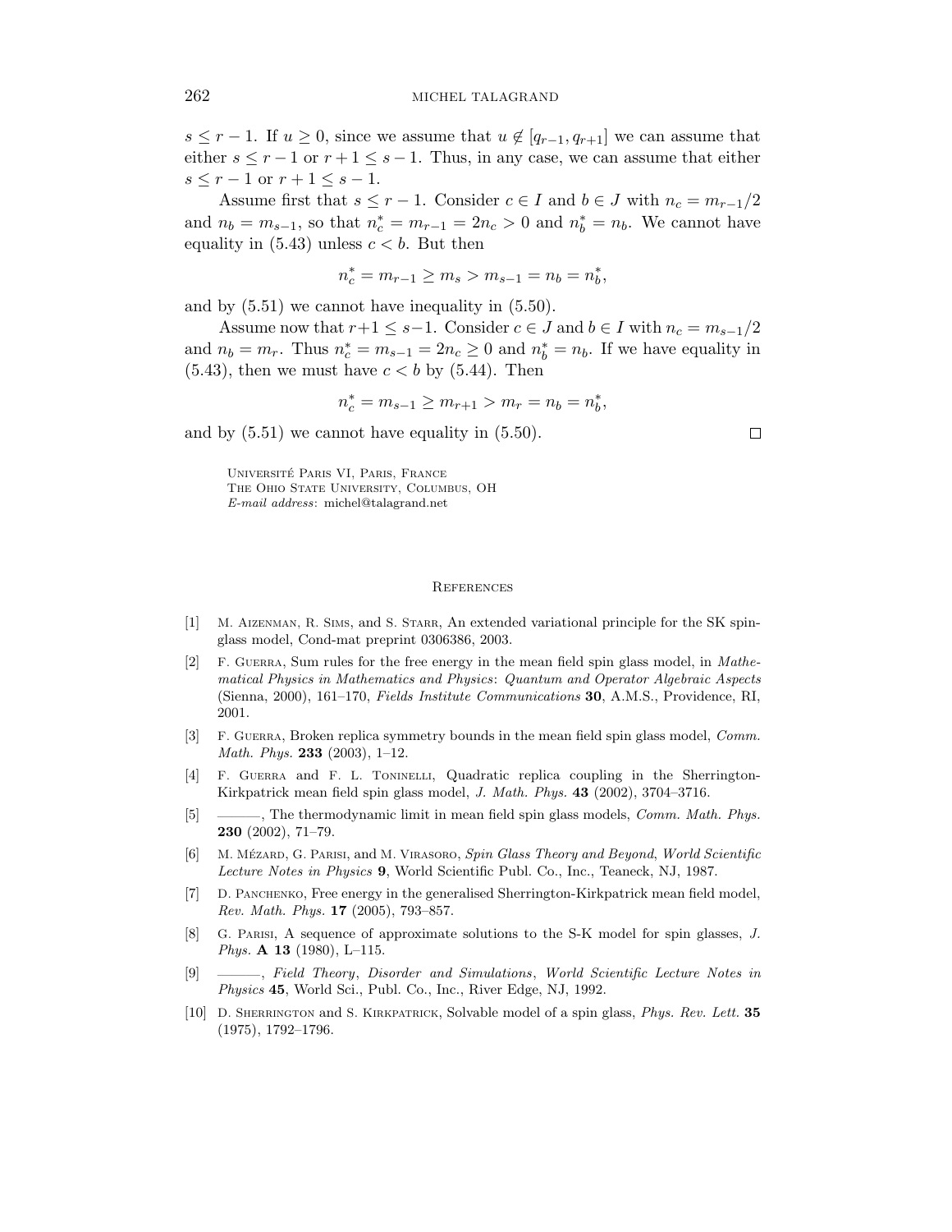$s \le r-1$. If $u \ge 0$, since we assume that $u \notin [q_{r-1}, q_{r+1}]$ we can assume that either $s \le r-1$ or $r+1 \le s-1$. Thus, in any case, we can assume that either $s \le r-1$ or $r+1 \le s-1$.

Assume first that $s \le r-1$. Consider $c \in I$ and $b \in J$ with $n_c = m_{r-1}/2$ and $n_b = m_{s-1}$, so that $n_c^* = m_{r-1} = 2n_c > 0$ and $n_b^* = n_b$. We cannot have equality in (5.43) unless $c < b$. But then

$$n_c^* = m_{r-1} \ge m_s > m_{s-1} = n_b = n_b^*,$$

and by (5.51) we cannot have inequality in (5.50).

Assume now that $r+1 \le s-1$. Consider $c \in J$ and $b \in I$ with $n_c = m_{s-1}/2$ and $n_b = m_r$. Thus $n_c^* = m_{s-1} = 2n_c \ge 0$ and $n_b^* = n_b$. If we have equality in (5.43), then we must have $c < b$ by (5.44). Then

$$n_c^* = m_{s-1} \ge m_{r+1} > m_r = n_b = n_b^*,$$

and by (5.51) we cannot have equality in (5.50). □

Université Paris VI, Paris, France
The Ohio State University, Columbus, OH
*E-mail address*: michel@talagrand.net

## References

[1] M. Aizenman, R. Sims, and S. Starr, An extended variational principle for the SK spin-glass model, Cond-mat preprint 0306386, 2003.

[2] F. Guerra, Sum rules for the free energy in the mean field spin glass model, in *Mathematical Physics in Mathematics and Physics*: *Quantum and Operator Algebraic Aspects* (Sienna, 2000), 161–170, *Fields Institute Communications* **30**, A.M.S., Providence, RI, 2001.

[3] F. Guerra, Broken replica symmetry bounds in the mean field spin glass model, *Comm. Math. Phys.* **233** (2003), 1–12.

[4] F. Guerra and F. L. Toninelli, Quadratic replica coupling in the Sherrington-Kirkpatrick mean field spin glass model, *J. Math. Phys.* **43** (2002), 3704–3716.

[5] ———, The thermodynamic limit in mean field spin glass models, *Comm. Math. Phys.* **230** (2002), 71–79.

[6] M. Mézard, G. Parisi, and M. Virasoro, *Spin Glass Theory and Beyond*, *World Scientific Lecture Notes in Physics* **9**, World Scientific Publ. Co., Inc., Teaneck, NJ, 1987.

[7] D. Panchenko, Free energy in the generalised Sherrington-Kirkpatrick mean field model, *Rev. Math. Phys.* **17** (2005), 793–857.

[8] G. Parisi, A sequence of approximate solutions to the S-K model for spin glasses, *J. Phys.* **A 13** (1980), L–115.

[9] ———, *Field Theory*, *Disorder and Simulations*, *World Scientific Lecture Notes in Physics* **45**, World Sci., Publ. Co., Inc., River Edge, NJ, 1992.

[10] D. Sherrington and S. Kirkpatrick, Solvable model of a spin glass, *Phys. Rev. Lett.* **35** (1975), 1792–1796.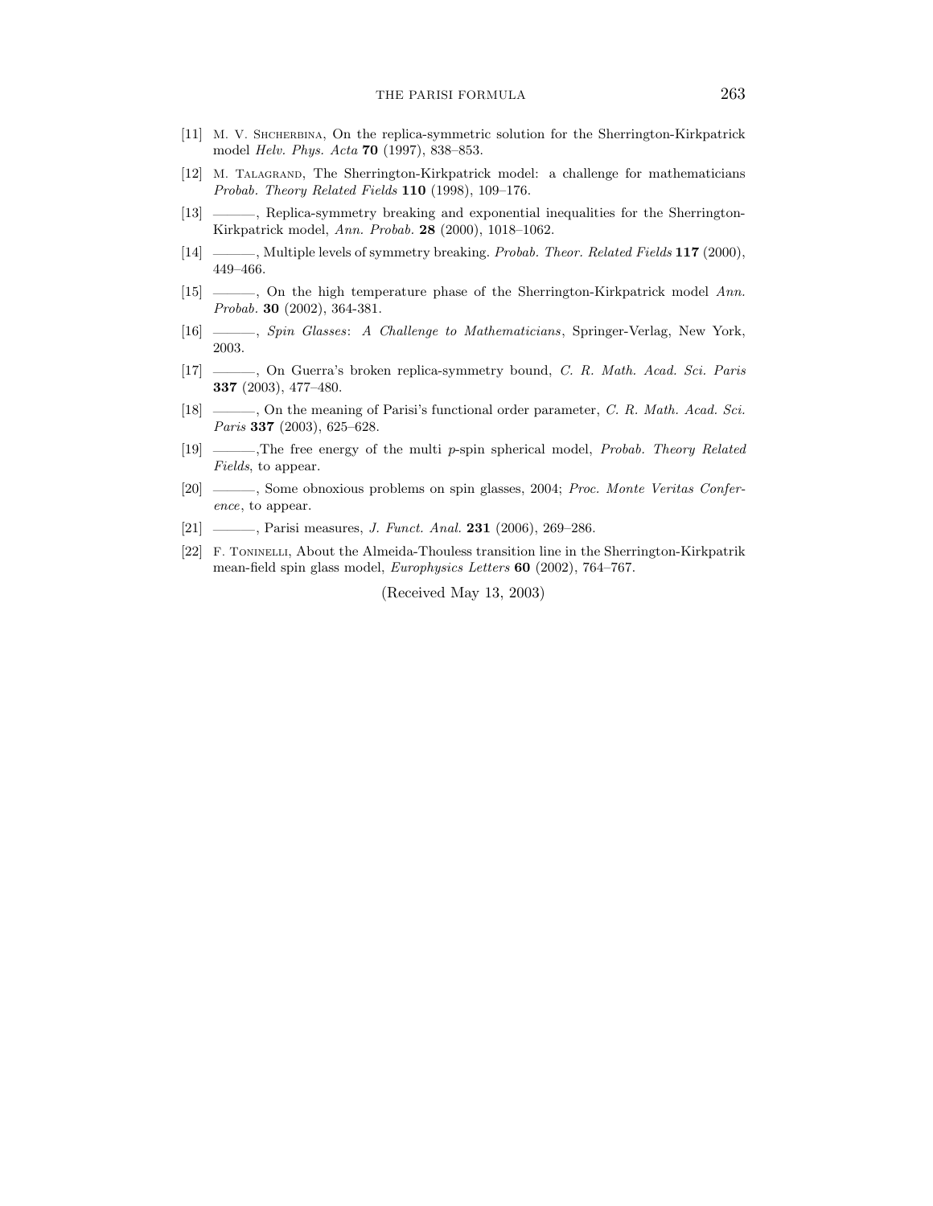[11] M. V. Shcherbina, On the replica-symmetric solution for the Sherrington-Kirkpatrick model *Helv. Phys. Acta* **70** (1997), 838–853.

[12] M. Talagrand, The Sherrington-Kirkpatrick model: a challenge for mathematicians *Probab. Theory Related Fields* **110** (1998), 109–176.

[13] ———, Replica-symmetry breaking and exponential inequalities for the Sherrington-Kirkpatrick model, *Ann. Probab.* **28** (2000), 1018–1062.

[14] ———, Multiple levels of symmetry breaking. *Probab. Theor. Related Fields* **117** (2000), 449–466.

[15] ———, On the high temperature phase of the Sherrington-Kirkpatrick model *Ann. Probab.* **30** (2002), 364-381.

[16] ———, *Spin Glasses: A Challenge to Mathematicians*, Springer-Verlag, New York, 2003.

[17] ———, On Guerra's broken replica-symmetry bound, *C. R. Math. Acad. Sci. Paris* **337** (2003), 477–480.

[18] ———, On the meaning of Parisi's functional order parameter, *C. R. Math. Acad. Sci. Paris* **337** (2003), 625–628.

[19] ———,The free energy of the multi $p$-spin spherical model, *Probab. Theory Related Fields*, to appear.

[20] ———, Some obnoxious problems on spin glasses, 2004; *Proc. Monte Veritas Conference*, to appear.

[21] ———, Parisi measures, *J. Funct. Anal.* **231** (2006), 269–286.

[22] F. Toninelli, About the Almeida-Thouless transition line in the Sherrington-Kirkpatrik mean-field spin glass model, *Europhysics Letters* **60** (2002), 764–767.

(Received May 13, 2003)